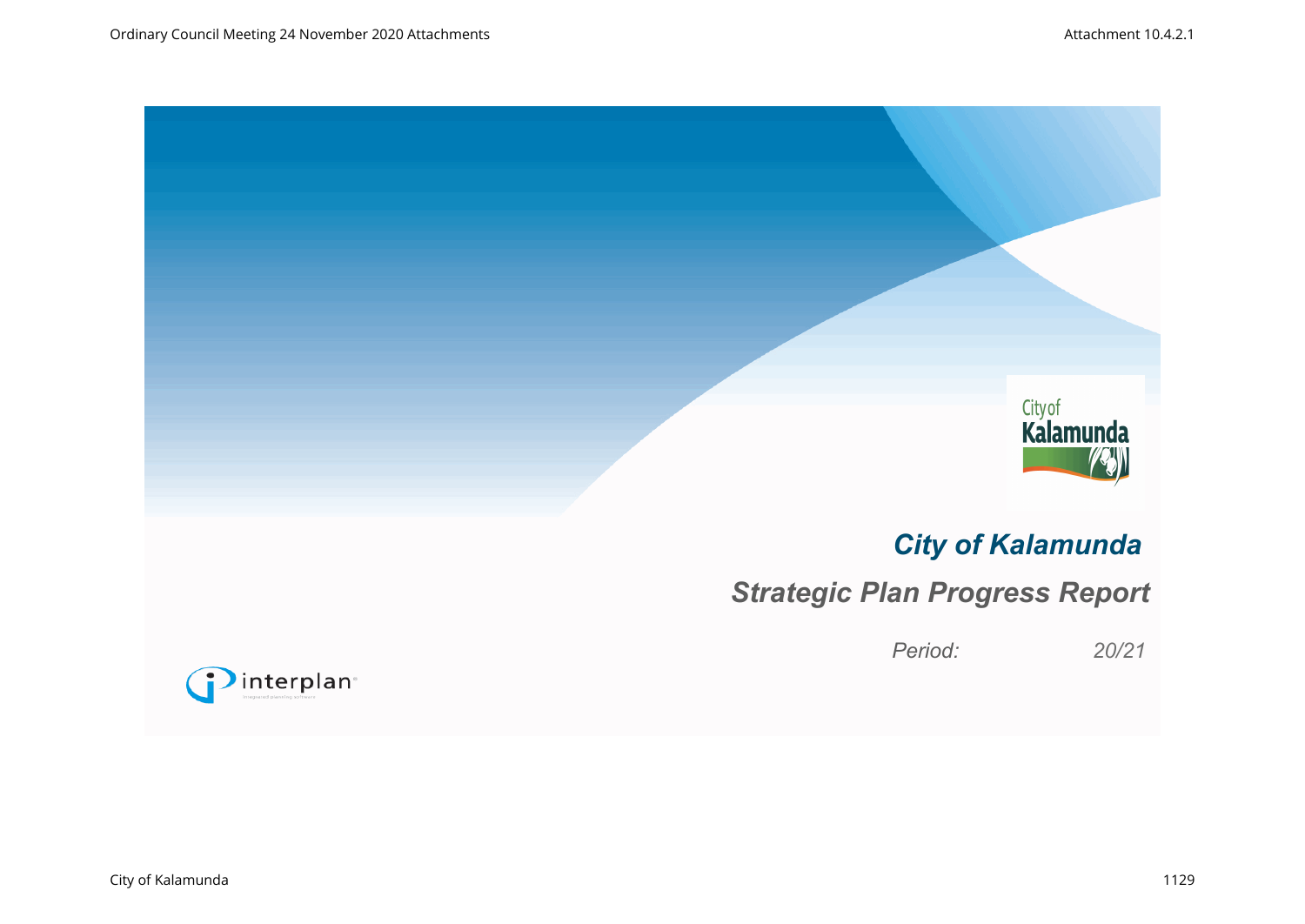# City of Kalamunda

## Strategic Plan Progress Report

*Period:* *20/21*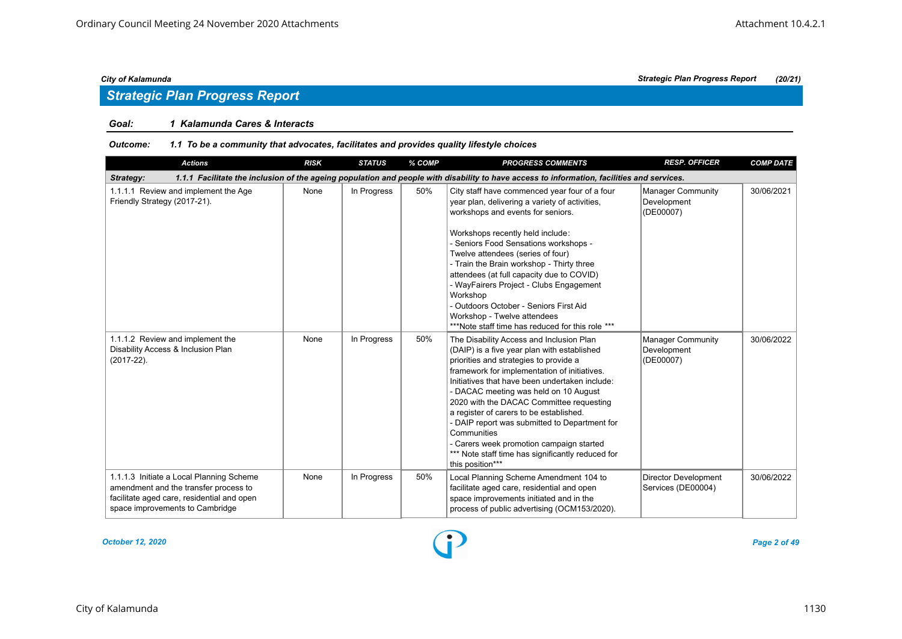## Strategic Plan Progress Report

**Goal:** ***1 Kalamunda Cares & Interacts***

**Outcome:** ***1.1 To be a community that advocates, facilitates and provides quality lifestyle choices***

| Actions | RISK | STATUS | % COMP | PROGRESS COMMENTS | RESP. OFFICER | COMP DATE |
|---|---|---|---|---|---|---|
| **Strategy: 1.1.1 Facilitate the inclusion of the ageing population and people with disability to have access to information, facilities and services.** | | | | | | |
| 1.1.1.1 Review and implement the Age Friendly Strategy (2017-21). | None | In Progress | 50% | City staff have commenced year four of a four year plan, delivering a variety of activities, workshops and events for seniors.<br><br>Workshops recently held include:<br>- Seniors Food Sensations workshops - Twelve attendees (series of four)<br>- Train the Brain workshop - Thirty three attendees (at full capacity due to COVID)<br>- WayFairers Project - Clubs Engagement Workshop<br>- Outdoors October - Seniors First Aid Workshop - Twelve attendees<br>***Note staff time has reduced for this role *** | Manager Community Development (DE00007) | 30/06/2021 |
| 1.1.1.2 Review and implement the Disability Access & Inclusion Plan (2017-22). | None | In Progress | 50% | The Disability Access and Inclusion Plan (DAIP) is a five year plan with established priorities and strategies to provide a framework for implementation of initiatives.<br>Initiatives that have been undertaken include:<br>- DACAC meeting was held on 10 August 2020 with the DACAC Committee requesting a register of carers to be established.<br>- DAIP report was submitted to Department for Communities<br>- Carers week promotion campaign started<br>*** Note staff time has significantly reduced for this position*** | Manager Community Development (DE00007) | 30/06/2022 |
| 1.1.1.3 Initiate a Local Planning Scheme amendment and the transfer process to facilitate aged care, residential and open space improvements to Cambridge | None | In Progress | 50% | Local Planning Scheme Amendment 104 to facilitate aged care, residential and open space improvements initiated and in the process of public advertising (OCM153/2020). | Director Development Services (DE00004) | 30/06/2022 |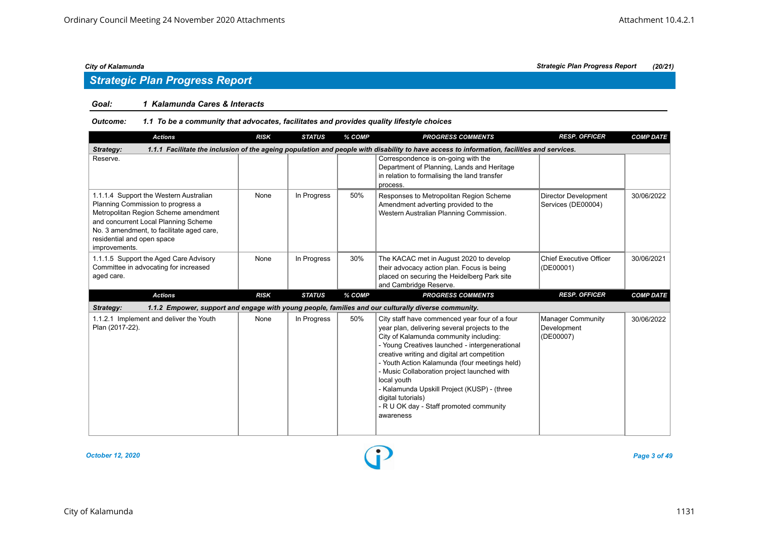## Strategic Plan Progress Report

**Goal:** *1 Kalamunda Cares & Interacts*

**Outcome:** *1.1 To be a community that advocates, facilitates and provides quality lifestyle choices*

| Actions | RISK | STATUS | % COMP | PROGRESS COMMENTS | RESP. OFFICER | COMP DATE |
|---|---|---|---|---|---|---|
| **Strategy: 1.1.1 Facilitate the inclusion of the ageing population and people with disability to have access to information, facilities and services.** | | | | | | |
| Reserve. | | | | Correspondence is on-going with the Department of Planning, Lands and Heritage in relation to formalising the land transfer process. | | |
| 1.1.1.4 Support the Western Australian Planning Commission to progress a Metropolitan Region Scheme amendment and concurrent Local Planning Scheme No. 3 amendment, to facilitate aged care, residential and open space improvements. | None | In Progress | 50% | Responses to Metropolitan Region Scheme Amendment adverting provided to the Western Australian Planning Commission. | Director Development Services (DE00004) | 30/06/2022 |
| 1.1.1.5 Support the Aged Care Advisory Committee in advocating for increased aged care. | None | In Progress | 30% | The KACAC met in August 2020 to develop their advocacy action plan. Focus is being placed on securing the Heidelberg Park site and Cambridge Reserve. | Chief Executive Officer (DE00001) | 30/06/2021 |
| **Strategy: 1.1.2 Empower, support and engage with young people, families and our culturally diverse community.** | | | | | | |
| 1.1.2.1 Implement and deliver the Youth Plan (2017-22). | None | In Progress | 50% | City staff have commenced year four of a four year plan, delivering several projects to the City of Kalamunda community including:<br>- Young Creatives launched - intergenerational creative writing and digital art competition<br>- Youth Action Kalamunda (four meetings held)<br>- Music Collaboration project launched with local youth<br>- Kalamunda Upskill Project (KUSP) - (three digital tutorials)<br>- R U OK day - Staff promoted community awareness | Manager Community Development (DE00007) | 30/06/2022 |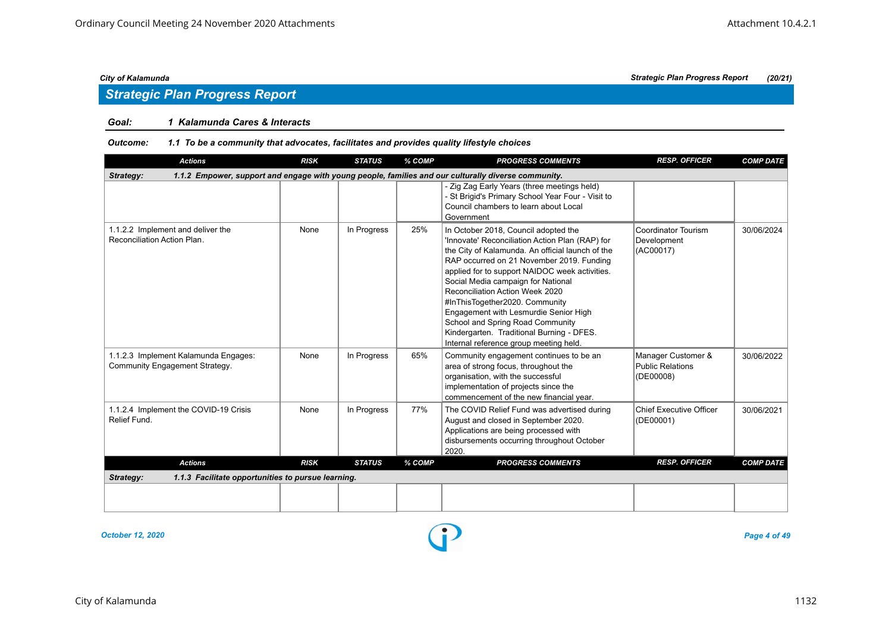## Strategic Plan Progress Report

**Goal:** *1 Kalamunda Cares & Interacts*

**Outcome:** *1.1 To be a community that advocates, facilitates and provides quality lifestyle choices*

| Actions | RISK | STATUS | % COMP | PROGRESS COMMENTS | RESP. OFFICER | COMP DATE |
|---|---|---|---|---|---|---|
| **Strategy:** **1.1.2 Empower, support and engage with young people, families and our culturally diverse community.** | | | | | | |
| | | | | - Zig Zag Early Years (three meetings held)<br>- St Brigid's Primary School Year Four - Visit to Council chambers to learn about Local Government | | |
| 1.1.2.2 Implement and deliver the Reconciliation Action Plan. | None | In Progress | 25% | In October 2018, Council adopted the 'Innovate' Reconciliation Action Plan (RAP) for the City of Kalamunda. An official launch of the RAP occurred on 21 November 2019. Funding applied for to support NAIDOC week activities. Social Media campaign for National Reconciliation Action Week 2020 #InThisTogether2020. Community Engagement with Lesmurdie Senior High School and Spring Road Community Kindergarten. Traditional Burning - DFES. Internal reference group meeting held. | Coordinator Tourism Development (AC00017) | 30/06/2024 |
| 1.1.2.3 Implement Kalamunda Engages: Community Engagement Strategy. | None | In Progress | 65% | Community engagement continues to be an area of strong focus, throughout the organisation, with the successful implementation of projects since the commencement of the new financial year. | Manager Customer & Public Relations (DE00008) | 30/06/2022 |
| 1.1.2.4 Implement the COVID-19 Crisis Relief Fund. | None | In Progress | 77% | The COVID Relief Fund was advertised during August and closed in September 2020. Applications are being processed with disbursements occurring throughout October 2020. | Chief Executive Officer (DE00001) | 30/06/2021 |

| Actions | RISK | STATUS | % COMP | PROGRESS COMMENTS | RESP. OFFICER | COMP DATE |
|---|---|---|---|---|---|---|
| **Strategy:** **1.1.3 Facilitate opportunities to pursue learning.** | | | | | | |
| | | | | | | |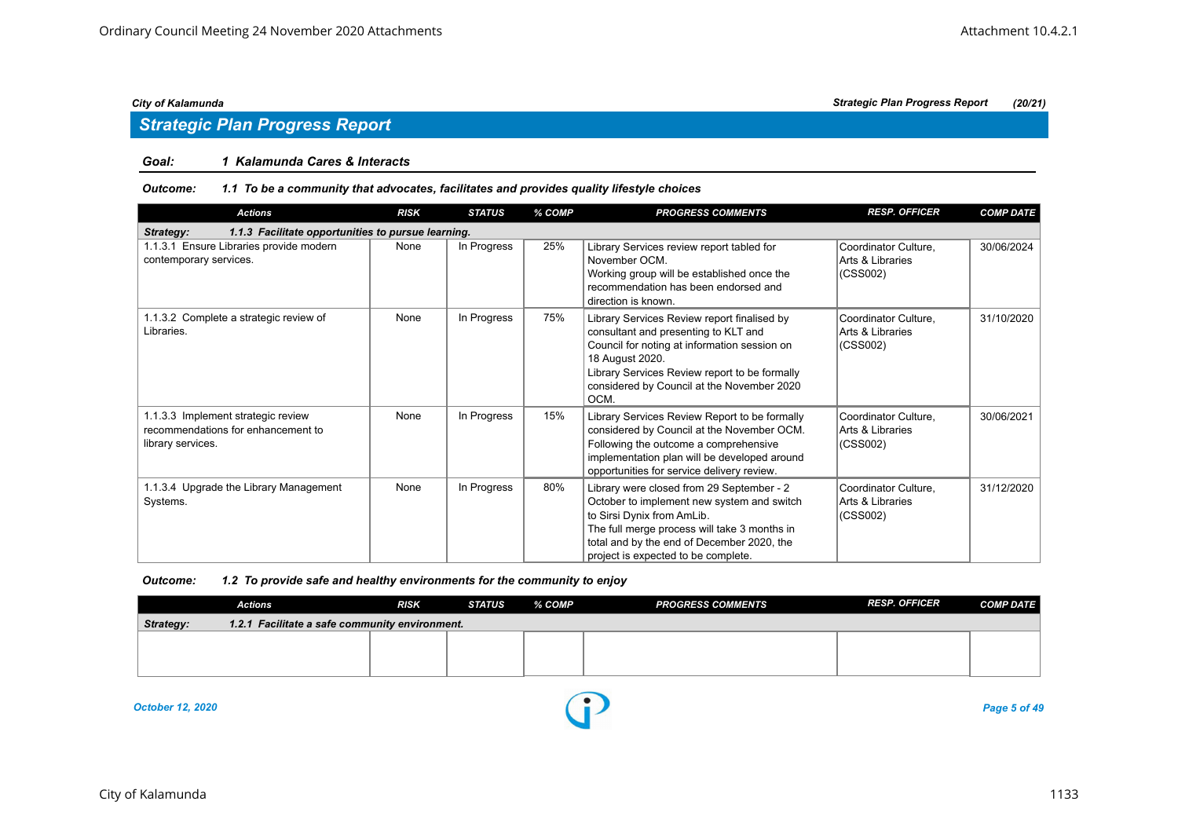## Strategic Plan Progress Report

**Goal:** **1 Kalamunda Cares & Interacts**

**Outcome:** ***1.1 To be a community that advocates, facilitates and provides quality lifestyle choices***

| Actions | RISK | STATUS | % COMP | PROGRESS COMMENTS | RESP. OFFICER | COMP DATE |
|---|---|---|---|---|---|---|
| **Strategy: 1.1.3 Facilitate opportunities to pursue learning.** | | | | | | |
| 1.1.3.1 Ensure Libraries provide modern contemporary services. | None | In Progress | 25% | Library Services review report tabled for November OCM. Working group will be established once the recommendation has been endorsed and direction is known. | Coordinator Culture, Arts & Libraries (CSS002) | 30/06/2024 |
| 1.1.3.2 Complete a strategic review of Libraries. | None | In Progress | 75% | Library Services Review report finalised by consultant and presenting to KLT and Council for noting at information session on 18 August 2020. Library Services Review report to be formally considered by Council at the November 2020 OCM. | Coordinator Culture, Arts & Libraries (CSS002) | 31/10/2020 |
| 1.1.3.3 Implement strategic review recommendations for enhancement to library services. | None | In Progress | 15% | Library Services Review Report to be formally considered by Council at the November OCM. Following the outcome a comprehensive implementation plan will be developed around opportunities for service delivery review. | Coordinator Culture, Arts & Libraries (CSS002) | 30/06/2021 |
| 1.1.3.4 Upgrade the Library Management Systems. | None | In Progress | 80% | Library were closed from 29 September - 2 October to implement new system and switch to Sirsi Dynix from AmLib. The full merge process will take 3 months in total and by the end of December 2020, the project is expected to be complete. | Coordinator Culture, Arts & Libraries (CSS002) | 31/12/2020 |

**Outcome:** ***1.2 To provide safe and healthy environments for the community to enjoy***

| Actions | RISK | STATUS | % COMP | PROGRESS COMMENTS | RESP. OFFICER | COMP DATE |
|---|---|---|---|---|---|---|
| **Strategy: 1.2.1 Facilitate a safe community environment.** | | | | | | |
| | | | | | | |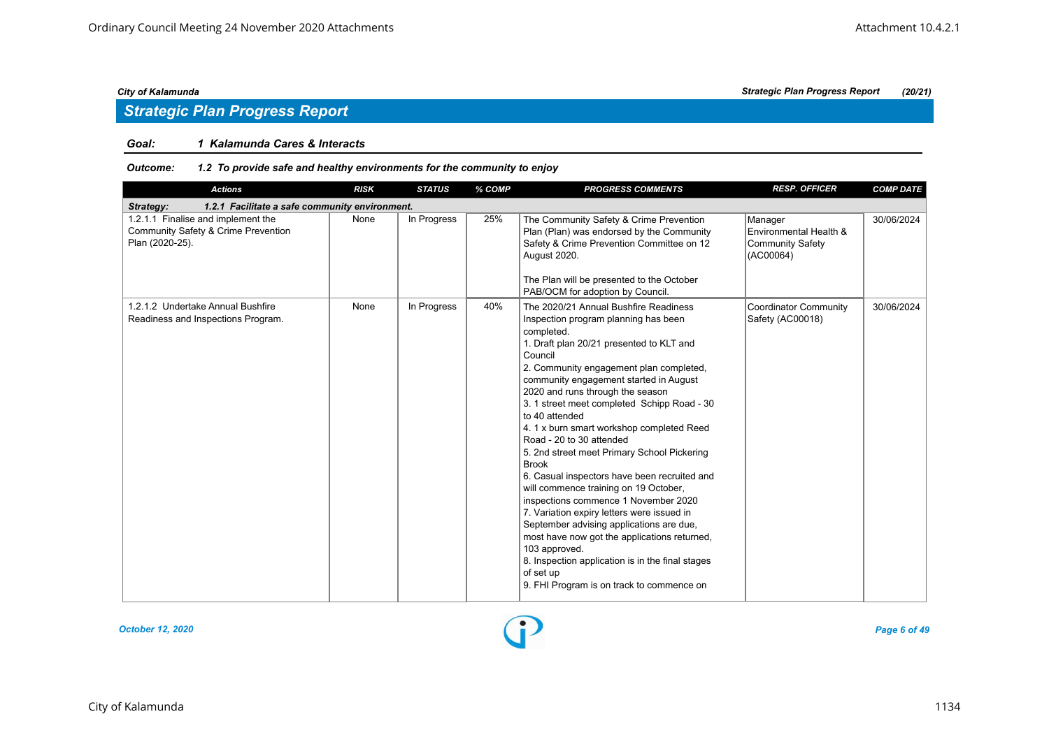## Strategic Plan Progress Report

**Goal: 1 Kalamunda Cares & Interacts**

***Outcome: 1.2 To provide safe and healthy environments for the community to enjoy***

| Actions | RISK | STATUS | % COMP | PROGRESS COMMENTS | RESP. OFFICER | COMP DATE |
|---|---|---|---|---|---|---|
| ***Strategy: 1.2.1 Facilitate a safe community environment.*** | | | | | | |
| 1.2.1.1 Finalise and implement the Community Safety & Crime Prevention Plan (2020-25). | None | In Progress | 25% | The Community Safety & Crime Prevention Plan (Plan) was endorsed by the Community Safety & Crime Prevention Committee on 12 August 2020.<br><br>The Plan will be presented to the October PAB/OCM for adoption by Council. | Manager Environmental Health & Community Safety (AC00064) | 30/06/2024 |
| 1.2.1.2 Undertake Annual Bushfire Readiness and Inspections Program. | None | In Progress | 40% | The 2020/21 Annual Bushfire Readiness Inspection program planning has been completed.<br>1. Draft plan 20/21 presented to KLT and Council<br>2. Community engagement plan completed, community engagement started in August 2020 and runs through the season<br>3. 1 street meet completed Schipp Road - 30 to 40 attended<br>4. 1 x burn smart workshop completed Reed Road - 20 to 30 attended<br>5. 2nd street meet Primary School Pickering Brook<br>6. Casual inspectors have been recruited and will commence training on 19 October, inspections commence 1 November 2020<br>7. Variation expiry letters were issued in September advising applications are due, most have now got the applications returned, 103 approved.<br>8. Inspection application is in the final stages of set up<br>9. FHI Program is on track to commence on | Coordinator Community Safety (AC00018) | 30/06/2024 |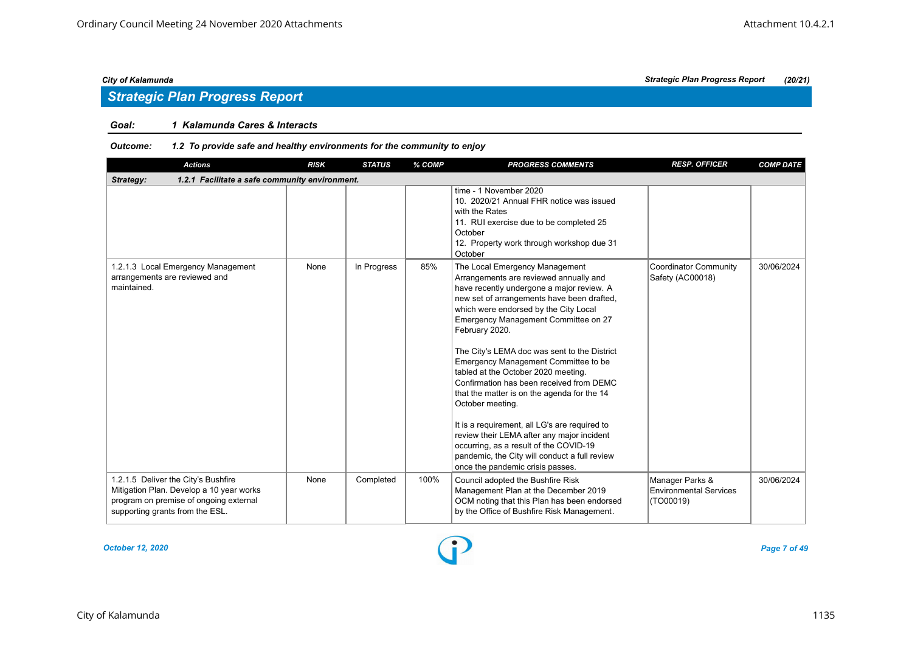## Strategic Plan Progress Report

**Goal:** ***1 Kalamunda Cares & Interacts***

**Outcome:** ***1.2 To provide safe and healthy environments for the community to enjoy***

| Actions | RISK | STATUS | % COMP | PROGRESS COMMENTS | RESP. OFFICER | COMP DATE |
|---|---|---|---|---|---|---|
| ***Strategy: 1.2.1 Facilitate a safe community environment.*** | | | | | | |
| | | | | time - 1 November 2020<br>10. 2020/21 Annual FHR notice was issued with the Rates<br>11. RUI exercise due to be completed 25 October<br>12. Property work through workshop due 31 October | | |
| 1.2.1.3 Local Emergency Management arrangements are reviewed and maintained. | None | In Progress | 85% | The Local Emergency Management Arrangements are reviewed annually and have recently undergone a major review. A new set of arrangements have been drafted, which were endorsed by the City Local Emergency Management Committee on 27 February 2020.<br><br>The City's LEMA doc was sent to the District Emergency Management Committee to be tabled at the October 2020 meeting. Confirmation has been received from DEMC that the matter is on the agenda for the 14 October meeting.<br><br>It is a requirement, all LG's are required to review their LEMA after any major incident occurring, as a result of the COVID-19 pandemic, the City will conduct a full review once the pandemic crisis passes. | Coordinator Community Safety (AC00018) | 30/06/2024 |
| 1.2.1.5 Deliver the City's Bushfire Mitigation Plan. Develop a 10 year works program on premise of ongoing external supporting grants from the ESL. | None | Completed | 100% | Council adopted the Bushfire Risk Management Plan at the December 2019 OCM noting that this Plan has been endorsed by the Office of Bushfire Risk Management. | Manager Parks & Environmental Services (TO00019) | 30/06/2024 |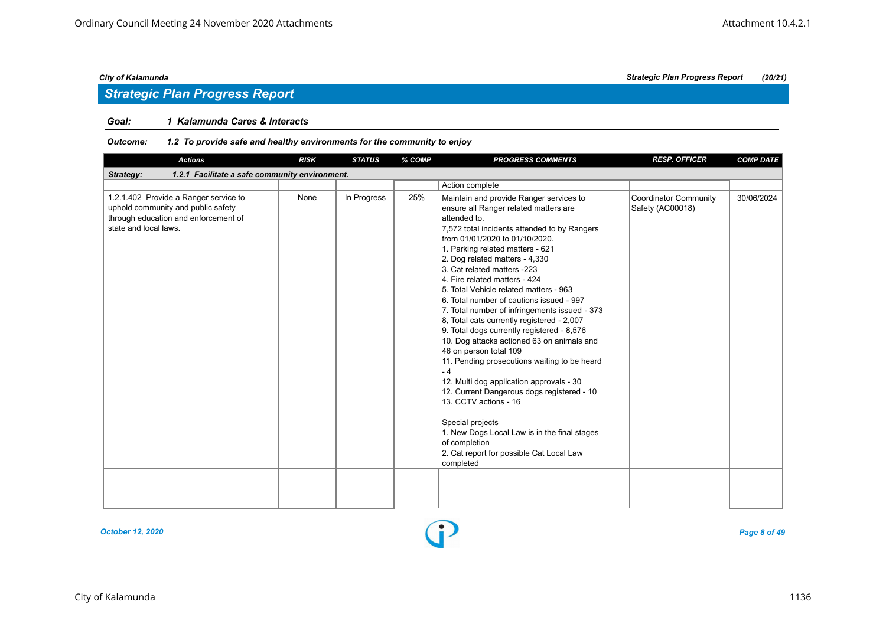## Strategic Plan Progress Report

**Goal:** *1 Kalamunda Cares & Interacts*

**Outcome:** *1.2 To provide safe and healthy environments for the community to enjoy*

| Actions | RISK | STATUS | % COMP | PROGRESS COMMENTS | RESP. OFFICER | COMP DATE |
|---|---|---|---|---|---|---|
| **Strategy: 1.2.1 Facilitate a safe community environment.** | | | | | | |
| | | | | Action complete | | |
| 1.2.1.402 Provide a Ranger service to uphold community and public safety through education and enforcement of state and local laws. | None | In Progress | 25% | Maintain and provide Ranger services to ensure all Ranger related matters are attended to.<br>7,572 total incidents attended to by Rangers from 01/01/2020 to 01/10/2020.<br>1. Parking related matters - 621<br>2. Dog related matters - 4,330<br>3. Cat related matters -223<br>4. Fire related matters - 424<br>5. Total Vehicle related matters - 963<br>6. Total number of cautions issued - 997<br>7. Total number of infringements issued - 373<br>8, Total cats currently registered - 2,007<br>9. Total dogs currently registered - 8,576<br>10. Dog attacks actioned 63 on animals and 46 on person total 109<br>11. Pending prosecutions waiting to be heard - 4<br>12. Multi dog application approvals - 30<br>12. Current Dangerous dogs registered - 10<br>13. CCTV actions - 16<br><br>Special projects<br>1. New Dogs Local Law is in the final stages of completion<br>2. Cat report for possible Cat Local Law completed | Coordinator Community Safety (AC00018) | 30/06/2024 |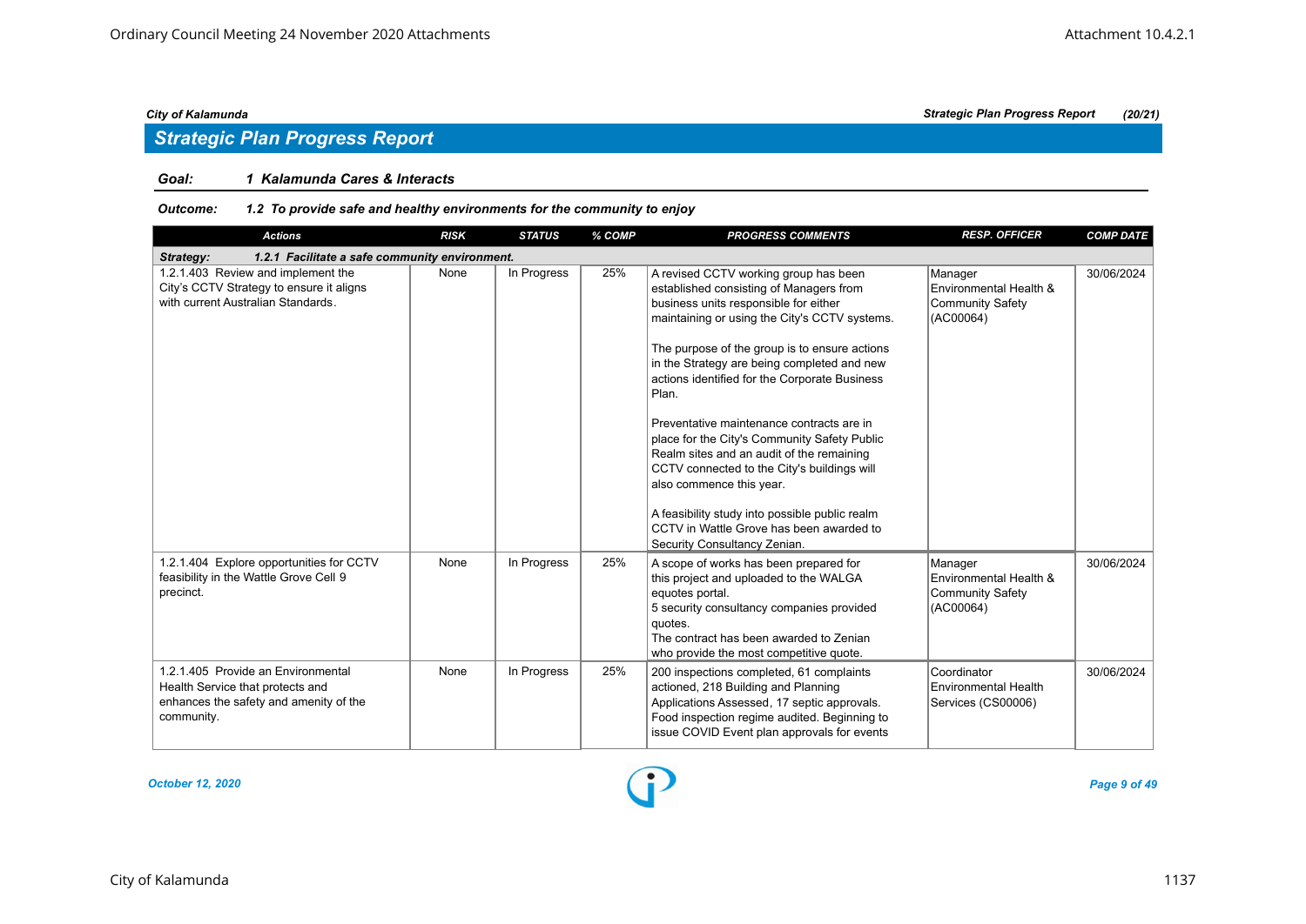## Strategic Plan Progress Report

**Goal:** ***1 Kalamunda Cares & Interacts***

**Outcome:** ***1.2 To provide safe and healthy environments for the community to enjoy***

| Actions | RISK | STATUS | % COMP | PROGRESS COMMENTS | RESP. OFFICER | COMP DATE |
|---|---|---|---|---|---|---|
| ***Strategy: 1.2.1 Facilitate a safe community environment.*** | | | | | | |
| 1.2.1.403 Review and implement the City's CCTV Strategy to ensure it aligns with current Australian Standards. | None | In Progress | 25% | A revised CCTV working group has been established consisting of Managers from business units responsible for either maintaining or using the City's CCTV systems.<br><br>The purpose of the group is to ensure actions in the Strategy are being completed and new actions identified for the Corporate Business Plan.<br><br>Preventative maintenance contracts are in place for the City's Community Safety Public Realm sites and an audit of the remaining CCTV connected to the City's buildings will also commence this year.<br><br>A feasibility study into possible public realm CCTV in Wattle Grove has been awarded to Security Consultancy Zenian. | Manager Environmental Health & Community Safety (AC00064) | 30/06/2024 |
| 1.2.1.404 Explore opportunities for CCTV feasibility in the Wattle Grove Cell 9 precinct. | None | In Progress | 25% | A scope of works has been prepared for this project and uploaded to the WALGA equotes portal.<br>5 security consultancy companies provided quotes.<br>The contract has been awarded to Zenian who provide the most competitive quote. | Manager Environmental Health & Community Safety (AC00064) | 30/06/2024 |
| 1.2.1.405 Provide an Environmental Health Service that protects and enhances the safety and amenity of the community. | None | In Progress | 25% | 200 inspections completed, 61 complaints actioned, 218 Building and Planning Applications Assessed, 17 septic approvals. Food inspection regime audited. Beginning to issue COVID Event plan approvals for events | Coordinator Environmental Health Services (CS00006) | 30/06/2024 |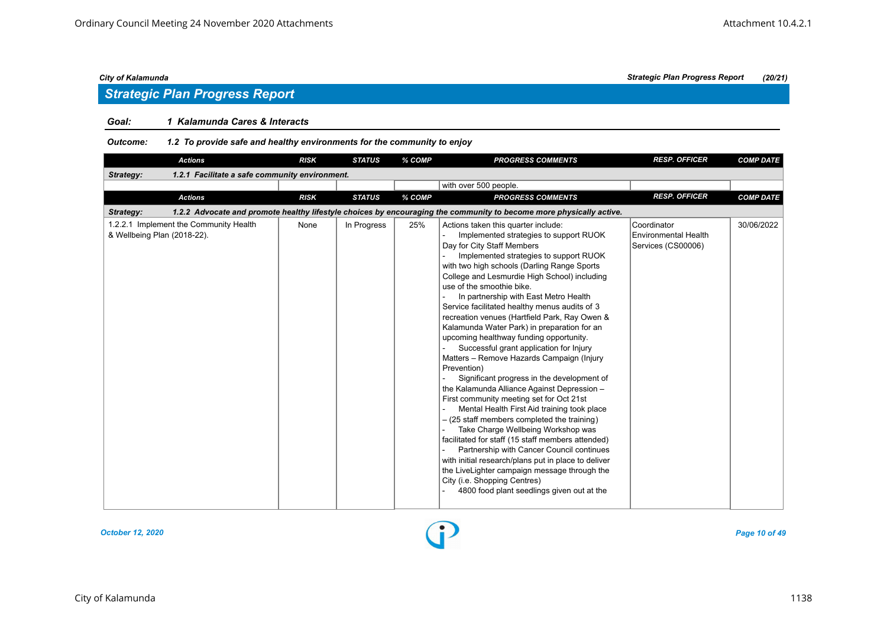## Strategic Plan Progress Report

**Goal:** *1 Kalamunda Cares & Interacts*

**Outcome:** *1.2 To provide safe and healthy environments for the community to enjoy*

| Actions | RISK | STATUS | % COMP | PROGRESS COMMENTS | RESP. OFFICER | COMP DATE |
|---|---|---|---|---|---|---|
| **Strategy: 1.2.1 Facilitate a safe community environment.** | | | | | | |
| | | | | with over 500 people. | | |

| Actions | RISK | STATUS | % COMP | PROGRESS COMMENTS | RESP. OFFICER | COMP DATE |
|---|---|---|---|---|---|---|
| **Strategy: 1.2.2 Advocate and promote healthy lifestyle choices by encouraging the community to become more physically active.** | | | | | | |
| 1.2.2.1 Implement the Community Health & Wellbeing Plan (2018-22). | None | In Progress | 25% | Actions taken this quarter include:<br>- Implemented strategies to support RUOK Day for City Staff Members<br>- Implemented strategies to support RUOK with two high schools (Darling Range Sports College and Lesmurdie High School) including use of the smoothie bike.<br>- In partnership with East Metro Health Service facilitated healthy menus audits of 3 recreation venues (Hartfield Park, Ray Owen & Kalamunda Water Park) in preparation for an upcoming healthway funding opportunity.<br>- Successful grant application for Injury Matters – Remove Hazards Campaign (Injury Prevention)<br>- Significant progress in the development of the Kalamunda Alliance Against Depression – First community meeting set for Oct 21st<br>- Mental Health First Aid training took place – (25 staff members completed the training)<br>- Take Charge Wellbeing Workshop was facilitated for staff (15 staff members attended)<br>- Partnership with Cancer Council continues with initial research/plans put in place to deliver the LiveLighter campaign message through the City (i.e. Shopping Centres)<br>- 4800 food plant seedlings given out at the | Coordinator Environmental Health Services (CS00006) | 30/06/2022 |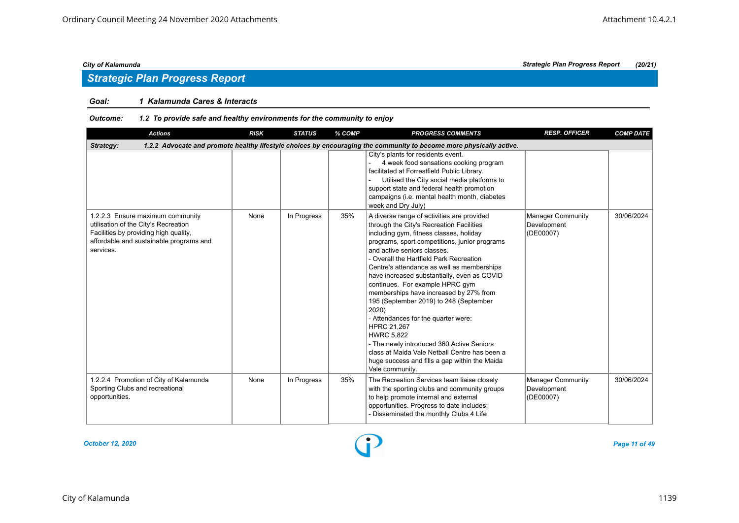## Strategic Plan Progress Report

**Goal:** *1 Kalamunda Cares & Interacts*

**Outcome:** *1.2 To provide safe and healthy environments for the community to enjoy*

| Actions | RISK | STATUS | % COMP | PROGRESS COMMENTS | RESP. OFFICER | COMP DATE |
|---|---|---|---|---|---|---|
| **Strategy: 1.2.2 Advocate and promote healthy lifestyle choices by encouraging the community to become more physically active.** | | | | | | |
| | | | | City's plants for residents event.<br>- 4 week food sensations cooking program facilitated at Forrestfield Public Library.<br>- Utilised the City social media platforms to support state and federal health promotion campaigns (i.e. mental health month, diabetes week and Dry July) | | |
| 1.2.2.3 Ensure maximum community utilisation of the City's Recreation Facilities by providing high quality, affordable and sustainable programs and services. | None | In Progress | 35% | A diverse range of activities are provided through the City's Recreation Facilities including gym, fitness classes, holiday programs, sport competitions, junior programs and active seniors classes.<br>- Overall the Hartfield Park Recreation Centre's attendance as well as memberships have increased substantially, even as COVID continues. For example HPRC gym memberships have increased by 27% from 195 (September 2019) to 248 (September 2020)<br>- Attendances for the quarter were:<br>HPRC 21,267<br>HWRC 5,822<br>- The newly introduced 360 Active Seniors class at Maida Vale Netball Centre has been a huge success and fills a gap within the Maida Vale community. | Manager Community Development (DE00007) | 30/06/2024 |
| 1.2.2.4 Promotion of City of Kalamunda Sporting Clubs and recreational opportunities. | None | In Progress | 35% | The Recreation Services team liaise closely with the sporting clubs and community groups to help promote internal and external opportunities. Progress to date includes:<br>- Disseminated the monthly Clubs 4 Life | Manager Community Development (DE00007) | 30/06/2024 |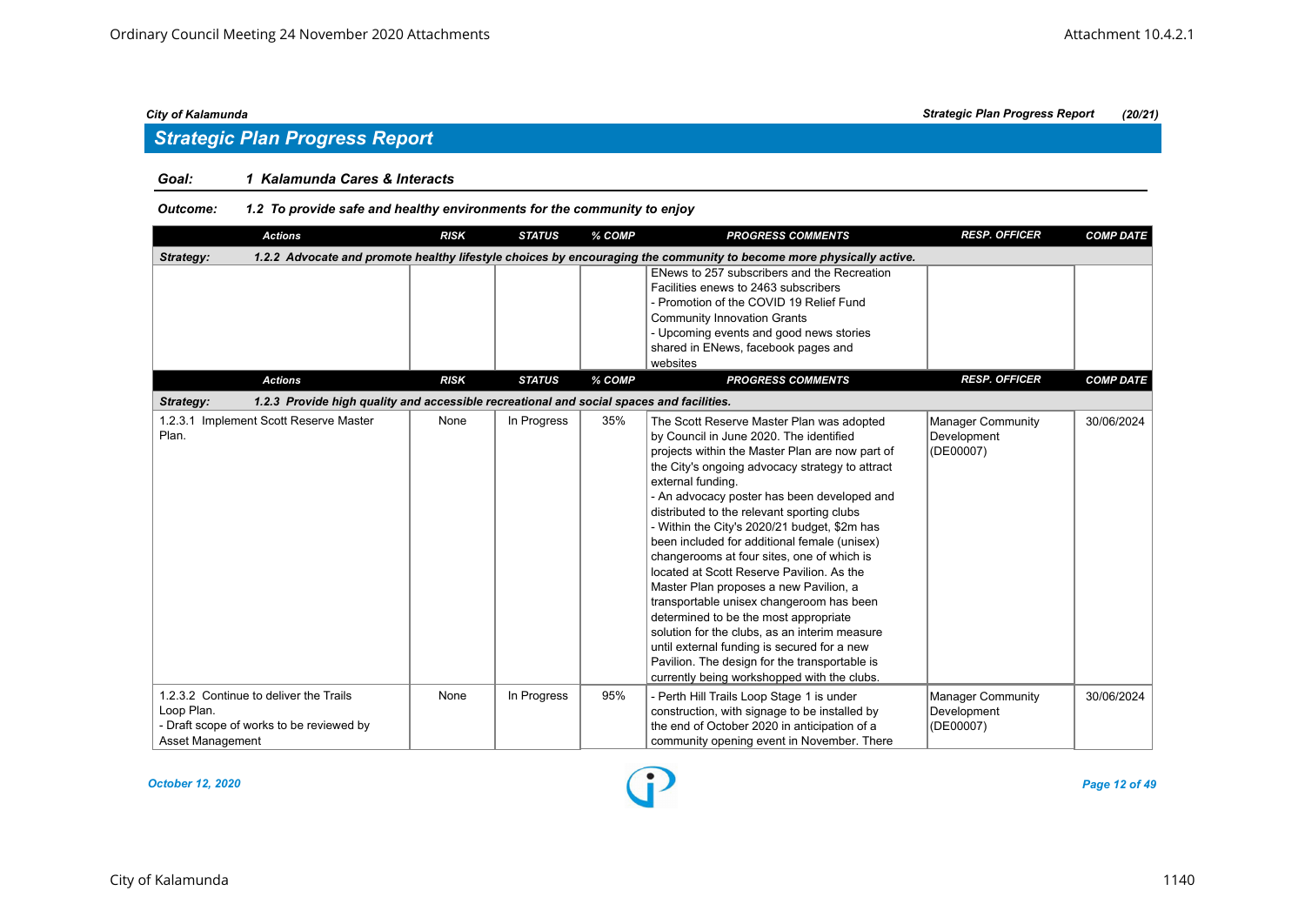## Strategic Plan Progress Report

**Goal:** 1 Kalamunda Cares & Interacts

**Outcome:** 1.2 To provide safe and healthy environments for the community to enjoy

| Actions | RISK | STATUS | % COMP | PROGRESS COMMENTS | RESP. OFFICER | COMP DATE |
|---|---|---|---|---|---|---|
| **Strategy:** 1.2.2 Advocate and promote healthy lifestyle choices by encouraging the community to become more physically active. | | | | | | |
| | | | | ENews to 257 subscribers and the Recreation Facilities enews to 2463 subscribers<br>- Promotion of the COVID 19 Relief Fund Community Innovation Grants<br>- Upcoming events and good news stories shared in ENews, facebook pages and websites | | |

| Actions | RISK | STATUS | % COMP | PROGRESS COMMENTS | RESP. OFFICER | COMP DATE |
|---|---|---|---|---|---|---|
| **Strategy:** 1.2.3 Provide high quality and accessible recreational and social spaces and facilities. | | | | | | |
| 1.2.3.1 Implement Scott Reserve Master Plan. | None | In Progress | 35% | The Scott Reserve Master Plan was adopted by Council in June 2020. The identified projects within the Master Plan are now part of the City's ongoing advocacy strategy to attract external funding.<br>- An advocacy poster has been developed and distributed to the relevant sporting clubs<br>- Within the City's 2020/21 budget, $2m has been included for additional female (unisex) changerooms at four sites, one of which is located at Scott Reserve Pavilion. As the Master Plan proposes a new Pavilion, a transportable unisex changeroom has been determined to be the most appropriate solution for the clubs, as an interim measure until external funding is secured for a new Pavilion. The design for the transportable is currently being workshopped with the clubs. | Manager Community Development (DE00007) | 30/06/2024 |
| 1.2.3.2 Continue to deliver the Trails Loop Plan.<br>- Draft scope of works to be reviewed by Asset Management | None | In Progress | 95% | - Perth Hill Trails Loop Stage 1 is under construction, with signage to be installed by the end of October 2020 in anticipation of a community opening event in November. There | Manager Community Development (DE00007) | 30/06/2024 |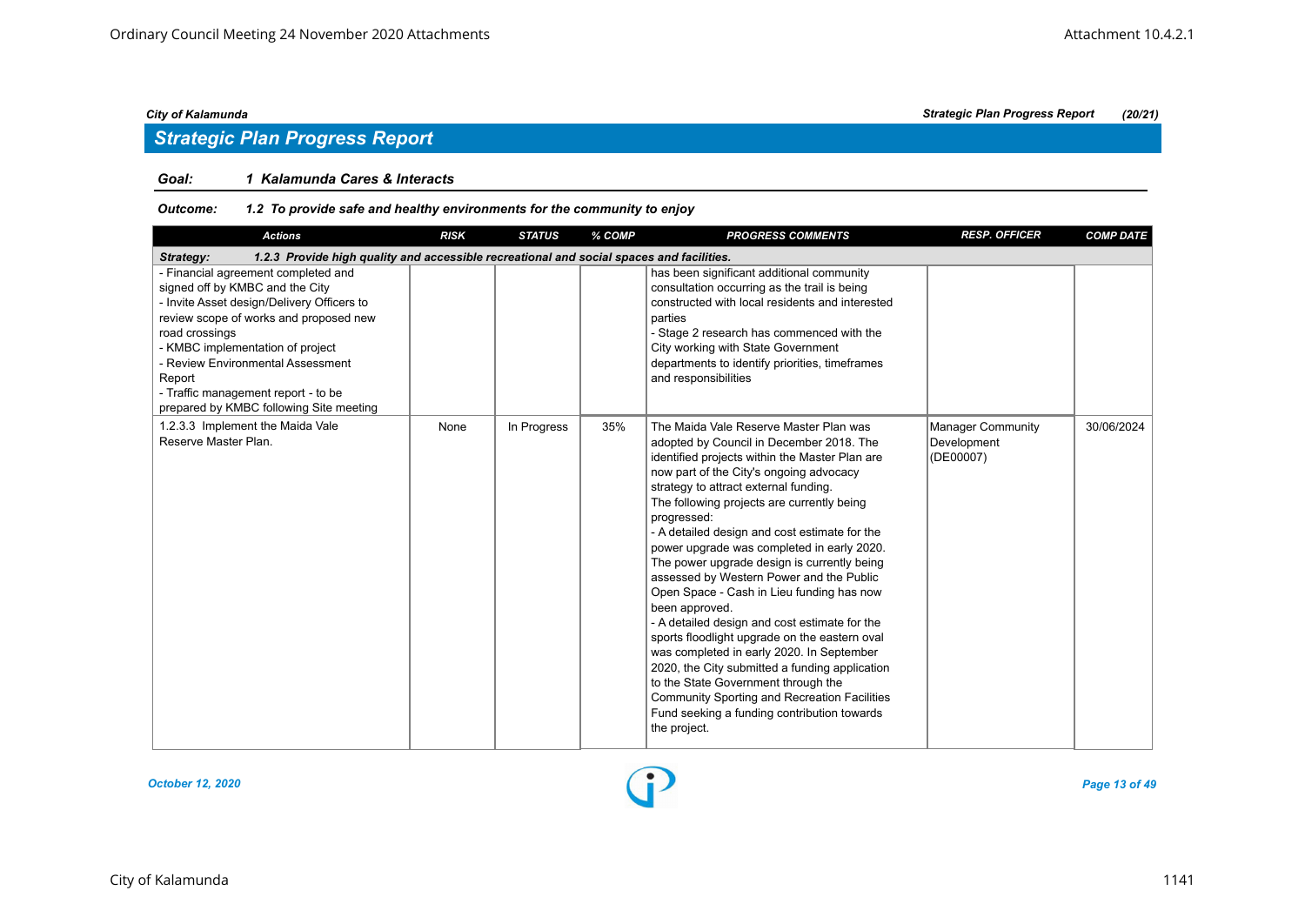## Strategic Plan Progress Report

**Goal:** 1 Kalamunda Cares & Interacts

**Outcome:** 1.2 To provide safe and healthy environments for the community to enjoy

| Actions | RISK | STATUS | % COMP | PROGRESS COMMENTS | RESP. OFFICER | COMP DATE |
|---|---|---|---|---|---|---|
| **Strategy: 1.2.3 Provide high quality and accessible recreational and social spaces and facilities.** | | | | | | |
| - Financial agreement completed and signed off by KMBC and the City<br>- Invite Asset design/Delivery Officers to review scope of works and proposed new road crossings<br>- KMBC implementation of project<br>- Review Environmental Assessment Report<br>- Traffic management report - to be prepared by KMBC following Site meeting | | | | has been significant additional community consultation occurring as the trail is being constructed with local residents and interested parties<br>- Stage 2 research has commenced with the City working with State Government departments to identify priorities, timeframes and responsibilities | | |
| 1.2.3.3 Implement the Maida Vale Reserve Master Plan. | None | In Progress | 35% | The Maida Vale Reserve Master Plan was adopted by Council in December 2018. The identified projects within the Master Plan are now part of the City's ongoing advocacy strategy to attract external funding.<br>The following projects are currently being progressed:<br>- A detailed design and cost estimate for the power upgrade was completed in early 2020. The power upgrade design is currently being assessed by Western Power and the Public Open Space - Cash in Lieu funding has now been approved.<br>- A detailed design and cost estimate for the sports floodlight upgrade on the eastern oval was completed in early 2020. In September 2020, the City submitted a funding application to the State Government through the Community Sporting and Recreation Facilities Fund seeking a funding contribution towards the project. | Manager Community Development (DE00007) | 30/06/2024 |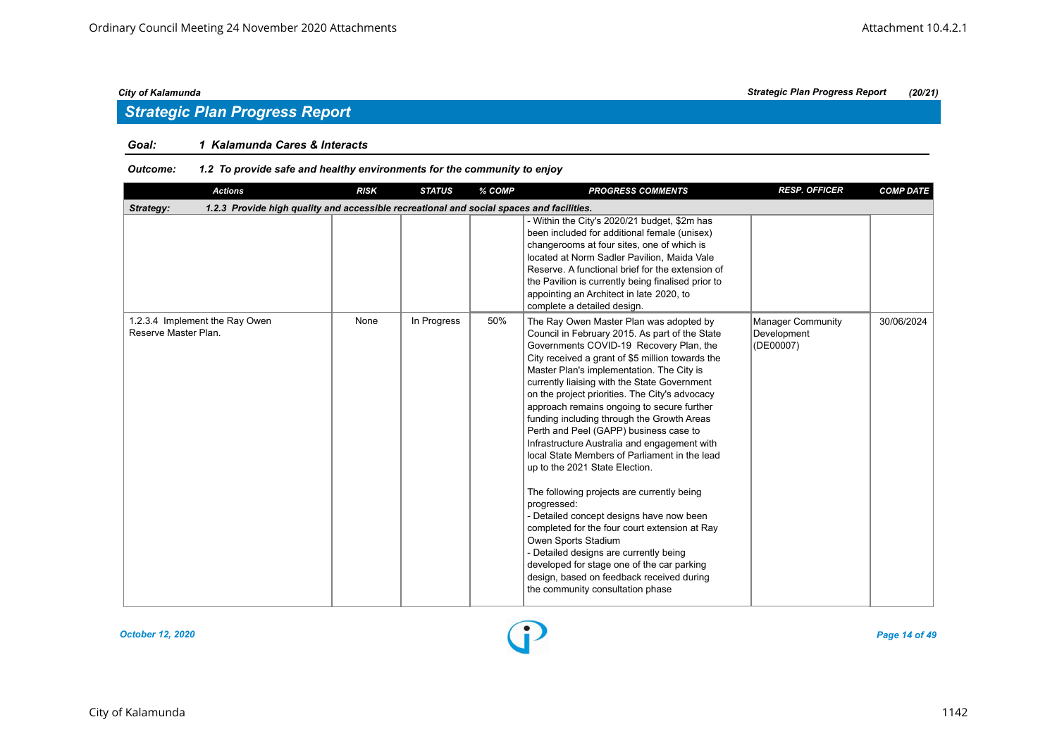## Strategic Plan Progress Report

**Goal:** *1 Kalamunda Cares & Interacts*

**Outcome:** *1.2 To provide safe and healthy environments for the community to enjoy*

| Actions | RISK | STATUS | % COMP | PROGRESS COMMENTS | RESP. OFFICER | COMP DATE |
|---|---|---|---|---|---|---|
| **Strategy: 1.2.3 Provide high quality and accessible recreational and social spaces and facilities.** | | | | | | |
| | | | | - Within the City's 2020/21 budget, $2m has been included for additional female (unisex) changerooms at four sites, one of which is located at Norm Sadler Pavilion, Maida Vale Reserve. A functional brief for the extension of the Pavilion is currently being finalised prior to appointing an Architect in late 2020, to complete a detailed design. | | |
| 1.2.3.4 Implement the Ray Owen Reserve Master Plan. | None | In Progress | 50% | The Ray Owen Master Plan was adopted by Council in February 2015. As part of the State Governments COVID-19 Recovery Plan, the City received a grant of $5 million towards the Master Plan's implementation. The City is currently liaising with the State Government on the project priorities. The City's advocacy approach remains ongoing to secure further funding including through the Growth Areas Perth and Peel (GAPP) business case to Infrastructure Australia and engagement with local State Members of Parliament in the lead up to the 2021 State Election.<br><br>The following projects are currently being progressed:<br>- Detailed concept designs have now been completed for the four court extension at Ray Owen Sports Stadium<br>- Detailed designs are currently being developed for stage one of the car parking design, based on feedback received during the community consultation phase | Manager Community Development (DE00007) | 30/06/2024 |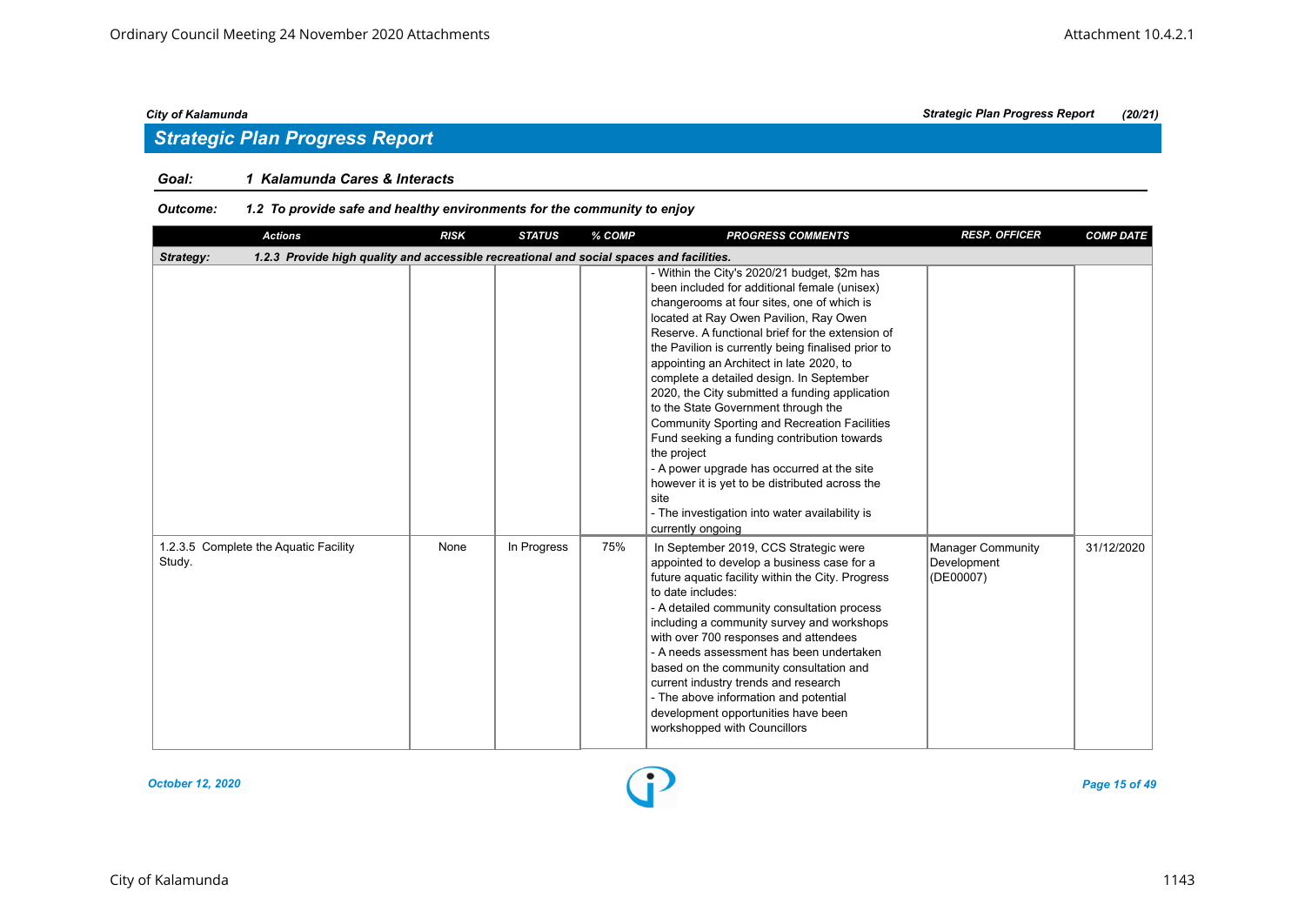## Strategic Plan Progress Report

**Goal:** *1 Kalamunda Cares & Interacts*

**Outcome:** *1.2 To provide safe and healthy environments for the community to enjoy*

| Actions | RISK | STATUS | % COMP | PROGRESS COMMENTS | RESP. OFFICER | COMP DATE |
|---|---|---|---|---|---|---|
| **Strategy: 1.2.3 Provide high quality and accessible recreational and social spaces and facilities.** | | | | | | |
| | | | | - Within the City's 2020/21 budget, $2m has been included for additional female (unisex) changerooms at four sites, one of which is located at Ray Owen Pavilion, Ray Owen Reserve. A functional brief for the extension of the Pavilion is currently being finalised prior to appointing an Architect in late 2020, to complete a detailed design. In September 2020, the City submitted a funding application to the State Government through the Community Sporting and Recreation Facilities Fund seeking a funding contribution towards the project<br>- A power upgrade has occurred at the site however it is yet to be distributed across the site<br>- The investigation into water availability is currently ongoing | | |
| 1.2.3.5 Complete the Aquatic Facility Study. | None | In Progress | 75% | In September 2019, CCS Strategic were appointed to develop a business case for a future aquatic facility within the City. Progress to date includes:<br>- A detailed community consultation process including a community survey and workshops with over 700 responses and attendees<br>- A needs assessment has been undertaken based on the community consultation and current industry trends and research<br>- The above information and potential development opportunities have been workshopped with Councillors | Manager Community Development (DE00007) | 31/12/2020 |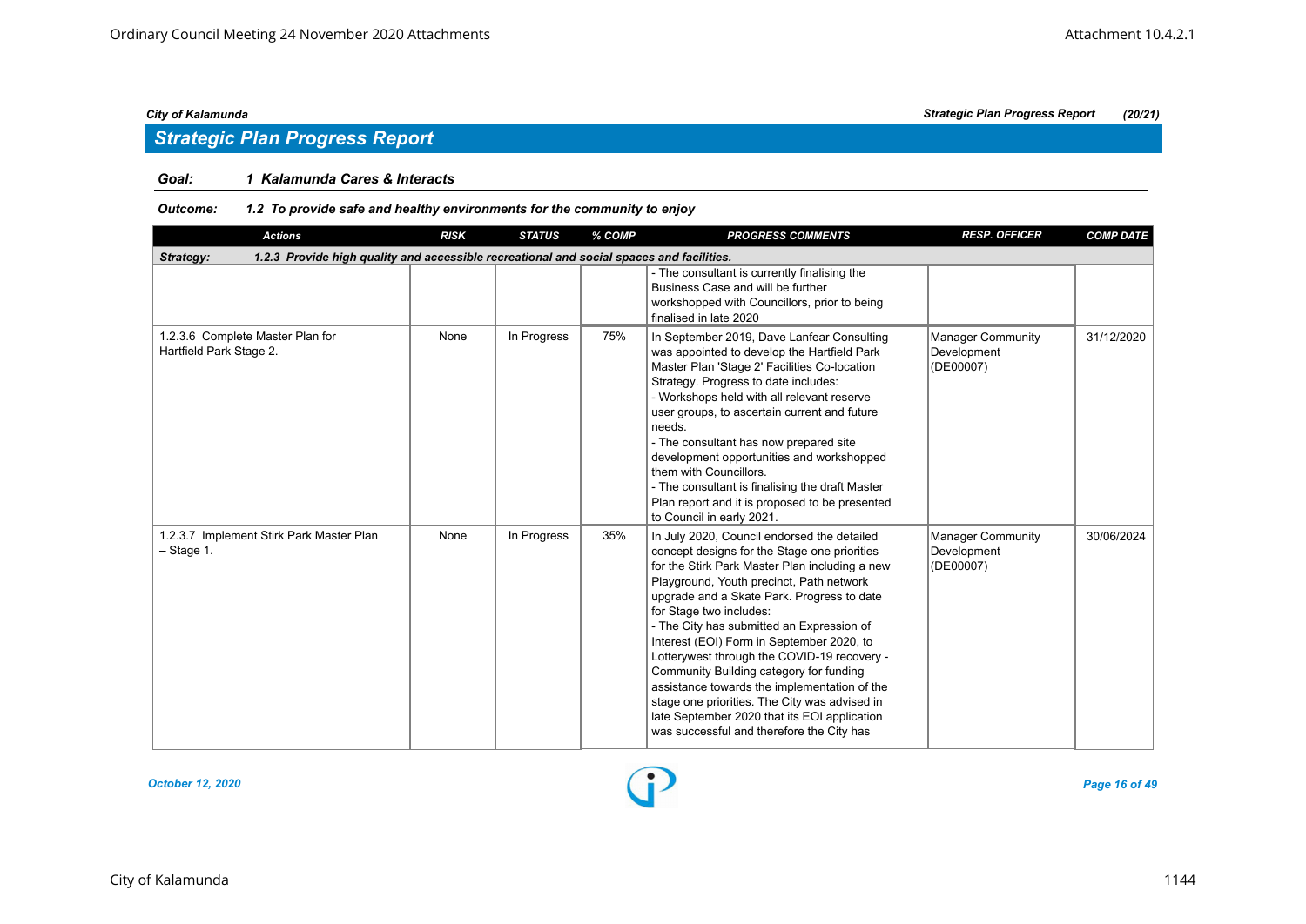## Strategic Plan Progress Report

**Goal:** 1 Kalamunda Cares & Interacts

**Outcome:** 1.2 To provide safe and healthy environments for the community to enjoy

| Actions | RISK | STATUS | % COMP | PROGRESS COMMENTS | RESP. OFFICER | COMP DATE |
|---|---|---|---|---|---|---|
| **Strategy:** 1.2.3 Provide high quality and accessible recreational and social spaces and facilities. | | | | | | |
| | | | | - The consultant is currently finalising the Business Case and will be further workshopped with Councillors, prior to being finalised in late 2020 | | |
| 1.2.3.6 Complete Master Plan for Hartfield Park Stage 2. | None | In Progress | 75% | In September 2019, Dave Lanfear Consulting was appointed to develop the Hartfield Park Master Plan 'Stage 2' Facilities Co-location Strategy. Progress to date includes:<br>- Workshops held with all relevant reserve user groups, to ascertain current and future needs.<br>- The consultant has now prepared site development opportunities and workshopped them with Councillors.<br>- The consultant is finalising the draft Master Plan report and it is proposed to be presented to Council in early 2021. | Manager Community Development (DE00007) | 31/12/2020 |
| 1.2.3.7 Implement Stirk Park Master Plan – Stage 1. | None | In Progress | 35% | In July 2020, Council endorsed the detailed concept designs for the Stage one priorities for the Stirk Park Master Plan including a new Playground, Youth precinct, Path network upgrade and a Skate Park. Progress to date for Stage two includes:<br>- The City has submitted an Expression of Interest (EOI) Form in September 2020, to Lotterywest through the COVID-19 recovery - Community Building category for funding assistance towards the implementation of the stage one priorities. The City was advised in late September 2020 that its EOI application was successful and therefore the City has | Manager Community Development (DE00007) | 30/06/2024 |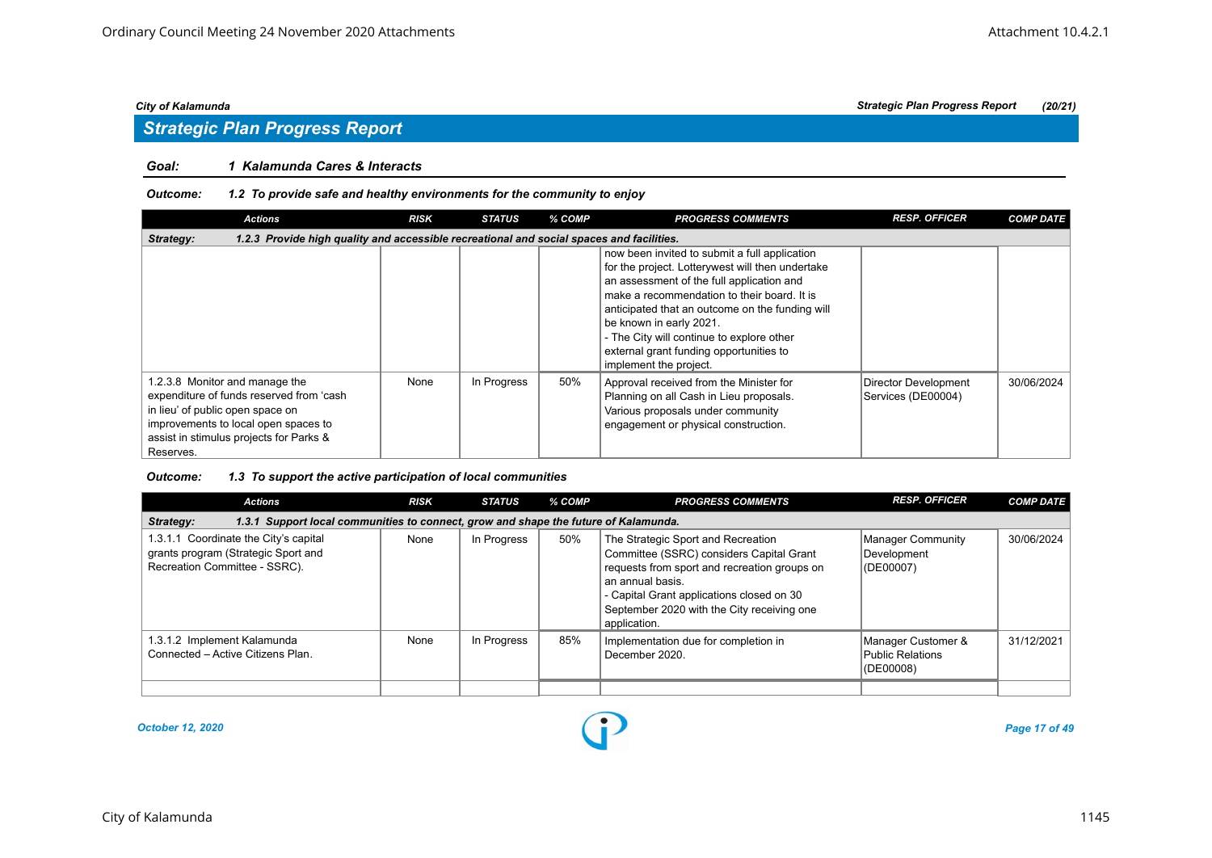## Strategic Plan Progress Report

**Goal: 1 Kalamunda Cares & Interacts**

**Outcome: 1.2 To provide safe and healthy environments for the community to enjoy**

| Actions | RISK | STATUS | % COMP | PROGRESS COMMENTS | RESP. OFFICER | COMP DATE |
|---|---|---|---|---|---|---|
| **Strategy: 1.2.3 Provide high quality and accessible recreational and social spaces and facilities.** | | | | | | |
| | | | | now been invited to submit a full application for the project. Lotterywest will then undertake an assessment of the full application and make a recommendation to their board. It is anticipated that an outcome on the funding will be known in early 2021.<br>- The City will continue to explore other external grant funding opportunities to implement the project. | | |
| 1.2.3.8 Monitor and manage the expenditure of funds reserved from 'cash in lieu' of public open space on improvements to local open spaces to assist in stimulus projects for Parks & Reserves. | None | In Progress | 50% | Approval received from the Minister for Planning on all Cash in Lieu proposals. Various proposals under community engagement or physical construction. | Director Development Services (DE00004) | 30/06/2024 |

**Outcome: 1.3 To support the active participation of local communities**

| Actions | RISK | STATUS | % COMP | PROGRESS COMMENTS | RESP. OFFICER | COMP DATE |
|---|---|---|---|---|---|---|
| **Strategy: 1.3.1 Support local communities to connect, grow and shape the future of Kalamunda.** | | | | | | |
| 1.3.1.1 Coordinate the City's capital grants program (Strategic Sport and Recreation Committee - SSRC). | None | In Progress | 50% | The Strategic Sport and Recreation Committee (SSRC) considers Capital Grant requests from sport and recreation groups on an annual basis.<br>- Capital Grant applications closed on 30 September 2020 with the City receiving one application. | Manager Community Development (DE00007) | 30/06/2024 |
| 1.3.1.2 Implement Kalamunda Connected – Active Citizens Plan. | None | In Progress | 85% | Implementation due for completion in December 2020. | Manager Customer & Public Relations (DE00008) | 31/12/2021 |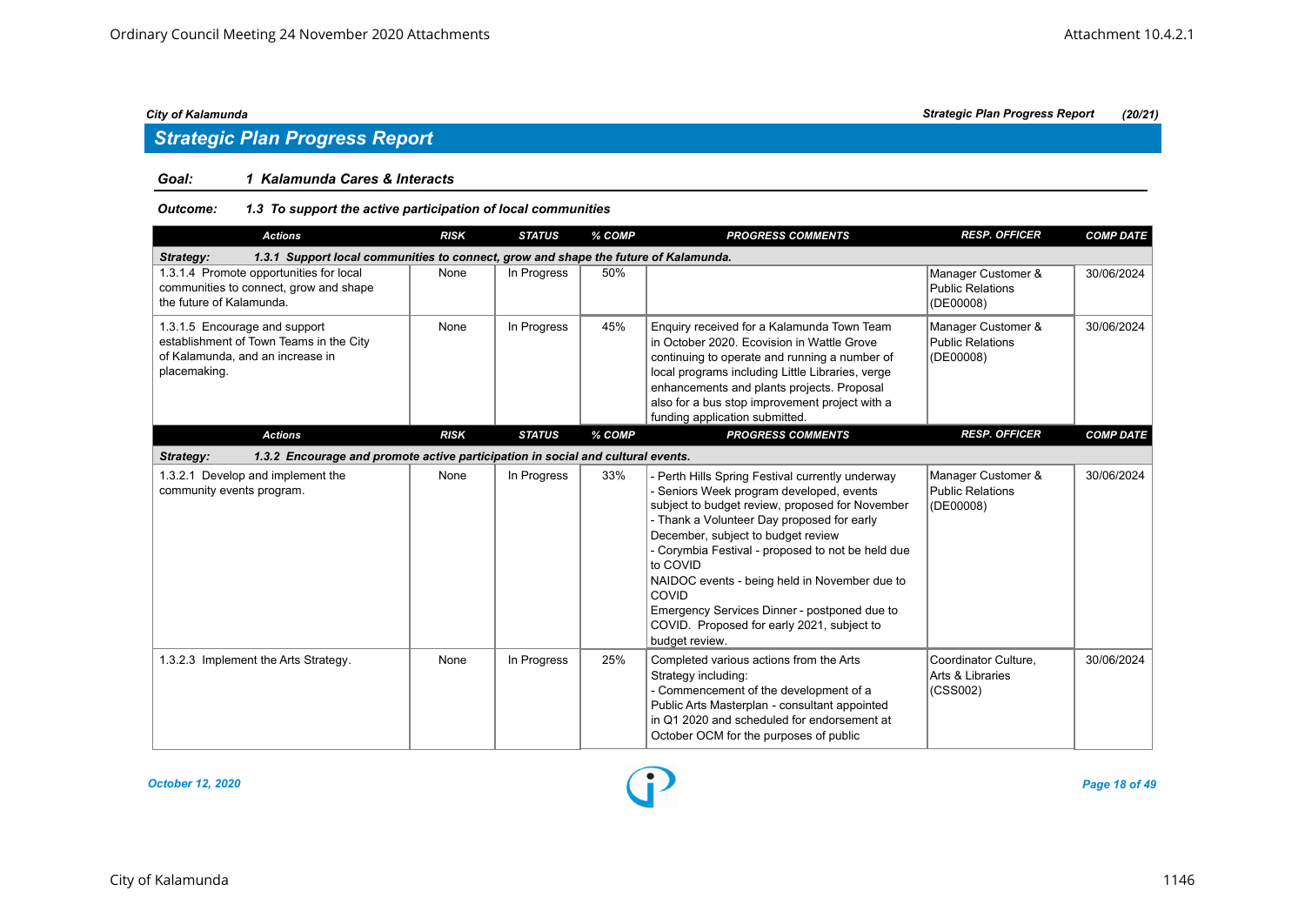## Strategic Plan Progress Report

**Goal:** *1 Kalamunda Cares & Interacts*

**Outcome:** *1.3 To support the active participation of local communities*

| Actions | RISK | STATUS | % COMP | PROGRESS COMMENTS | RESP. OFFICER | COMP DATE |
|---|---|---|---|---|---|---|
| **Strategy: 1.3.1 Support local communities to connect, grow and shape the future of Kalamunda.** | | | | | | |
| 1.3.1.4 Promote opportunities for local communities to connect, grow and shape the future of Kalamunda. | None | In Progress | 50% | | Manager Customer & Public Relations (DE00008) | 30/06/2024 |
| 1.3.1.5 Encourage and support establishment of Town Teams in the City of Kalamunda, and an increase in placemaking. | None | In Progress | 45% | Enquiry received for a Kalamunda Town Team in October 2020. Ecovision in Wattle Grove continuing to operate and running a number of local programs including Little Libraries, verge enhancements and plants projects. Proposal also for a bus stop improvement project with a funding application submitted. | Manager Customer & Public Relations (DE00008) | 30/06/2024 |

| Actions | RISK | STATUS | % COMP | PROGRESS COMMENTS | RESP. OFFICER | COMP DATE |
|---|---|---|---|---|---|---|
| **Strategy: 1.3.2 Encourage and promote active participation in social and cultural events.** | | | | | | |
| 1.3.2.1 Develop and implement the community events program. | None | In Progress | 33% | - Perth Hills Spring Festival currently underway<br>- Seniors Week program developed, events subject to budget review, proposed for November<br>- Thank a Volunteer Day proposed for early December, subject to budget review<br>- Corymbia Festival - proposed to not be held due to COVID<br>NAIDOC events - being held in November due to COVID<br>Emergency Services Dinner - postponed due to COVID. Proposed for early 2021, subject to budget review. | Manager Customer & Public Relations (DE00008) | 30/06/2024 |
| 1.3.2.3 Implement the Arts Strategy. | None | In Progress | 25% | Completed various actions from the Arts Strategy including:<br>- Commencement of the development of a Public Arts Masterplan - consultant appointed in Q1 2020 and scheduled for endorsement at October OCM for the purposes of public | Coordinator Culture, Arts & Libraries (CSS002) | 30/06/2024 |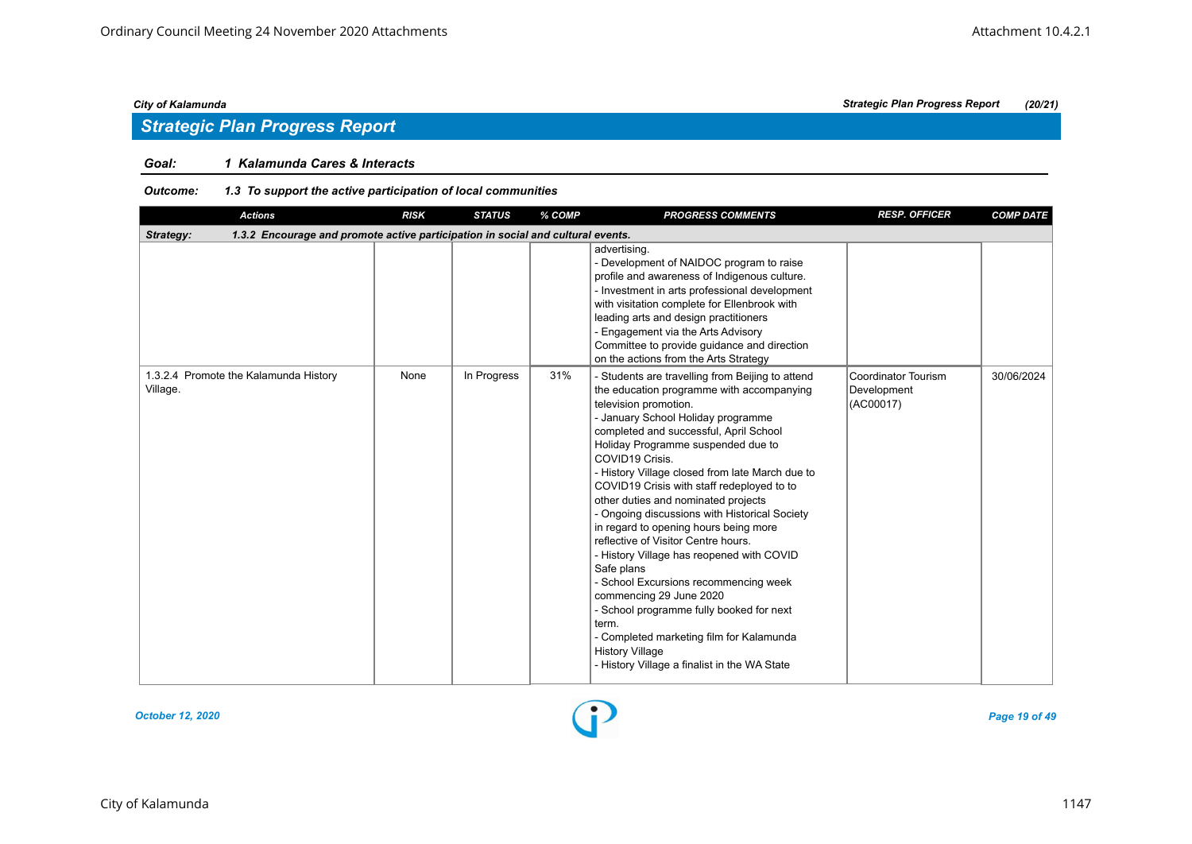## Strategic Plan Progress Report

**Goal:** *1 Kalamunda Cares & Interacts*

**Outcome:** *1.3 To support the active participation of local communities*

| Actions | RISK | STATUS | % COMP | PROGRESS COMMENTS | RESP. OFFICER | COMP DATE |
|---|---|---|---|---|---|---|
| **Strategy: 1.3.2 Encourage and promote active participation in social and cultural events.** | | | | | | |
| | | | | advertising.<br>- Development of NAIDOC program to raise profile and awareness of Indigenous culture.<br>- Investment in arts professional development with visitation complete for Ellenbrook with leading arts and design practitioners<br>- Engagement via the Arts Advisory Committee to provide guidance and direction on the actions from the Arts Strategy | | |
| 1.3.2.4 Promote the Kalamunda History Village. | None | In Progress | 31% | - Students are travelling from Beijing to attend the education programme with accompanying television promotion.<br>- January School Holiday programme completed and successful, April School Holiday Programme suspended due to COVID19 Crisis.<br>- History Village closed from late March due to COVID19 Crisis with staff redeployed to to other duties and nominated projects<br>- Ongoing discussions with Historical Society in regard to opening hours being more reflective of Visitor Centre hours.<br>- History Village has reopened with COVID Safe plans<br>- School Excursions recommencing week commencing 29 June 2020<br>- School programme fully booked for next term.<br>- Completed marketing film for Kalamunda History Village<br>- History Village a finalist in the WA State | Coordinator Tourism Development (AC00017) | 30/06/2024 |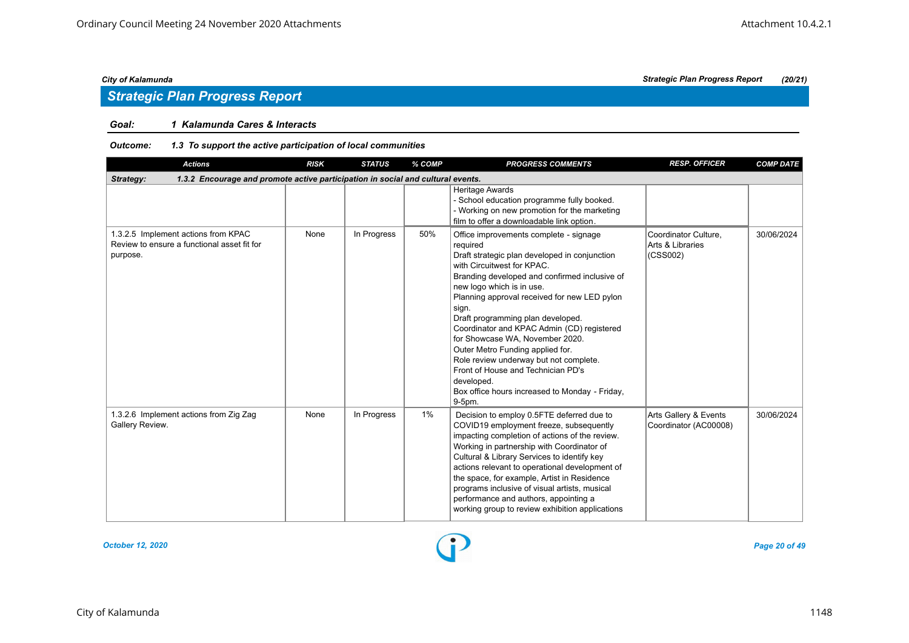## Strategic Plan Progress Report

**Goal:** *1 Kalamunda Cares & Interacts*

**Outcome:** *1.3 To support the active participation of local communities*

| Actions | RISK | STATUS | % COMP | PROGRESS COMMENTS | RESP. OFFICER | COMP DATE |
|---|---|---|---|---|---|---|
| **Strategy: 1.3.2 Encourage and promote active participation in social and cultural events.** | | | | | | |
| | | | | Heritage Awards<br>- School education programme fully booked.<br>- Working on new promotion for the marketing film to offer a downloadable link option. | | |
| 1.3.2.5 Implement actions from KPAC Review to ensure a functional asset fit for purpose. | None | In Progress | 50% | Office improvements complete - signage required<br>Draft strategic plan developed in conjunction with Circuitwest for KPAC.<br>Branding developed and confirmed inclusive of new logo which is in use.<br>Planning approval received for new LED pylon sign.<br>Draft programming plan developed.<br>Coordinator and KPAC Admin (CD) registered for Showcase WA, November 2020.<br>Outer Metro Funding applied for.<br>Role review underway but not complete.<br>Front of House and Technician PD's developed.<br>Box office hours increased to Monday - Friday, 9-5pm. | Coordinator Culture, Arts & Libraries (CSS002) | 30/06/2024 |
| 1.3.2.6 Implement actions from Zig Zag Gallery Review. | None | In Progress | 1% | Decision to employ 0.5FTE deferred due to COVID19 employment freeze, subsequently impacting completion of actions of the review.<br>Working in partnership with Coordinator of Cultural & Library Services to identify key actions relevant to operational development of the space, for example, Artist in Residence programs inclusive of visual artists, musical performance and authors, appointing a working group to review exhibition applications | Arts Gallery & Events Coordinator (AC00008) | 30/06/2024 |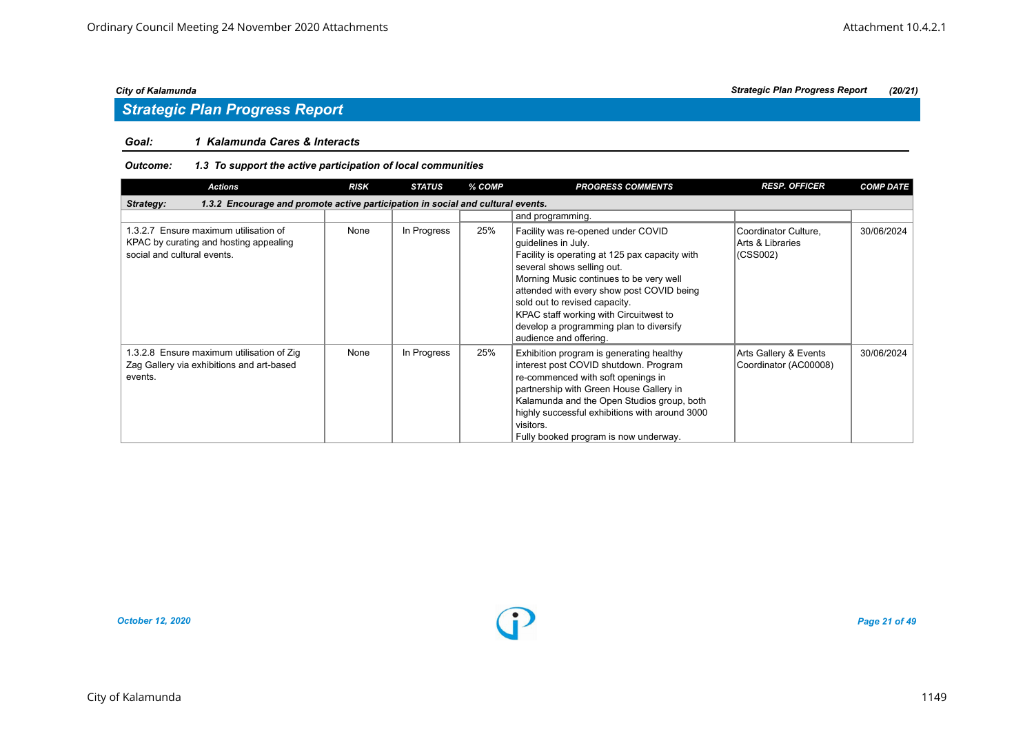## Strategic Plan Progress Report

**Goal:** ***1 Kalamunda Cares & Interacts***

**Outcome:** ***1.3 To support the active participation of local communities***

| Actions | RISK | STATUS | % COMP | PROGRESS COMMENTS | RESP. OFFICER | COMP DATE |
|---|---|---|---|---|---|---|
| **Strategy: 1.3.2 Encourage and promote active participation in social and cultural events.** | | | | | | |
| | | | | and programming. | | |
| 1.3.2.7 Ensure maximum utilisation of KPAC by curating and hosting appealing social and cultural events. | None | In Progress | 25% | Facility was re-opened under COVID guidelines in July. Facility is operating at 125 pax capacity with several shows selling out. Morning Music continues to be very well attended with every show post COVID being sold out to revised capacity. KPAC staff working with Circuitwest to develop a programming plan to diversify audience and offering. | Coordinator Culture, Arts & Libraries (CSS002) | 30/06/2024 |
| 1.3.2.8 Ensure maximum utilisation of Zig Zag Gallery via exhibitions and art-based events. | None | In Progress | 25% | Exhibition program is generating healthy interest post COVID shutdown. Program re-commenced with soft openings in partnership with Green House Gallery in Kalamunda and the Open Studios group, both highly successful exhibitions with around 3000 visitors. Fully booked program is now underway. | Arts Gallery & Events Coordinator (AC00008) | 30/06/2024 |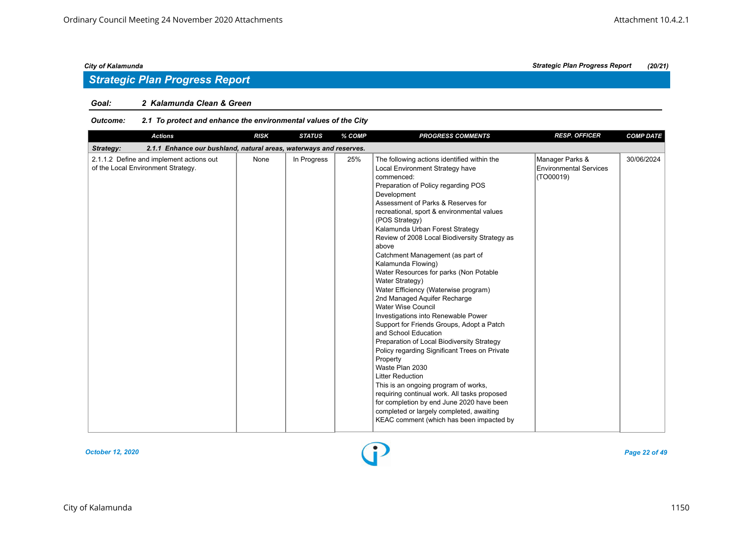## Strategic Plan Progress Report

**Goal: 2 Kalamunda Clean & Green**

**Outcome: 2.1 To protect and enhance the environmental values of the City**

| Actions | RISK | STATUS | % COMP | PROGRESS COMMENTS | RESP. OFFICER | COMP DATE |
|---|---|---|---|---|---|---|
| **Strategy: 2.1.1 Enhance our bushland, natural areas, waterways and reserves.** | | | | | | |
| 2.1.1.2 Define and implement actions out of the Local Environment Strategy. | None | In Progress | 25% | The following actions identified within the Local Environment Strategy have commenced:<br>Preparation of Policy regarding POS Development<br>Assessment of Parks & Reserves for recreational, sport & environmental values (POS Strategy)<br>Kalamunda Urban Forest Strategy<br>Review of 2008 Local Biodiversity Strategy as above<br>Catchment Management (as part of Kalamunda Flowing)<br>Water Resources for parks (Non Potable Water Strategy)<br>Water Efficiency (Waterwise program)<br>2nd Managed Aquifer Recharge<br>Water Wise Council<br>Investigations into Renewable Power<br>Support for Friends Groups, Adopt a Patch and School Education<br>Preparation of Local Biodiversity Strategy<br>Policy regarding Significant Trees on Private Property<br>Waste Plan 2030<br>Litter Reduction<br>This is an ongoing program of works, requiring continual work. All tasks proposed for completion by end June 2020 have been completed or largely completed, awaiting KEAC comment (which has been impacted by | Manager Parks & Environmental Services (TO00019) | 30/06/2024 |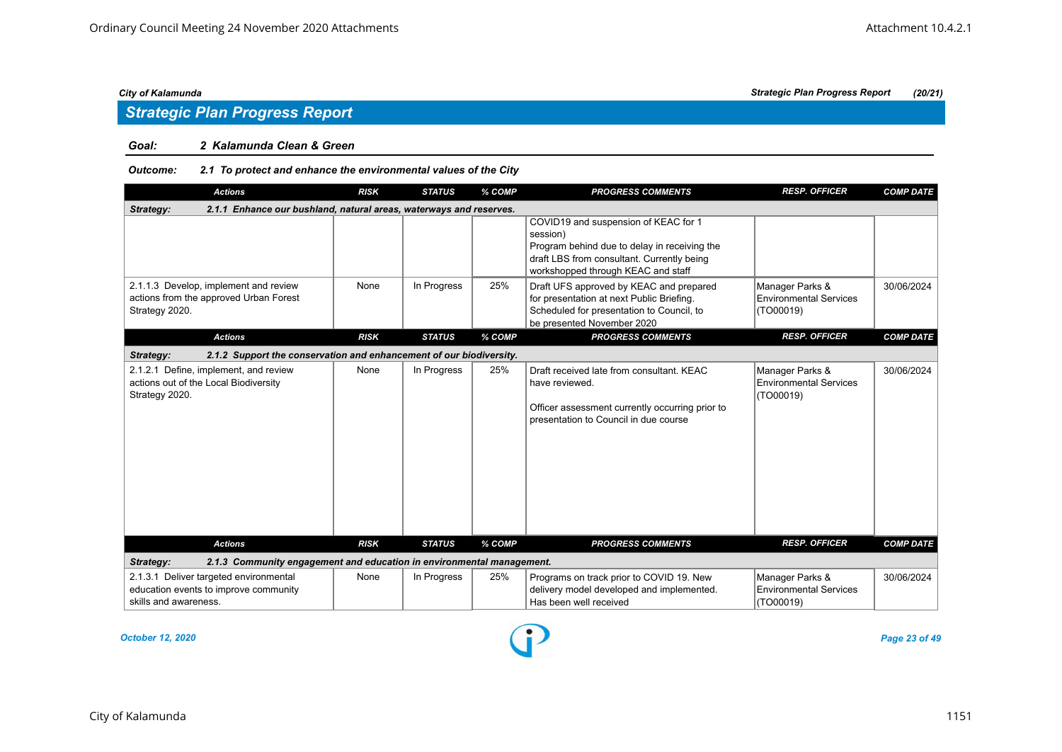## Strategic Plan Progress Report

### Goal: 2 Kalamunda Clean & Green

#### Outcome: 2.1 To protect and enhance the environmental values of the City

| Actions | RISK | STATUS | % COMP | PROGRESS COMMENTS | RESP. OFFICER | COMP DATE |
|---|---|---|---|---|---|---|
| **Strategy: 2.1.1 Enhance our bushland, natural areas, waterways and reserves.** | | | | | | |
| | | | | COVID19 and suspension of KEAC for 1 session)<br>Program behind due to delay in receiving the draft LBS from consultant. Currently being workshopped through KEAC and staff | | |
| 2.1.1.3 Develop, implement and review actions from the approved Urban Forest Strategy 2020. | None | In Progress | 25% | Draft UFS approved by KEAC and prepared for presentation at next Public Briefing. Scheduled for presentation to Council, to be presented November 2020 | Manager Parks & Environmental Services (TO00019) | 30/06/2024 |
| **Strategy: 2.1.2 Support the conservation and enhancement of our biodiversity.** | | | | | | |
| 2.1.2.1 Define, implement, and review actions out of the Local Biodiversity Strategy 2020. | None | In Progress | 25% | Draft received late from consultant. KEAC have reviewed.<br><br>Officer assessment currently occurring prior to presentation to Council in due course | Manager Parks & Environmental Services (TO00019) | 30/06/2024 |
| **Strategy: 2.1.3 Community engagement and education in environmental management.** | | | | | | |
| 2.1.3.1 Deliver targeted environmental education events to improve community skills and awareness. | None | In Progress | 25% | Programs on track prior to COVID 19. New delivery model developed and implemented. Has been well received | Manager Parks & Environmental Services (TO00019) | 30/06/2024 |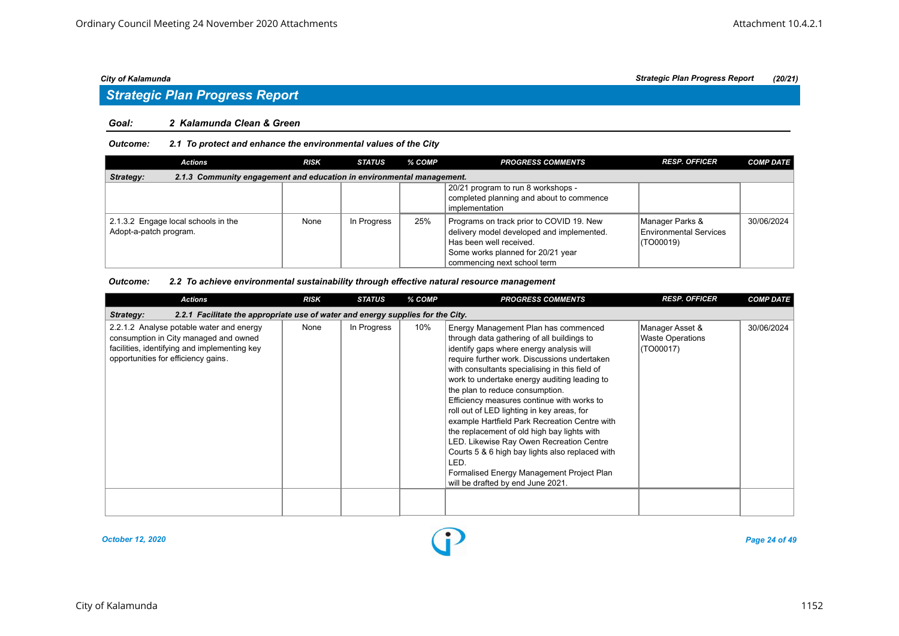## Strategic Plan Progress Report

**Goal:** ***2 Kalamunda Clean & Green***

**Outcome:** ***2.1 To protect and enhance the environmental values of the City***

| Actions | RISK | STATUS | % COMP | PROGRESS COMMENTS | RESP. OFFICER | COMP DATE |
|---|---|---|---|---|---|---|
| **Strategy: 2.1.3 Community engagement and education in environmental management.** | | | | | | |
| | | | | 20/21 program to run 8 workshops - completed planning and about to commence implementation | | |
| 2.1.3.2 Engage local schools in the Adopt-a-patch program. | None | In Progress | 25% | Programs on track prior to COVID 19. New delivery model developed and implemented. Has been well received. Some works planned for 20/21 year commencing next school term | Manager Parks & Environmental Services (TO00019) | 30/06/2024 |

**Outcome:** ***2.2 To achieve environmental sustainability through effective natural resource management***

| Actions | RISK | STATUS | % COMP | PROGRESS COMMENTS | RESP. OFFICER | COMP DATE |
|---|---|---|---|---|---|---|
| **Strategy: 2.2.1 Facilitate the appropriate use of water and energy supplies for the City.** | | | | | | |
| 2.2.1.2 Analyse potable water and energy consumption in City managed and owned facilities, identifying and implementing key opportunities for efficiency gains. | None | In Progress | 10% | Energy Management Plan has commenced through data gathering of all buildings to identify gaps where energy analysis will require further work. Discussions undertaken with consultants specialising in this field of work to undertake energy auditing leading to the plan to reduce consumption. Efficiency measures continue with works to roll out of LED lighting in key areas, for example Hartfield Park Recreation Centre with the replacement of old high bay lights with LED. Likewise Ray Owen Recreation Centre Courts 5 & 6 high bay lights also replaced with LED. Formalised Energy Management Project Plan will be drafted by end June 2021. | Manager Asset & Waste Operations (TO00017) | 30/06/2024 |
| | | | | | | |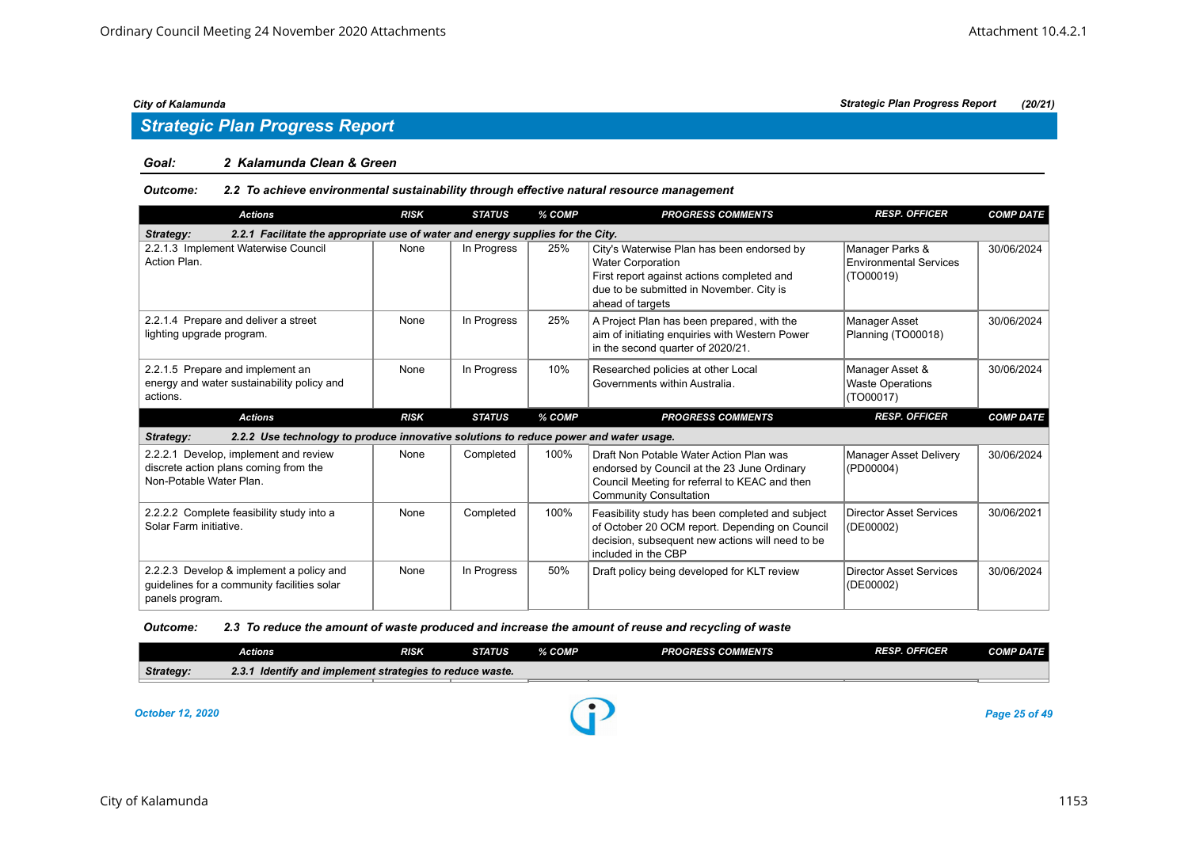## Strategic Plan Progress Report

**Goal:** 2 Kalamunda Clean & Green

**Outcome:** 2.2 To achieve environmental sustainability through effective natural resource management

| Actions | RISK | STATUS | % COMP | PROGRESS COMMENTS | RESP. OFFICER | COMP DATE |
|---|---|---|---|---|---|---|
| **Strategy: 2.2.1 Facilitate the appropriate use of water and energy supplies for the City.** | | | | | | |
| 2.2.1.3 Implement Waterwise Council Action Plan. | None | In Progress | 25% | City's Waterwise Plan has been endorsed by Water Corporation First report against actions completed and due to be submitted in November. City is ahead of targets | Manager Parks & Environmental Services (TO00019) | 30/06/2024 |
| 2.2.1.4 Prepare and deliver a street lighting upgrade program. | None | In Progress | 25% | A Project Plan has been prepared, with the aim of initiating enquiries with Western Power in the second quarter of 2020/21. | Manager Asset Planning (TO00018) | 30/06/2024 |
| 2.2.1.5 Prepare and implement an energy and water sustainability policy and actions. | None | In Progress | 10% | Researched policies at other Local Governments within Australia. | Manager Asset & Waste Operations (TO00017) | 30/06/2024 |

| Actions | RISK | STATUS | % COMP | PROGRESS COMMENTS | RESP. OFFICER | COMP DATE |
|---|---|---|---|---|---|---|
| **Strategy: 2.2.2 Use technology to produce innovative solutions to reduce power and water usage.** | | | | | | |
| 2.2.2.1 Develop, implement and review discrete action plans coming from the Non-Potable Water Plan. | None | Completed | 100% | Draft Non Potable Water Action Plan was endorsed by Council at the 23 June Ordinary Council Meeting for referral to KEAC and then Community Consultation | Manager Asset Delivery (PD00004) | 30/06/2024 |
| 2.2.2.2 Complete feasibility study into a Solar Farm initiative. | None | Completed | 100% | Feasibility study has been completed and subject of October 20 OCM report. Depending on Council decision, subsequent new actions will need to be included in the CBP | Director Asset Services (DE00002) | 30/06/2021 |
| 2.2.2.3 Develop & implement a policy and guidelines for a community facilities solar panels program. | None | In Progress | 50% | Draft policy being developed for KLT review | Director Asset Services (DE00002) | 30/06/2024 |

**Outcome:** 2.3 To reduce the amount of waste produced and increase the amount of reuse and recycling of waste

| Actions | RISK | STATUS | % COMP | PROGRESS COMMENTS | RESP. OFFICER | COMP DATE |
|---|---|---|---|---|---|---|
| **Strategy: 2.3.1 Identify and implement strategies to reduce waste.** | | | | | | |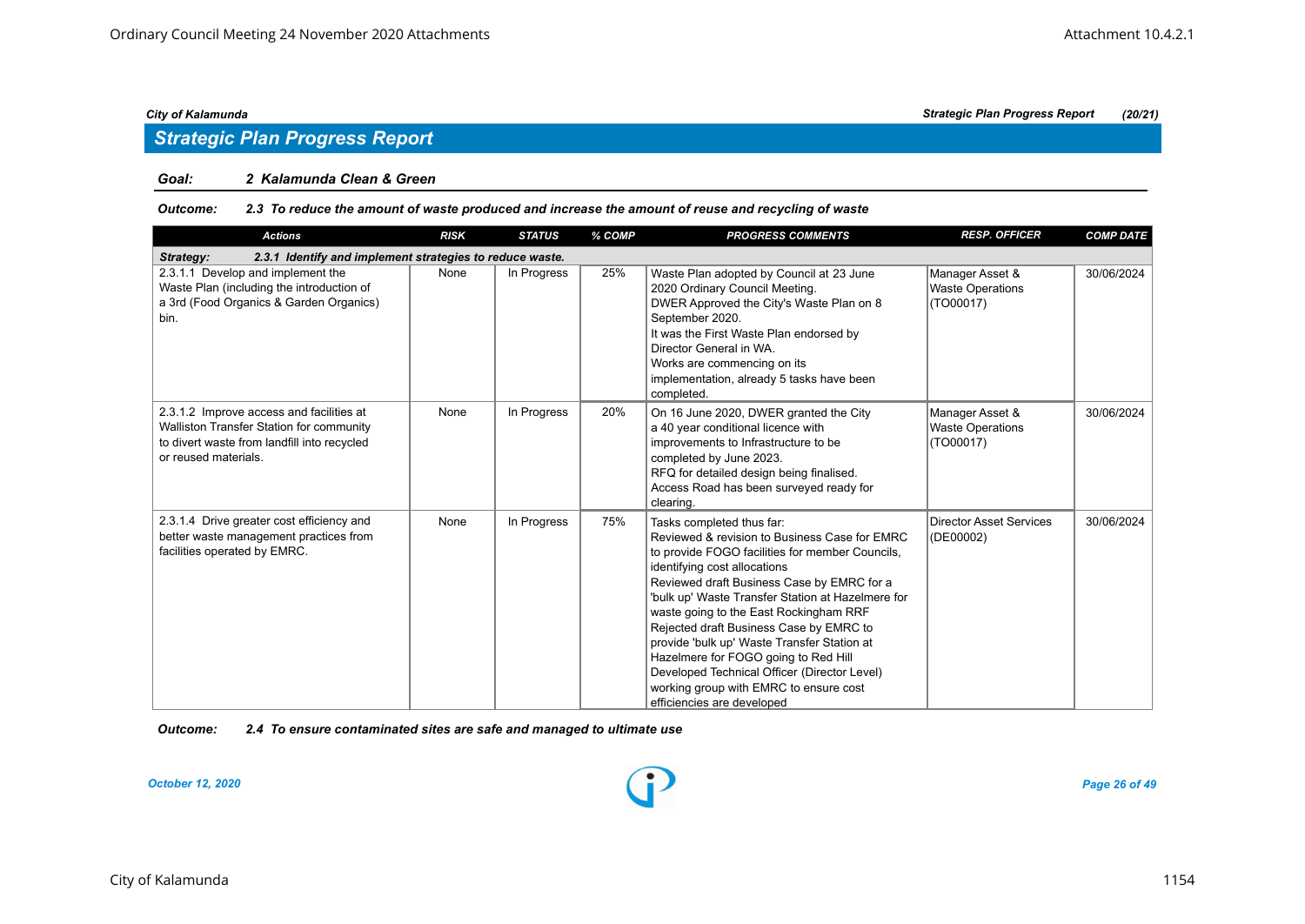## Strategic Plan Progress Report

**Goal:** *2 Kalamunda Clean & Green*

**Outcome:** *2.3 To reduce the amount of waste produced and increase the amount of reuse and recycling of waste*

| Actions | RISK | STATUS | % COMP | PROGRESS COMMENTS | RESP. OFFICER | COMP DATE |
|---|---|---|---|---|---|---|
| **Strategy: 2.3.1 Identify and implement strategies to reduce waste.** | | | | | | |
| 2.3.1.1 Develop and implement the Waste Plan (including the introduction of a 3rd (Food Organics & Garden Organics) bin. | None | In Progress | 25% | Waste Plan adopted by Council at 23 June 2020 Ordinary Council Meeting. DWER Approved the City's Waste Plan on 8 September 2020. It was the First Waste Plan endorsed by Director General in WA. Works are commencing on its implementation, already 5 tasks have been completed. | Manager Asset & Waste Operations (TO00017) | 30/06/2024 |
| 2.3.1.2 Improve access and facilities at Walliston Transfer Station for community to divert waste from landfill into recycled or reused materials. | None | In Progress | 20% | On 16 June 2020, DWER granted the City a 40 year conditional licence with improvements to Infrastructure to be completed by June 2023. RFQ for detailed design being finalised. Access Road has been surveyed ready for clearing. | Manager Asset & Waste Operations (TO00017) | 30/06/2024 |
| 2.3.1.4 Drive greater cost efficiency and better waste management practices from facilities operated by EMRC. | None | In Progress | 75% | Tasks completed thus far: Reviewed & revision to Business Case for EMRC to provide FOGO facilities for member Councils, identifying cost allocations Reviewed draft Business Case by EMRC for a 'bulk up' Waste Transfer Station at Hazelmere for waste going to the East Rockingham RRF Rejected draft Business Case by EMRC to provide 'bulk up' Waste Transfer Station at Hazelmere for FOGO going to Red Hill Developed Technical Officer (Director Level) working group with EMRC to ensure cost efficiencies are developed | Director Asset Services (DE00002) | 30/06/2024 |

**Outcome:** *2.4 To ensure contaminated sites are safe and managed to ultimate use*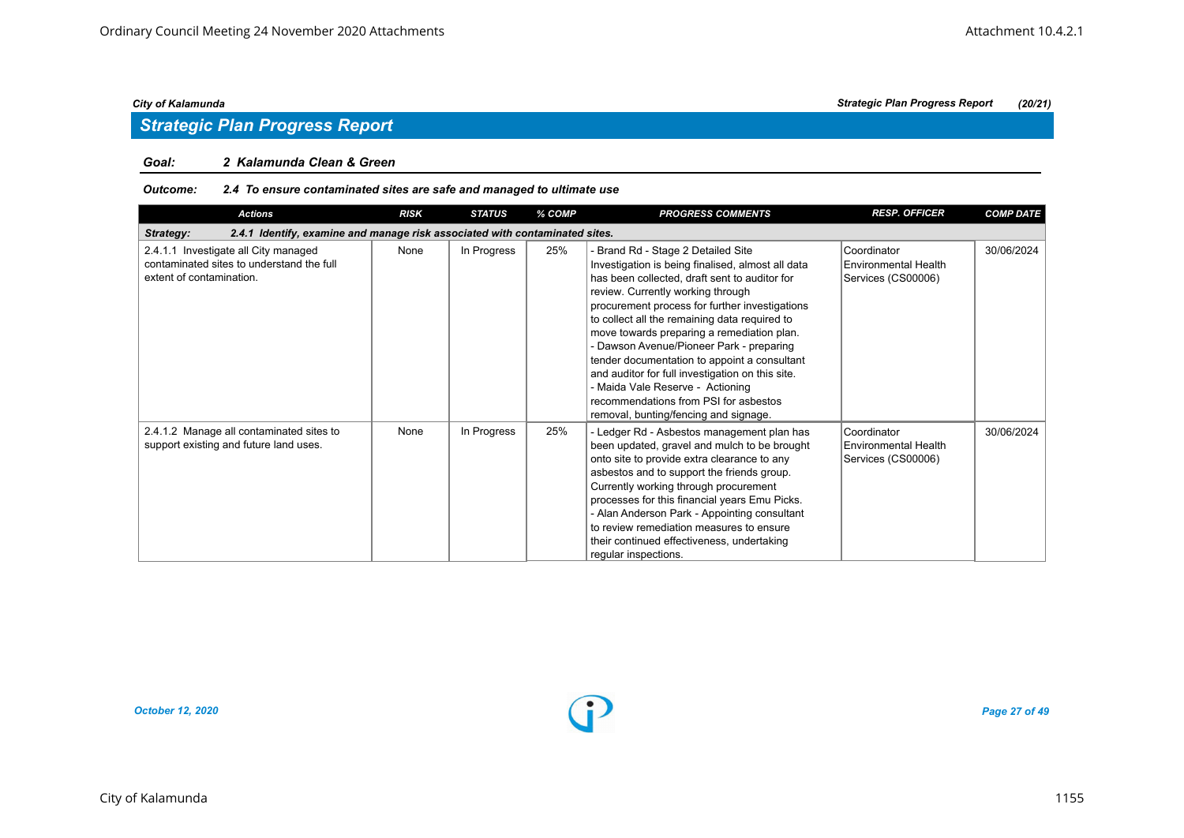## Strategic Plan Progress Report

**Goal:** *2 Kalamunda Clean & Green*

**Outcome:** *2.4 To ensure contaminated sites are safe and managed to ultimate use*

| Actions | RISK | STATUS | % COMP | PROGRESS COMMENTS | RESP. OFFICER | COMP DATE |
|---|---|---|---|---|---|---|
| ***Strategy:* 2.4.1 Identify, examine and manage risk associated with contaminated sites.** | | | | | | |
| 2.4.1.1 Investigate all City managed contaminated sites to understand the full extent of contamination. | None | In Progress | 25% | - Brand Rd - Stage 2 Detailed Site Investigation is being finalised, almost all data has been collected, draft sent to auditor for review. Currently working through procurement process for further investigations to collect all the remaining data required to move towards preparing a remediation plan.<br>- Dawson Avenue/Pioneer Park - preparing tender documentation to appoint a consultant and auditor for full investigation on this site.<br>- Maida Vale Reserve - Actioning recommendations from PSI for asbestos removal, bunting/fencing and signage. | Coordinator Environmental Health Services (CS00006) | 30/06/2024 |
| 2.4.1.2 Manage all contaminated sites to support existing and future land uses. | None | In Progress | 25% | - Ledger Rd - Asbestos management plan has been updated, gravel and mulch to be brought onto site to provide extra clearance to any asbestos and to support the friends group. Currently working through procurement processes for this financial years Emu Picks.<br>- Alan Anderson Park - Appointing consultant to review remediation measures to ensure their continued effectiveness, undertaking regular inspections. | Coordinator Environmental Health Services (CS00006) | 30/06/2024 |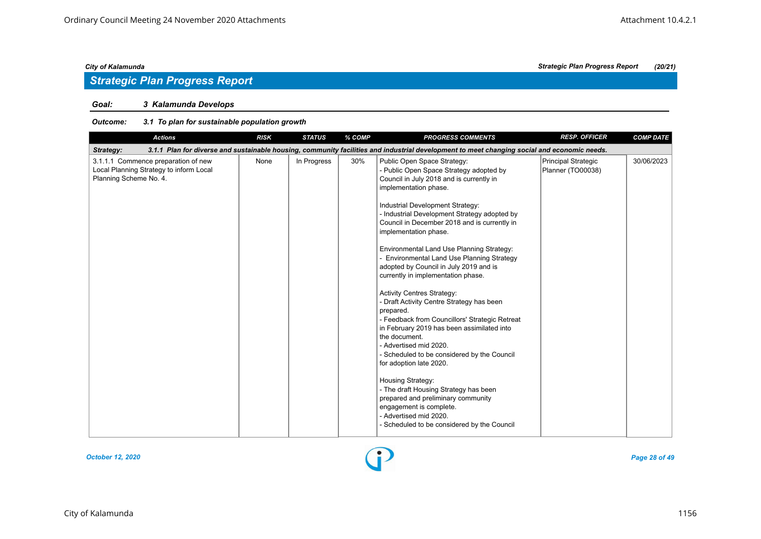## Strategic Plan Progress Report

**Goal:** 3 Kalamunda Develops

**Outcome:** 3.1 To plan for sustainable population growth

| Actions | RISK | STATUS | % COMP | PROGRESS COMMENTS | RESP. OFFICER | COMP DATE |
|---|---|---|---|---|---|---|
| **Strategy:** 3.1.1 Plan for diverse and sustainable housing, community facilities and industrial development to meet changing social and economic needs. | | | | | | |
| 3.1.1.1 Commence preparation of new Local Planning Strategy to inform Local Planning Scheme No. 4. | None | In Progress | 30% | Public Open Space Strategy:<br>- Public Open Space Strategy adopted by Council in July 2018 and is currently in implementation phase.<br><br>Industrial Development Strategy:<br>- Industrial Development Strategy adopted by Council in December 2018 and is currently in implementation phase.<br><br>Environmental Land Use Planning Strategy:<br>- Environmental Land Use Planning Strategy adopted by Council in July 2019 and is currently in implementation phase.<br><br>Activity Centres Strategy:<br>- Draft Activity Centre Strategy has been prepared.<br>- Feedback from Councillors' Strategic Retreat in February 2019 has been assimilated into the document.<br>- Advertised mid 2020.<br>- Scheduled to be considered by the Council for adoption late 2020.<br><br>Housing Strategy:<br>- The draft Housing Strategy has been prepared and preliminary community engagement is complete.<br>- Advertised mid 2020.<br>- Scheduled to be considered by the Council | Principal Strategic Planner (TO00038) | 30/06/2023 |

October 12, 2020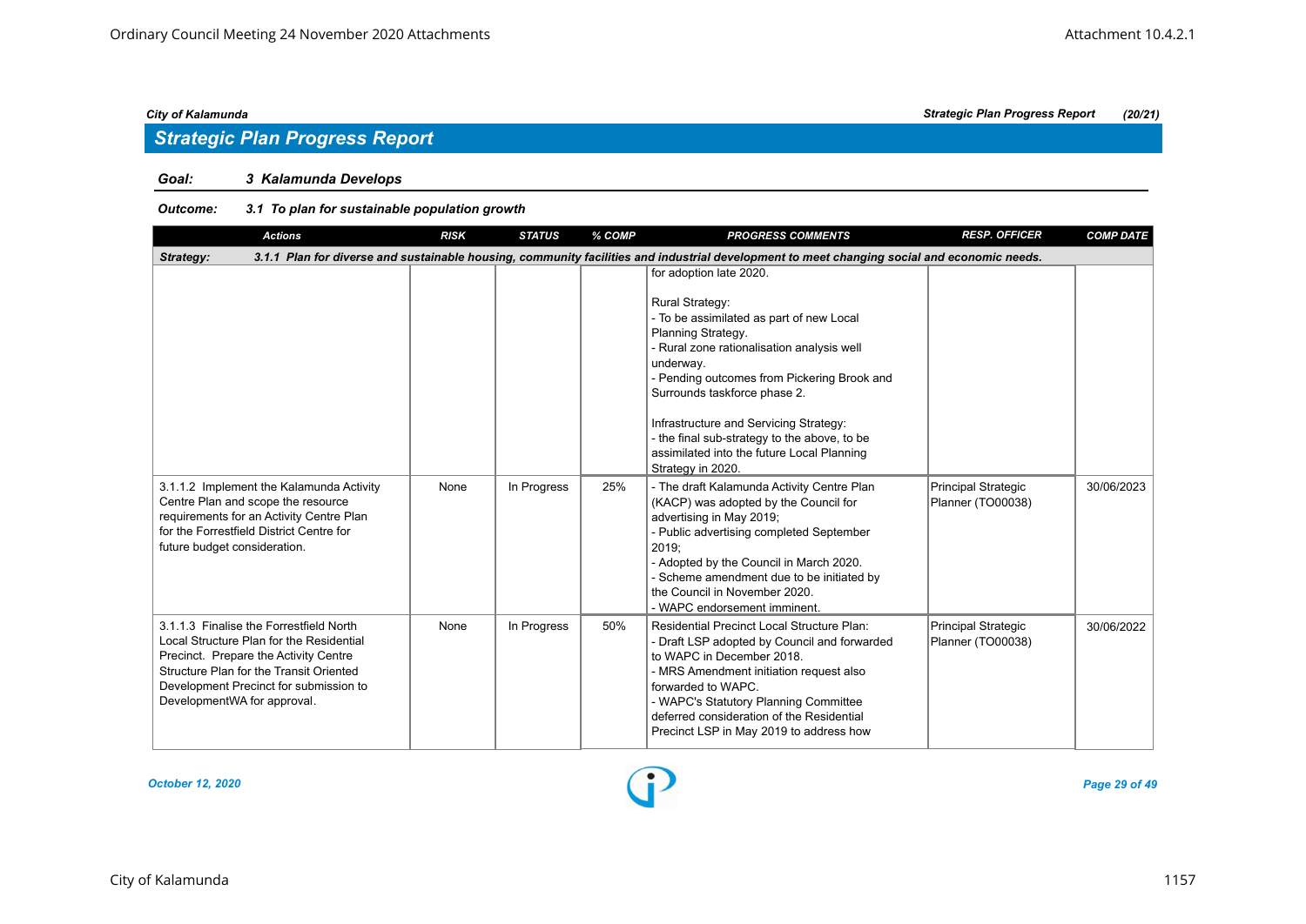## Strategic Plan Progress Report

**Goal:** ***3 Kalamunda Develops***

**Outcome:** ***3.1 To plan for sustainable population growth***

| Actions | RISK | STATUS | % COMP | PROGRESS COMMENTS | RESP. OFFICER | COMP DATE |
|---|---|---|---|---|---|---|
| **Strategy: 3.1.1 Plan for diverse and sustainable housing, community facilities and industrial development to meet changing social and economic needs.** | | | | | | |
| | | | | for adoption late 2020.<br><br>Rural Strategy:<br>- To be assimilated as part of new Local Planning Strategy.<br>- Rural zone rationalisation analysis well underway.<br>- Pending outcomes from Pickering Brook and Surrounds taskforce phase 2.<br><br>Infrastructure and Servicing Strategy:<br>- the final sub-strategy to the above, to be assimilated into the future Local Planning Strategy in 2020. | | |
| 3.1.1.2 Implement the Kalamunda Activity Centre Plan and scope the resource requirements for an Activity Centre Plan for the Forrestfield District Centre for future budget consideration. | None | In Progress | 25% | - The draft Kalamunda Activity Centre Plan (KACP) was adopted by the Council for advertising in May 2019;<br>- Public advertising completed September 2019;<br>- Adopted by the Council in March 2020.<br>- Scheme amendment due to be initiated by the Council in November 2020.<br>- WAPC endorsement imminent. | Principal Strategic Planner (TO00038) | 30/06/2023 |
| 3.1.1.3 Finalise the Forrestfield North Local Structure Plan for the Residential Precinct. Prepare the Activity Centre Structure Plan for the Transit Oriented Development Precinct for submission to DevelopmentWA for approval. | None | In Progress | 50% | Residential Precinct Local Structure Plan:<br>- Draft LSP adopted by Council and forwarded to WAPC in December 2018.<br>- MRS Amendment initiation request also forwarded to WAPC.<br>- WAPC's Statutory Planning Committee deferred consideration of the Residential Precinct LSP in May 2019 to address how | Principal Strategic Planner (TO00038) | 30/06/2022 |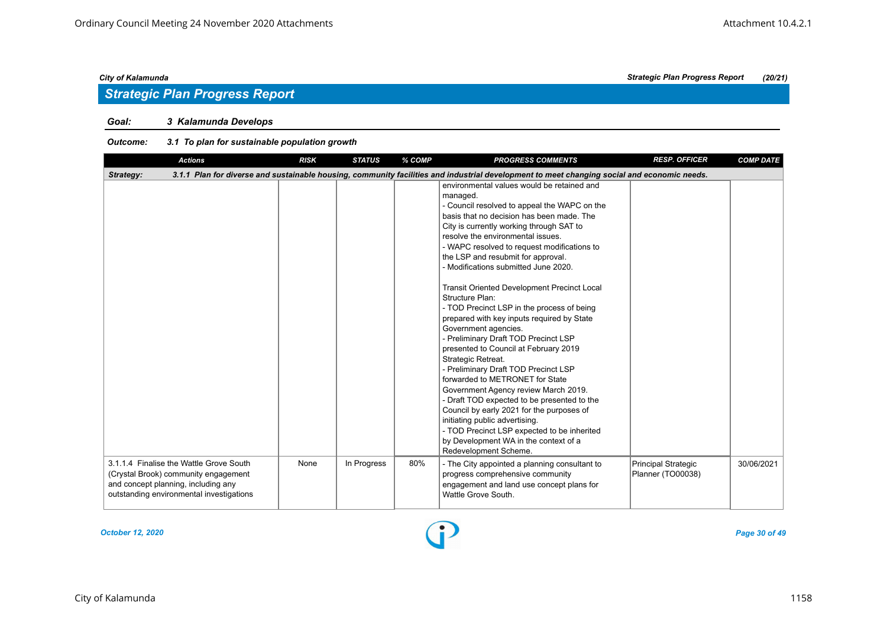## Strategic Plan Progress Report

**Goal:** 3 Kalamunda Develops

**Outcome:** 3.1 To plan for sustainable population growth

| Actions | RISK | STATUS | % COMP | PROGRESS COMMENTS | RESP. OFFICER | COMP DATE |
|---|---|---|---|---|---|---|
| **Strategy:** 3.1.1 Plan for diverse and sustainable housing, community facilities and industrial development to meet changing social and economic needs. | | | | | | |
| | | | | environmental values would be retained and managed.<br>- Council resolved to appeal the WAPC on the basis that no decision has been made. The City is currently working through SAT to resolve the environmental issues.<br>- WAPC resolved to request modifications to the LSP and resubmit for approval.<br>- Modifications submitted June 2020.<br><br>Transit Oriented Development Precinct Local Structure Plan:<br>- TOD Precinct LSP in the process of being prepared with key inputs required by State Government agencies.<br>- Preliminary Draft TOD Precinct LSP presented to Council at February 2019 Strategic Retreat.<br>- Preliminary Draft TOD Precinct LSP forwarded to METRONET for State Government Agency review March 2019.<br>- Draft TOD expected to be presented to the Council by early 2021 for the purposes of initiating public advertising.<br>- TOD Precinct LSP expected to be inherited by Development WA in the context of a Redevelopment Scheme. | | |
| 3.1.1.4 Finalise the Wattle Grove South (Crystal Brook) community engagement and concept planning, including any outstanding environmental investigations | None | In Progress | 80% | - The City appointed a planning consultant to progress comprehensive community engagement and land use concept plans for Wattle Grove South. | Principal Strategic Planner (TO00038) | 30/06/2021 |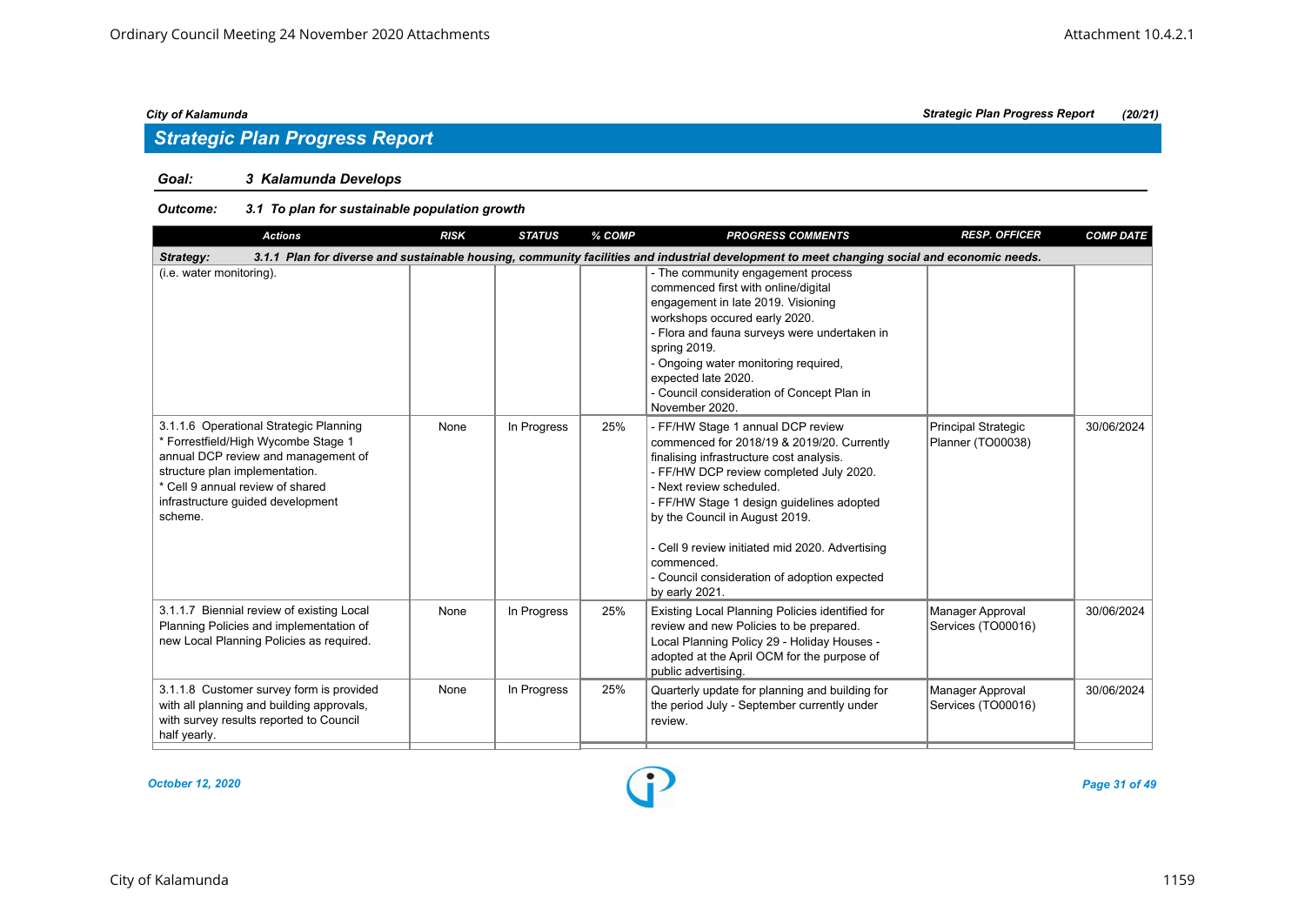## Strategic Plan Progress Report

**Goal:** 3 Kalamunda Develops

**Outcome:** 3.1 To plan for sustainable population growth

| Actions | RISK | STATUS | % COMP | PROGRESS COMMENTS | RESP. OFFICER | COMP DATE |
|---|---|---|---|---|---|---|
| **Strategy: 3.1.1 Plan for diverse and sustainable housing, community facilities and industrial development to meet changing social and economic needs.** | | | | | | |
| (i.e. water monitoring). | | | | - The community engagement process commenced first with online/digital engagement in late 2019. Visioning workshops occured early 2020.<br>- Flora and fauna surveys were undertaken in spring 2019.<br>- Ongoing water monitoring required, expected late 2020.<br>- Council consideration of Concept Plan in November 2020. | | |
| 3.1.1.6 Operational Strategic Planning<br>* Forrestfield/High Wycombe Stage 1 annual DCP review and management of structure plan implementation.<br>* Cell 9 annual review of shared infrastructure guided development scheme. | None | In Progress | 25% | - FF/HW Stage 1 annual DCP review commenced for 2018/19 & 2019/20. Currently finalising infrastructure cost analysis.<br>- FF/HW DCP review completed July 2020.<br>- Next review scheduled.<br>- FF/HW Stage 1 design guidelines adopted by the Council in August 2019.<br><br>- Cell 9 review initiated mid 2020. Advertising commenced.<br>- Council consideration of adoption expected by early 2021. | Principal Strategic Planner (TO00038) | 30/06/2024 |
| 3.1.1.7 Biennial review of existing Local Planning Policies and implementation of new Local Planning Policies as required. | None | In Progress | 25% | Existing Local Planning Policies identified for review and new Policies to be prepared. Local Planning Policy 29 - Holiday Houses - adopted at the April OCM for the purpose of public advertising. | Manager Approval Services (TO00016) | 30/06/2024 |
| 3.1.1.8 Customer survey form is provided with all planning and building approvals, with survey results reported to Council half yearly. | None | In Progress | 25% | Quarterly update for planning and building for the period July - September currently under review. | Manager Approval Services (TO00016) | 30/06/2024 |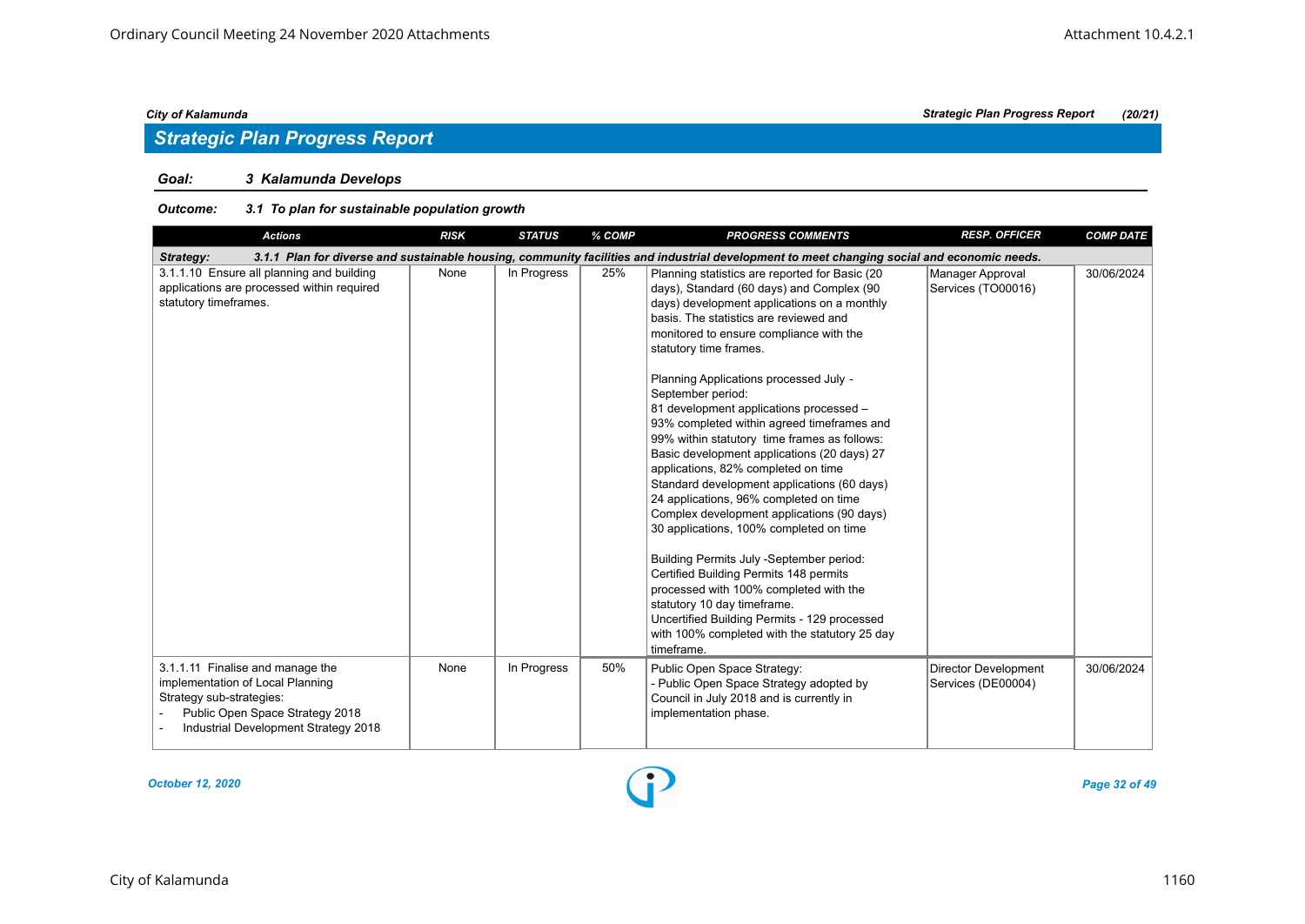## Strategic Plan Progress Report

**Goal:** *3 Kalamunda Develops*

**Outcome:** *3.1 To plan for sustainable population growth*

| Actions | RISK | STATUS | % COMP | PROGRESS COMMENTS | RESP. OFFICER | COMP DATE |
|---|---|---|---|---|---|---|
| **Strategy:** *3.1.1 Plan for diverse and sustainable housing, community facilities and industrial development to meet changing social and economic needs.* | | | | | | |
| 3.1.1.10 Ensure all planning and building applications are processed within required statutory timeframes. | None | In Progress | 25% | Planning statistics are reported for Basic (20 days), Standard (60 days) and Complex (90 days) development applications on a monthly basis. The statistics are reviewed and monitored to ensure compliance with the statutory time frames.<br><br>Planning Applications processed July - September period:<br>81 development applications processed – 93% completed within agreed timeframes and 99% within statutory time frames as follows:<br>Basic development applications (20 days) 27 applications, 82% completed on time<br>Standard development applications (60 days) 24 applications, 96% completed on time<br>Complex development applications (90 days) 30 applications, 100% completed on time<br><br>Building Permits July -September period:<br>Certified Building Permits 148 permits processed with 100% completed with the statutory 10 day timeframe.<br>Uncertified Building Permits - 129 processed with 100% completed with the statutory 25 day timeframe. | Manager Approval Services (TO00016) | 30/06/2024 |
| 3.1.1.11 Finalise and manage the implementation of Local Planning Strategy sub-strategies:<br>- Public Open Space Strategy 2018<br>- Industrial Development Strategy 2018 | None | In Progress | 50% | Public Open Space Strategy:<br>- Public Open Space Strategy adopted by Council in July 2018 and is currently in implementation phase. | Director Development Services (DE00004) | 30/06/2024 |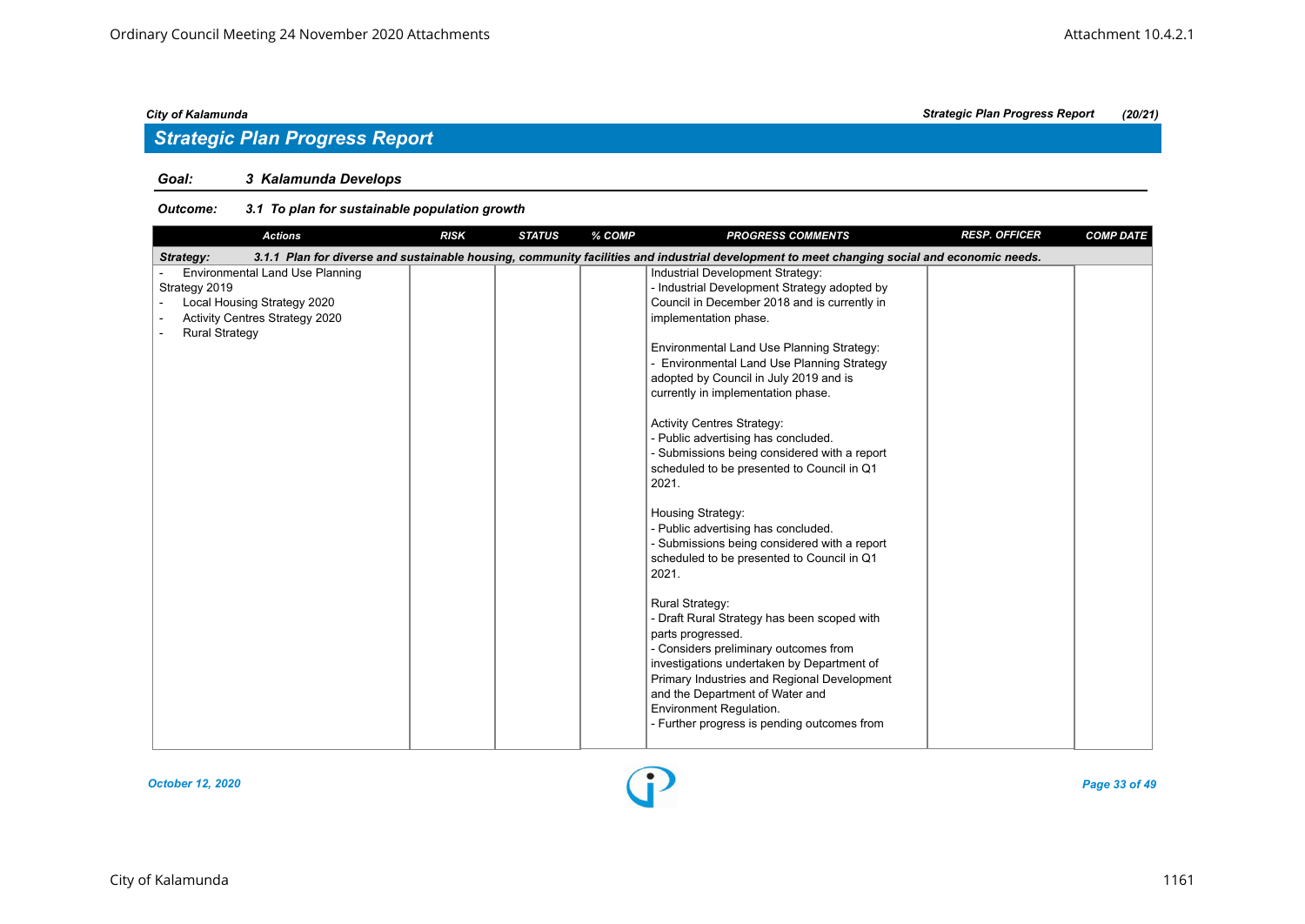## Strategic Plan Progress Report

**Goal:** *3 Kalamunda Develops*

**Outcome:** *3.1 To plan for sustainable population growth*

| Actions | RISK | STATUS | % COMP | PROGRESS COMMENTS | RESP. OFFICER | COMP DATE |
|---|---|---|---|---|---|---|
| **Strategy: 3.1.1 Plan for diverse and sustainable housing, community facilities and industrial development to meet changing social and economic needs.** | | | | | | |
| - Environmental Land Use Planning Strategy 2019<br>- Local Housing Strategy 2020<br>- Activity Centres Strategy 2020<br>- Rural Strategy | | | | Industrial Development Strategy:<br>- Industrial Development Strategy adopted by Council in December 2018 and is currently in implementation phase.<br><br>Environmental Land Use Planning Strategy:<br>- Environmental Land Use Planning Strategy adopted by Council in July 2019 and is currently in implementation phase.<br><br>Activity Centres Strategy:<br>- Public advertising has concluded.<br>- Submissions being considered with a report scheduled to be presented to Council in Q1 2021.<br><br>Housing Strategy:<br>- Public advertising has concluded.<br>- Submissions being considered with a report scheduled to be presented to Council in Q1 2021.<br><br>Rural Strategy:<br>- Draft Rural Strategy has been scoped with parts progressed.<br>- Considers preliminary outcomes from investigations undertaken by Department of Primary Industries and Regional Development and the Department of Water and Environment Regulation.<br>- Further progress is pending outcomes from | | |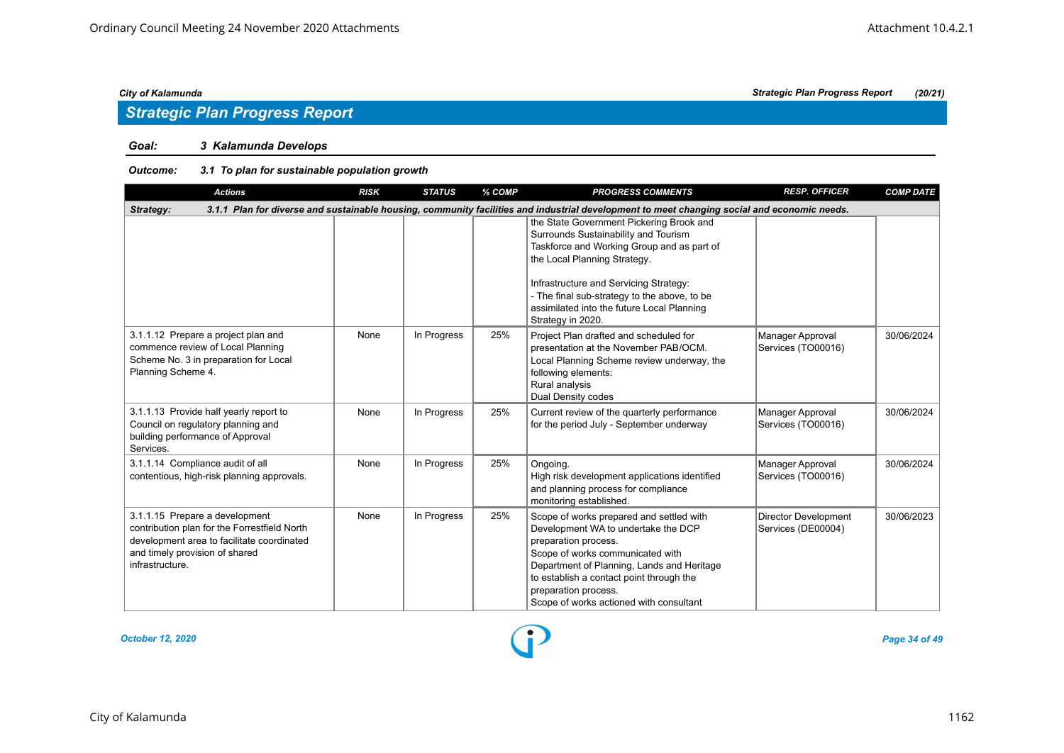## Strategic Plan Progress Report

**Goal:** *3 Kalamunda Develops*

**Outcome:** *3.1 To plan for sustainable population growth*

| Actions | RISK | STATUS | % COMP | PROGRESS COMMENTS | RESP. OFFICER | COMP DATE |
|---|---|---|---|---|---|---|
| **Strategy:** **3.1.1 Plan for diverse and sustainable housing, community facilities and industrial development to meet changing social and economic needs.** | | | | | | |
| | | | | the State Government Pickering Brook and Surrounds Sustainability and Tourism Taskforce and Working Group and as part of the Local Planning Strategy.<br><br>Infrastructure and Servicing Strategy:<br>- The final sub-strategy to the above, to be assimilated into the future Local Planning Strategy in 2020. | | |
| 3.1.1.12 Prepare a project plan and commence review of Local Planning Scheme No. 3 in preparation for Local Planning Scheme 4. | None | In Progress | 25% | Project Plan drafted and scheduled for presentation at the November PAB/OCM.<br>Local Planning Scheme review underway, the following elements:<br>Rural analysis<br>Dual Density codes | Manager Approval Services (TO00016) | 30/06/2024 |
| 3.1.1.13 Provide half yearly report to Council on regulatory planning and building performance of Approval Services. | None | In Progress | 25% | Current review of the quarterly performance for the period July - September underway | Manager Approval Services (TO00016) | 30/06/2024 |
| 3.1.1.14 Compliance audit of all contentious, high-risk planning approvals. | None | In Progress | 25% | Ongoing.<br>High risk development applications identified and planning process for compliance monitoring established. | Manager Approval Services (TO00016) | 30/06/2024 |
| 3.1.1.15 Prepare a development contribution plan for the Forrestfield North development area to facilitate coordinated and timely provision of shared infrastructure. | None | In Progress | 25% | Scope of works prepared and settled with Development WA to undertake the DCP preparation process.<br>Scope of works communicated with Department of Planning, Lands and Heritage to establish a contact point through the preparation process.<br>Scope of works actioned with consultant | Director Development Services (DE00004) | 30/06/2023 |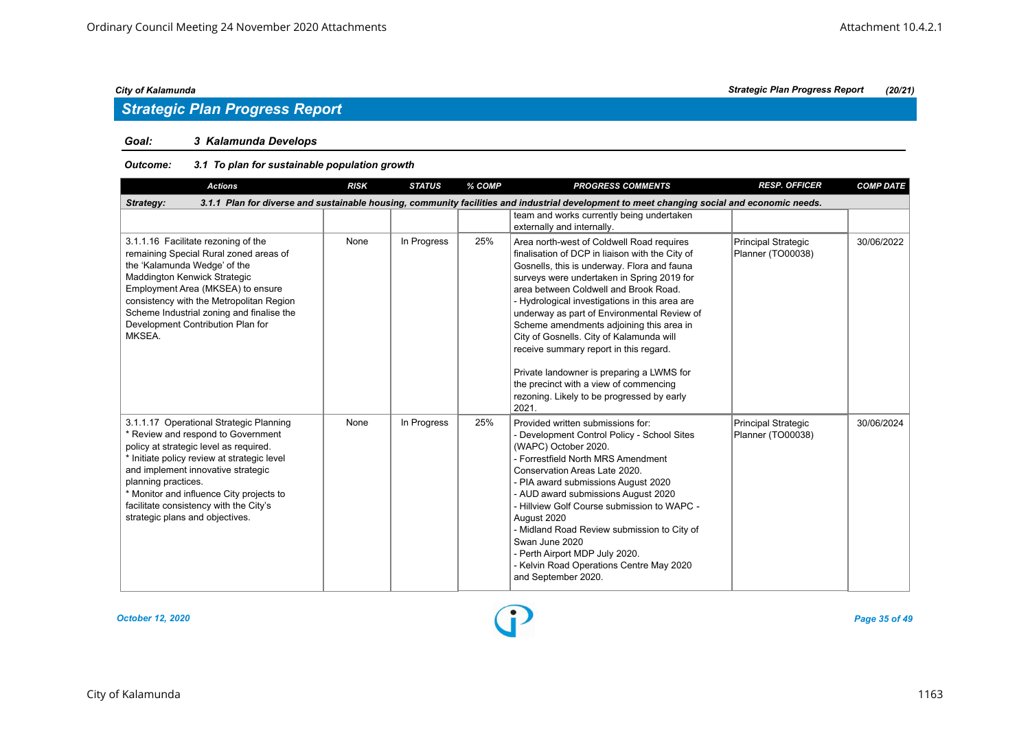*City of Kalamunda* — *Strategic Plan Progress Report (20/21)*

## Strategic Plan Progress Report

**Goal: 3 Kalamunda Develops**

**Outcome: 3.1 To plan for sustainable population growth**

| Actions | RISK | STATUS | % COMP | PROGRESS COMMENTS | RESP. OFFICER | COMP DATE |
|---|---|---|---|---|---|---|
| **Strategy: 3.1.1 Plan for diverse and sustainable housing, community facilities and industrial development to meet changing social and economic needs.** | | | | | | |
| | | | | team and works currently being undertaken externally and internally. | | |
| 3.1.1.16 Facilitate rezoning of the remaining Special Rural zoned areas of the 'Kalamunda Wedge' of the Maddington Kenwick Strategic Employment Area (MKSEA) to ensure consistency with the Metropolitan Region Scheme Industrial zoning and finalise the Development Contribution Plan for MKSEA. | None | In Progress | 25% | Area north-west of Coldwell Road requires finalisation of DCP in liaison with the City of Gosnells, this is underway. Flora and fauna surveys were undertaken in Spring 2019 for area between Coldwell and Brook Road.<br>- Hydrological investigations in this area are underway as part of Environmental Review of Scheme amendments adjoining this area in City of Gosnells. City of Kalamunda will receive summary report in this regard.<br><br>Private landowner is preparing a LWMS for the precinct with a view of commencing rezoning. Likely to be progressed by early 2021. | Principal Strategic Planner (TO00038) | 30/06/2022 |
| 3.1.1.17 Operational Strategic Planning<br>* Review and respond to Government policy at strategic level as required.<br>* Initiate policy review at strategic level and implement innovative strategic planning practices.<br>* Monitor and influence City projects to facilitate consistency with the City's strategic plans and objectives. | None | In Progress | 25% | Provided written submissions for:<br>- Development Control Policy - School Sites (WAPC) October 2020.<br>- Forrestfield North MRS Amendment Conservation Areas Late 2020.<br>- PIA award submissions August 2020<br>- AUD award submissions August 2020<br>- Hillview Golf Course submission to WAPC - August 2020<br>- Midland Road Review submission to City of Swan June 2020<br>- Perth Airport MDP July 2020.<br>- Kelvin Road Operations Centre May 2020 and September 2020. | Principal Strategic Planner (TO00038) | 30/06/2024 |

*October 12, 2020*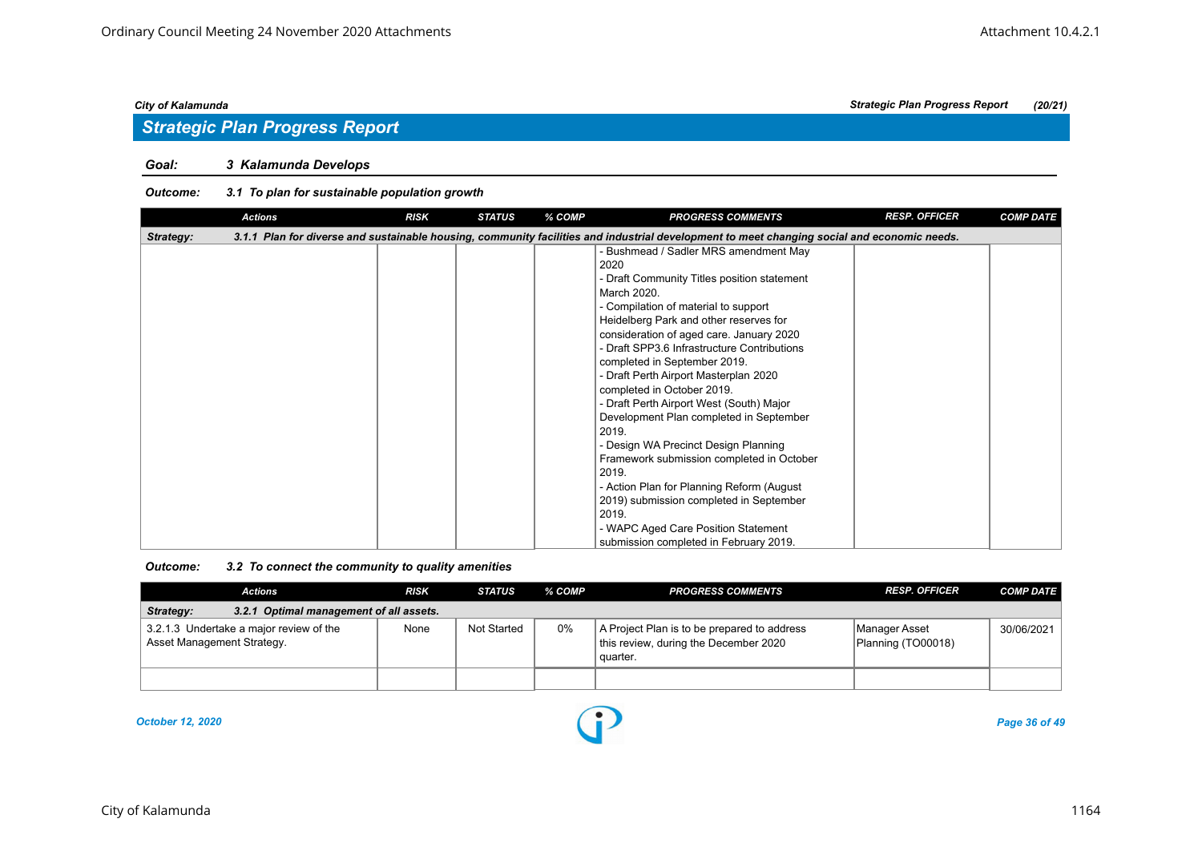## Strategic Plan Progress Report

**Goal: 3 Kalamunda Develops**

***Outcome: 3.1 To plan for sustainable population growth***

| Actions | RISK | STATUS | % COMP | PROGRESS COMMENTS | RESP. OFFICER | COMP DATE |
|---|---|---|---|---|---|---|
| ***Strategy: 3.1.1 Plan for diverse and sustainable housing, community facilities and industrial development to meet changing social and economic needs.*** | | | | | | |
| | | | | - Bushmead / Sadler MRS amendment May 2020<br>- Draft Community Titles position statement March 2020.<br>- Compilation of material to support Heidelberg Park and other reserves for consideration of aged care. January 2020<br>- Draft SPP3.6 Infrastructure Contributions completed in September 2019.<br>- Draft Perth Airport Masterplan 2020 completed in October 2019.<br>- Draft Perth Airport West (South) Major Development Plan completed in September 2019.<br>- Design WA Precinct Design Planning Framework submission completed in October 2019.<br>- Action Plan for Planning Reform (August 2019) submission completed in September 2019.<br>- WAPC Aged Care Position Statement submission completed in February 2019. | | |

***Outcome: 3.2 To connect the community to quality amenities***

| Actions | RISK | STATUS | % COMP | PROGRESS COMMENTS | RESP. OFFICER | COMP DATE |
|---|---|---|---|---|---|---|
| ***Strategy: 3.2.1 Optimal management of all assets.*** | | | | | | |
| 3.2.1.3 Undertake a major review of the Asset Management Strategy. | None | Not Started | 0% | A Project Plan is to be prepared to address this review, during the December 2020 quarter. | Manager Asset Planning (TO00018) | 30/06/2021 |
| | | | | | | |

*October 12, 2020*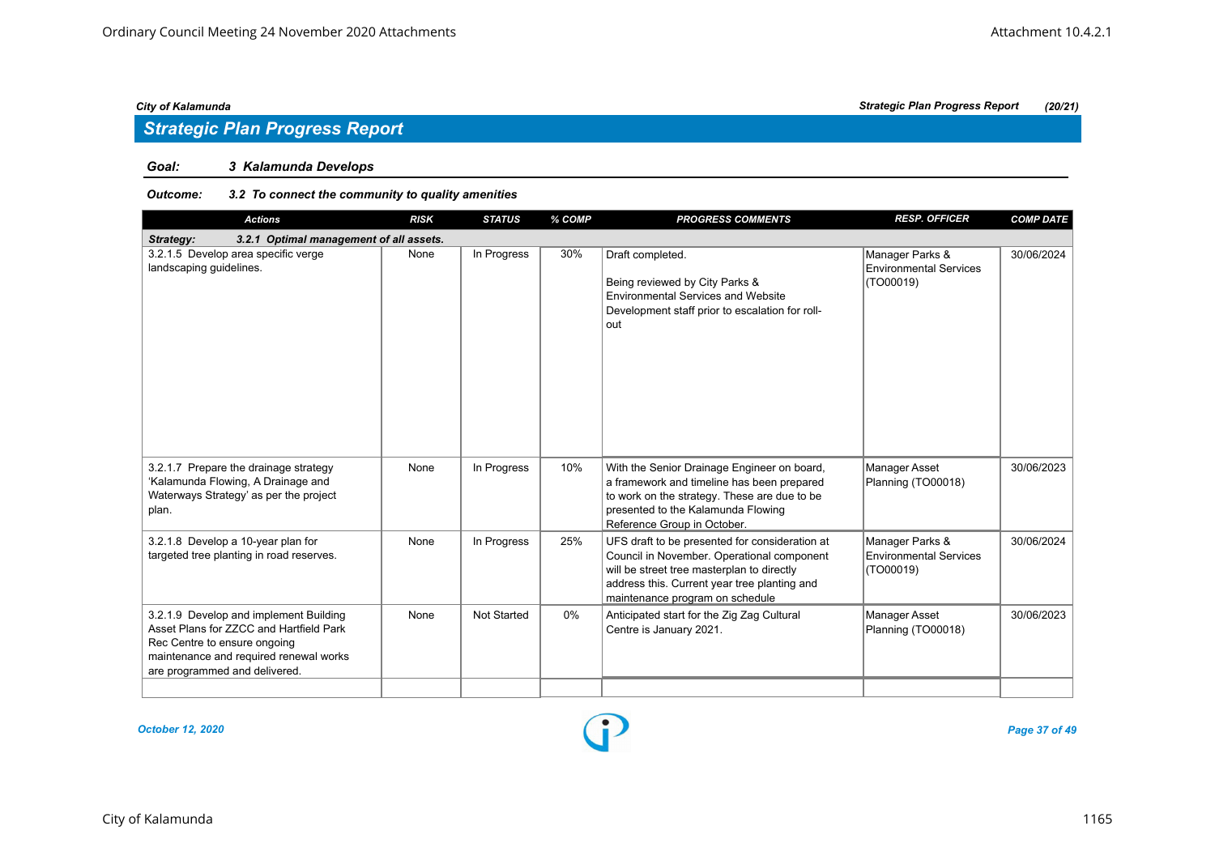## Strategic Plan Progress Report

**Goal:** *3 Kalamunda Develops*

**Outcome:** *3.2 To connect the community to quality amenities*

| Actions | RISK | STATUS | % COMP | PROGRESS COMMENTS | RESP. OFFICER | COMP DATE |
|---|---|---|---|---|---|---|
| **Strategy: 3.2.1 Optimal management of all assets.** | | | | | | |
| 3.2.1.5 Develop area specific verge landscaping guidelines. | None | In Progress | 30% | Draft completed.<br><br>Being reviewed by City Parks & Environmental Services and Website Development staff prior to escalation for roll-out | Manager Parks & Environmental Services (TO00019) | 30/06/2024 |
| 3.2.1.7 Prepare the drainage strategy 'Kalamunda Flowing, A Drainage and Waterways Strategy' as per the project plan. | None | In Progress | 10% | With the Senior Drainage Engineer on board, a framework and timeline has been prepared to work on the strategy. These are due to be presented to the Kalamunda Flowing Reference Group in October. | Manager Asset Planning (TO00018) | 30/06/2023 |
| 3.2.1.8 Develop a 10-year plan for targeted tree planting in road reserves. | None | In Progress | 25% | UFS draft to be presented for consideration at Council in November. Operational component will be street tree masterplan to directly address this. Current year tree planting and maintenance program on schedule | Manager Parks & Environmental Services (TO00019) | 30/06/2024 |
| 3.2.1.9 Develop and implement Building Asset Plans for ZZCC and Hartfield Park Rec Centre to ensure ongoing maintenance and required renewal works are programmed and delivered. | None | Not Started | 0% | Anticipated start for the Zig Zag Cultural Centre is January 2021. | Manager Asset Planning (TO00018) | 30/06/2023 |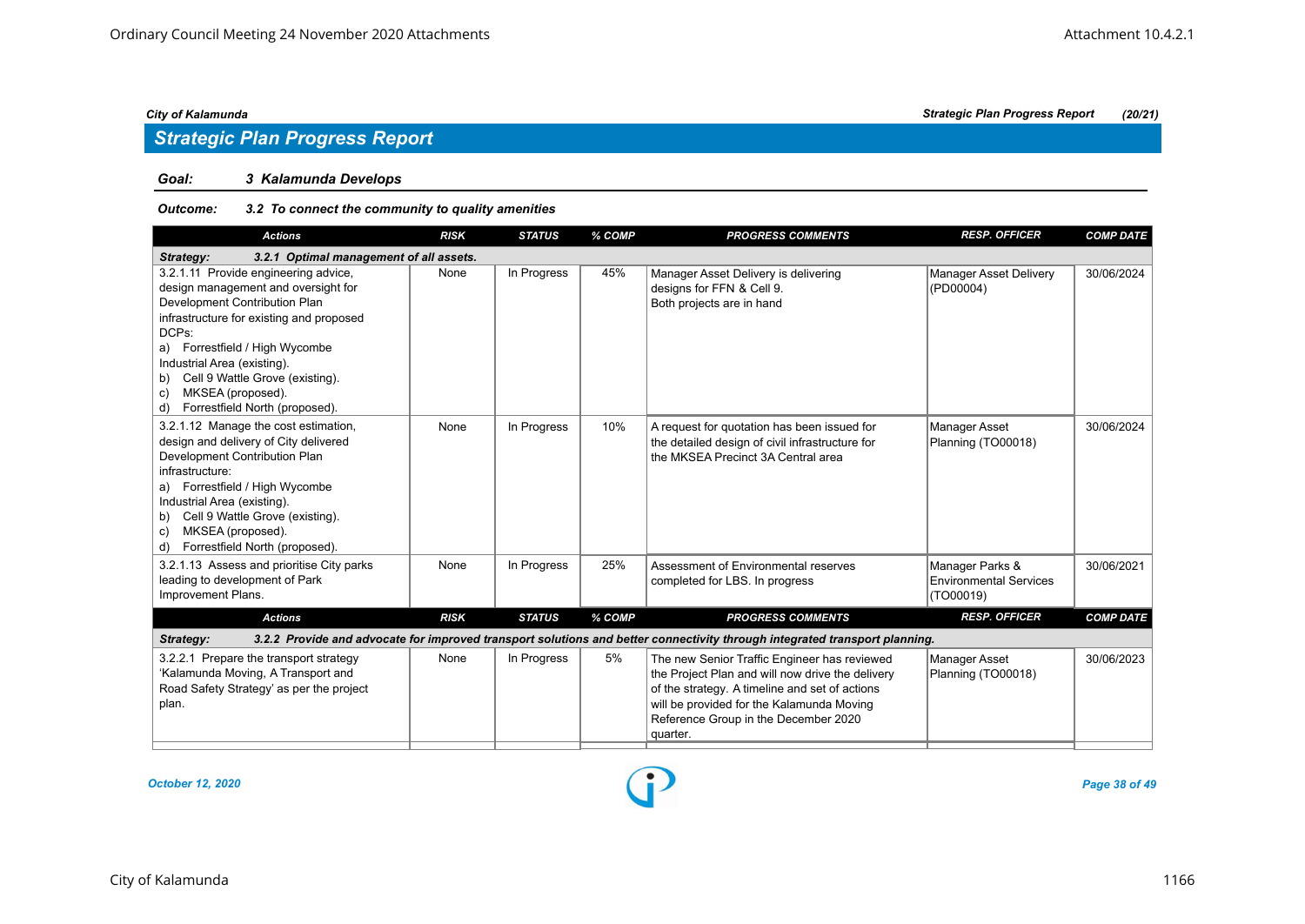## Strategic Plan Progress Report

### Goal: 3 Kalamunda Develops

#### Outcome: 3.2 To connect the community to quality amenities

| Actions | RISK | STATUS | % COMP | PROGRESS COMMENTS | RESP. OFFICER | COMP DATE |
|---|---|---|---|---|---|---|
| **Strategy: 3.2.1 Optimal management of all assets.** | | | | | | |
| 3.2.1.11 Provide engineering advice, design management and oversight for Development Contribution Plan infrastructure for existing and proposed DCPs:<br>a) Forrestfield / High Wycombe Industrial Area (existing).<br>b) Cell 9 Wattle Grove (existing).<br>c) MKSEA (proposed).<br>d) Forrestfield North (proposed). | None | In Progress | 45% | Manager Asset Delivery is delivering designs for FFN & Cell 9.<br>Both projects are in hand | Manager Asset Delivery (PD00004) | 30/06/2024 |
| 3.2.1.12 Manage the cost estimation, design and delivery of City delivered Development Contribution Plan infrastructure:<br>a) Forrestfield / High Wycombe Industrial Area (existing).<br>b) Cell 9 Wattle Grove (existing).<br>c) MKSEA (proposed).<br>d) Forrestfield North (proposed). | None | In Progress | 10% | A request for quotation has been issued for the detailed design of civil infrastructure for the MKSEA Precinct 3A Central area | Manager Asset Planning (TO00018) | 30/06/2024 |
| 3.2.1.13 Assess and prioritise City parks leading to development of Park Improvement Plans. | None | In Progress | 25% | Assessment of Environmental reserves completed for LBS. In progress | Manager Parks & Environmental Services (TO00019) | 30/06/2021 |
| **Strategy: 3.2.2 Provide and advocate for improved transport solutions and better connectivity through integrated transport planning.** | | | | | | |
| 3.2.2.1 Prepare the transport strategy 'Kalamunda Moving, A Transport and Road Safety Strategy' as per the project plan. | None | In Progress | 5% | The new Senior Traffic Engineer has reviewed the Project Plan and will now drive the delivery of the strategy. A timeline and set of actions will be provided for the Kalamunda Moving Reference Group in the December 2020 quarter. | Manager Asset Planning (TO00018) | 30/06/2023 |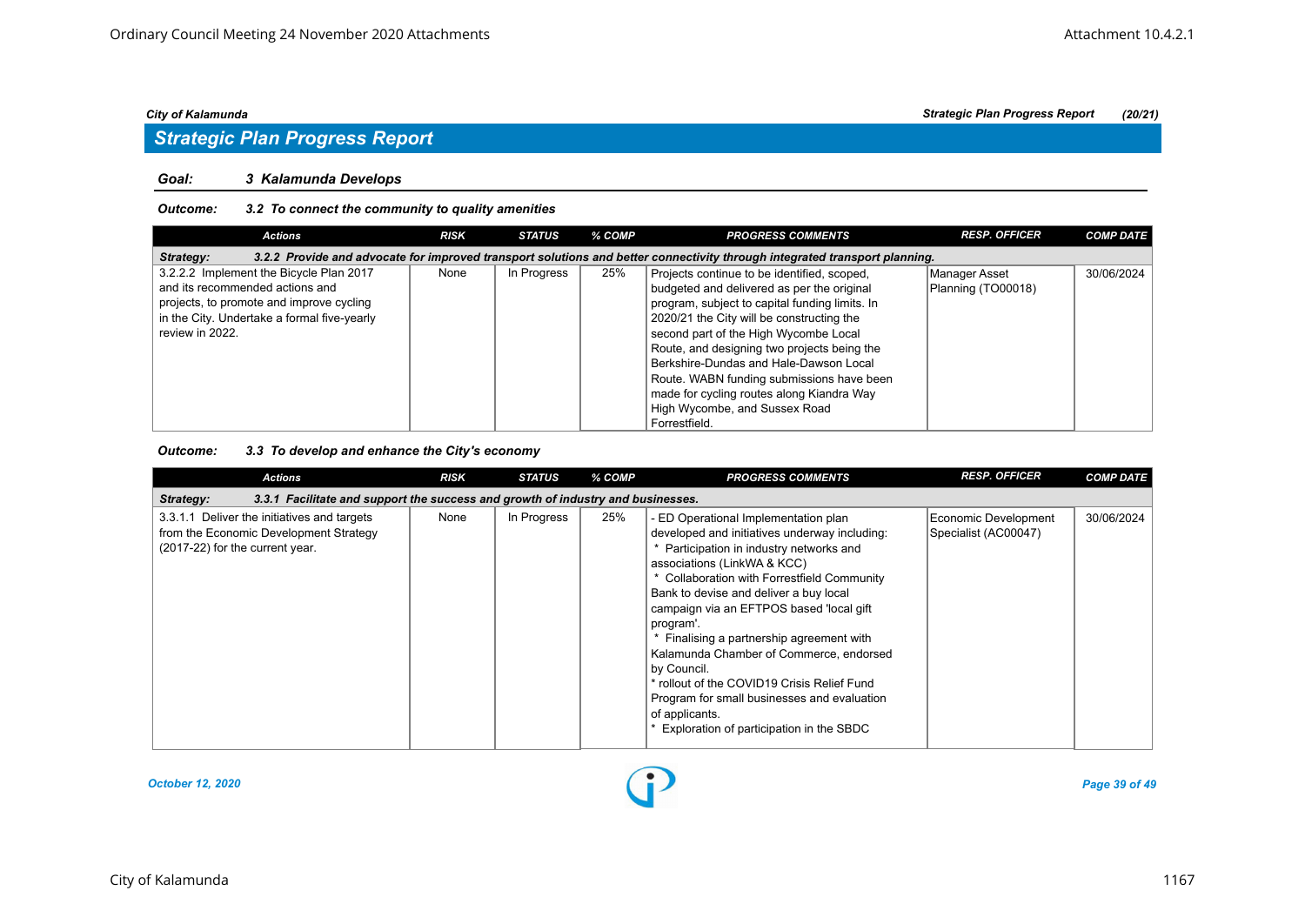## Strategic Plan Progress Report

**Goal:** 3 Kalamunda Develops

**Outcome:** 3.2 To connect the community to quality amenities

| Actions | RISK | STATUS | % COMP | PROGRESS COMMENTS | RESP. OFFICER | COMP DATE |
|---|---|---|---|---|---|---|
| **Strategy:** 3.2.2 Provide and advocate for improved transport solutions and better connectivity through integrated transport planning. | | | | | | |
| 3.2.2.2 Implement the Bicycle Plan 2017 and its recommended actions and projects, to promote and improve cycling in the City. Undertake a formal five-yearly review in 2022. | None | In Progress | 25% | Projects continue to be identified, scoped, budgeted and delivered as per the original program, subject to capital funding limits. In 2020/21 the City will be constructing the second part of the High Wycombe Local Route, and designing two projects being the Berkshire-Dundas and Hale-Dawson Local Route. WABN funding submissions have been made for cycling routes along Kiandra Way High Wycombe, and Sussex Road Forrestfield. | Manager Asset Planning (TO00018) | 30/06/2024 |

**Outcome:** 3.3 To develop and enhance the City's economy

| Actions | RISK | STATUS | % COMP | PROGRESS COMMENTS | RESP. OFFICER | COMP DATE |
|---|---|---|---|---|---|---|
| **Strategy:** 3.3.1 Facilitate and support the success and growth of industry and businesses. | | | | | | |
| 3.3.1.1 Deliver the initiatives and targets from the Economic Development Strategy (2017-22) for the current year. | None | In Progress | 25% | - ED Operational Implementation plan developed and initiatives underway including: <br> * Participation in industry networks and associations (LinkWA & KCC) <br> * Collaboration with Forrestfield Community Bank to devise and deliver a buy local campaign via an EFTPOS based 'local gift program'. <br> * Finalising a partnership agreement with Kalamunda Chamber of Commerce, endorsed by Council. <br> * rollout of the COVID19 Crisis Relief Fund Program for small businesses and evaluation of applicants. <br> * Exploration of participation in the SBDC | Economic Development Specialist (AC00047) | 30/06/2024 |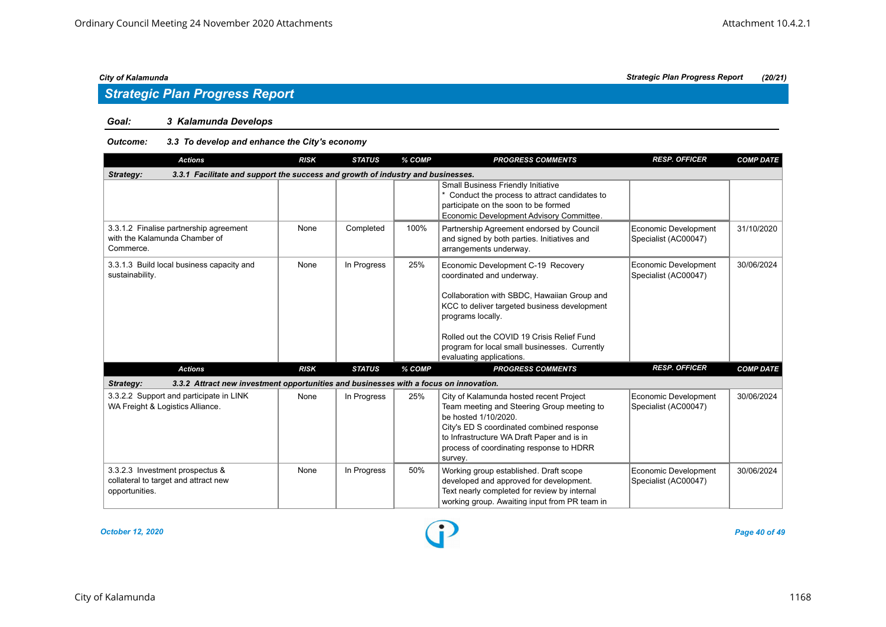## Strategic Plan Progress Report

**Goal:** *3 Kalamunda Develops*

**Outcome:** *3.3 To develop and enhance the City's economy*

| Actions | RISK | STATUS | % COMP | PROGRESS COMMENTS | RESP. OFFICER | COMP DATE |
|---|---|---|---|---|---|---|
| **Strategy: 3.3.1 Facilitate and support the success and growth of industry and businesses.** | | | | | | |
| | | | | Small Business Friendly Initiative<br>* Conduct the process to attract candidates to participate on the soon to be formed Economic Development Advisory Committee. | | |
| 3.3.1.2 Finalise partnership agreement with the Kalamunda Chamber of Commerce. | None | Completed | 100% | Partnership Agreement endorsed by Council and signed by both parties. Initiatives and arrangements underway. | Economic Development Specialist (AC00047) | 31/10/2020 |
| 3.3.1.3 Build local business capacity and sustainability. | None | In Progress | 25% | Economic Development C-19 Recovery coordinated and underway.<br><br>Collaboration with SBDC, Hawaiian Group and KCC to deliver targeted business development programs locally.<br><br>Rolled out the COVID 19 Crisis Relief Fund program for local small businesses. Currently evaluating applications. | Economic Development Specialist (AC00047) | 30/06/2024 |
| **Strategy: 3.3.2 Attract new investment opportunities and businesses with a focus on innovation.** | | | | | | |
| 3.3.2.2 Support and participate in LINK WA Freight & Logistics Alliance. | None | In Progress | 25% | City of Kalamunda hosted recent Project Team meeting and Steering Group meeting to be hosted 1/10/2020.<br>City's ED S coordinated combined response to Infrastructure WA Draft Paper and is in process of coordinating response to HDRR survey. | Economic Development Specialist (AC00047) | 30/06/2024 |
| 3.3.2.3 Investment prospectus & collateral to target and attract new opportunities. | None | In Progress | 50% | Working group established. Draft scope developed and approved for development. Text nearly completed for review by internal working group. Awaiting input from PR team in | Economic Development Specialist (AC00047) | 30/06/2024 |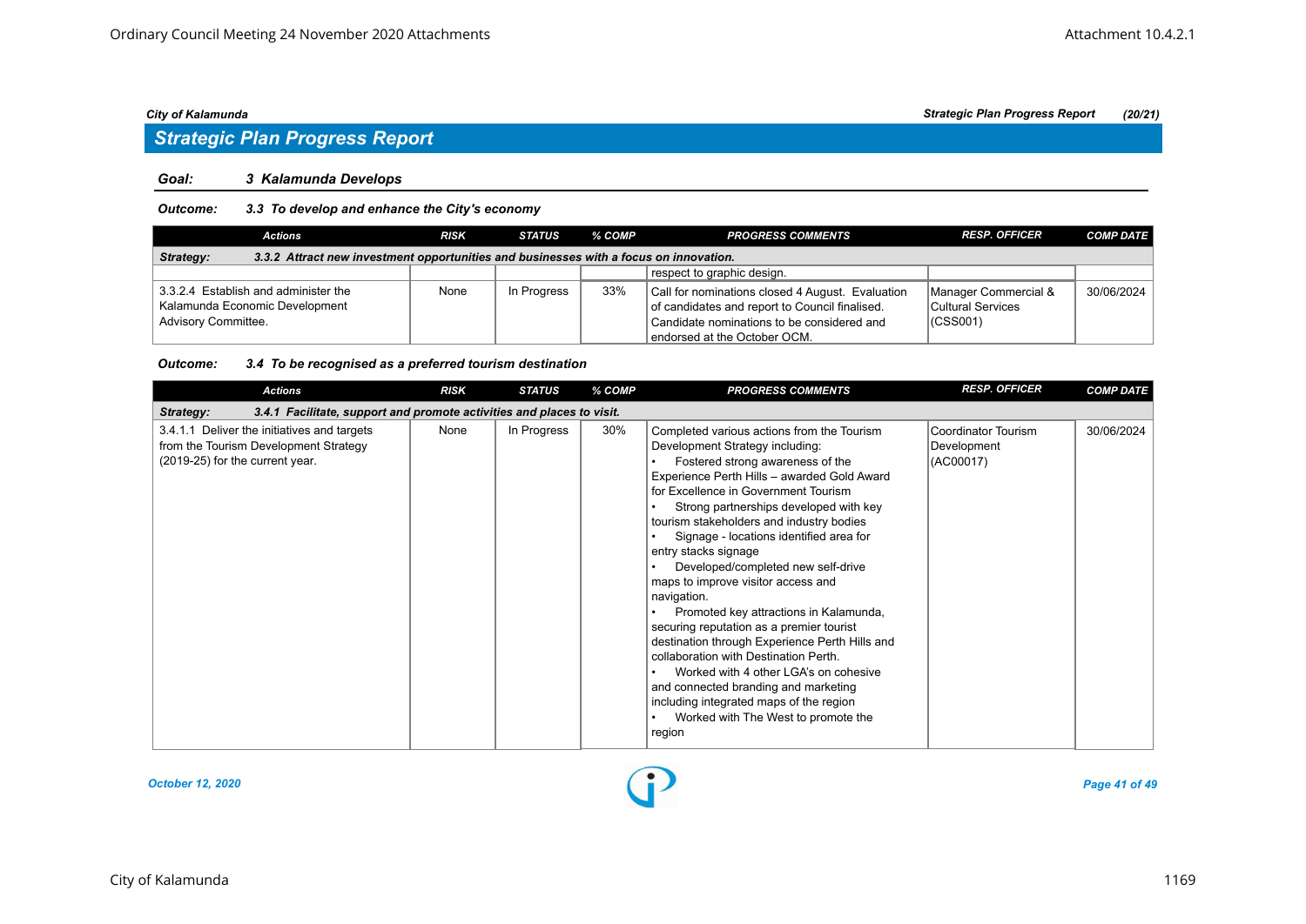## Strategic Plan Progress Report

### Goal: 3 Kalamunda Develops

#### Outcome: 3.3 To develop and enhance the City's economy

| Actions | RISK | STATUS | % COMP | PROGRESS COMMENTS | RESP. OFFICER | COMP DATE |
|---|---|---|---|---|---|---|
| **Strategy: 3.3.2 Attract new investment opportunities and businesses with a focus on innovation.** | | | | | | |
| | | | | respect to graphic design. | | |
| 3.3.2.4 Establish and administer the Kalamunda Economic Development Advisory Committee. | None | In Progress | 33% | Call for nominations closed 4 August. Evaluation of candidates and report to Council finalised. Candidate nominations to be considered and endorsed at the October OCM. | Manager Commercial & Cultural Services (CSS001) | 30/06/2024 |

#### Outcome: 3.4 To be recognised as a preferred tourism destination

| Actions | RISK | STATUS | % COMP | PROGRESS COMMENTS | RESP. OFFICER | COMP DATE |
|---|---|---|---|---|---|---|
| **Strategy: 3.4.1 Facilitate, support and promote activities and places to visit.** | | | | | | |
| 3.4.1.1 Deliver the initiatives and targets from the Tourism Development Strategy (2019-25) for the current year. | None | In Progress | 30% | Completed various actions from the Tourism Development Strategy including:<br>• Fostered strong awareness of the Experience Perth Hills – awarded Gold Award for Excellence in Government Tourism<br>• Strong partnerships developed with key tourism stakeholders and industry bodies<br>• Signage - locations identified area for entry stacks signage<br>• Developed/completed new self-drive maps to improve visitor access and navigation.<br>• Promoted key attractions in Kalamunda, securing reputation as a premier tourist destination through Experience Perth Hills and collaboration with Destination Perth.<br>• Worked with 4 other LGA's on cohesive and connected branding and marketing including integrated maps of the region<br>• Worked with The West to promote the region | Coordinator Tourism Development (AC00017) | 30/06/2024 |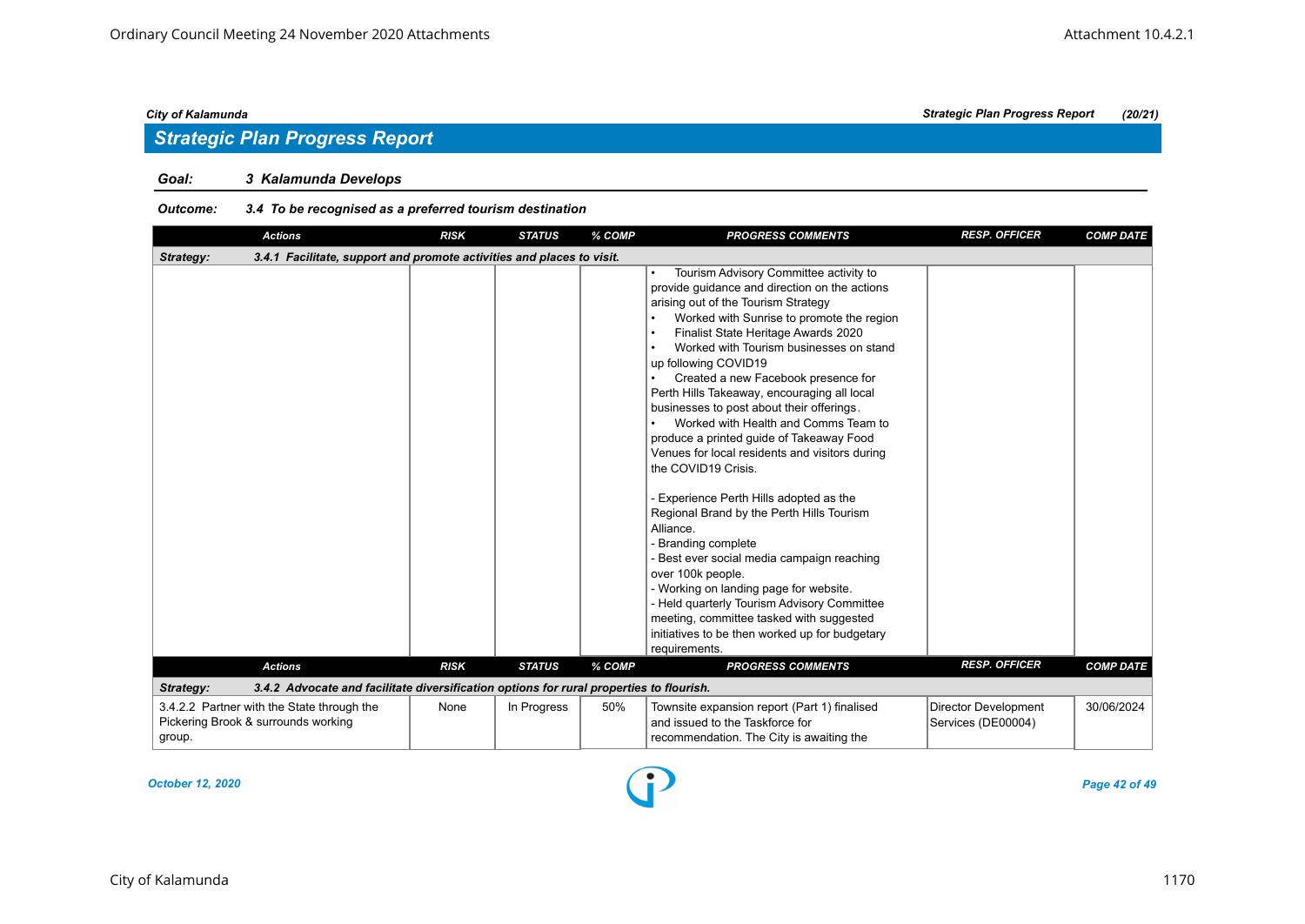## Strategic Plan Progress Report

**Goal:** ***3 Kalamunda Develops***

**Outcome:** ***3.4 To be recognised as a preferred tourism destination***

| Actions | RISK | STATUS | % COMP | PROGRESS COMMENTS | RESP. OFFICER | COMP DATE |
|---|---|---|---|---|---|---|
| **Strategy: 3.4.1 Facilitate, support and promote activities and places to visit.** | | | | | | |
| | | | | • Tourism Advisory Committee activity to provide guidance and direction on the actions arising out of the Tourism Strategy<br>• Worked with Sunrise to promote the region<br>• Finalist State Heritage Awards 2020<br>• Worked with Tourism businesses on stand up following COVID19<br>• Created a new Facebook presence for Perth Hills Takeaway, encouraging all local businesses to post about their offerings.<br>• Worked with Health and Comms Team to produce a printed guide of Takeaway Food Venues for local residents and visitors during the COVID19 Crisis.<br><br>- Experience Perth Hills adopted as the Regional Brand by the Perth Hills Tourism Alliance.<br>- Branding complete<br>- Best ever social media campaign reaching over 100k people.<br>- Working on landing page for website.<br>- Held quarterly Tourism Advisory Committee meeting, committee tasked with suggested initiatives to be then worked up for budgetary requirements. | | |

| Actions | RISK | STATUS | % COMP | PROGRESS COMMENTS | RESP. OFFICER | COMP DATE |
|---|---|---|---|---|---|---|
| **Strategy: 3.4.2 Advocate and facilitate diversification options for rural properties to flourish.** | | | | | | |
| 3.4.2.2 Partner with the State through the Pickering Brook & surrounds working group. | None | In Progress | 50% | Townsite expansion report (Part 1) finalised and issued to the Taskforce for recommendation. The City is awaiting the | Director Development Services (DE00004) | 30/06/2024 |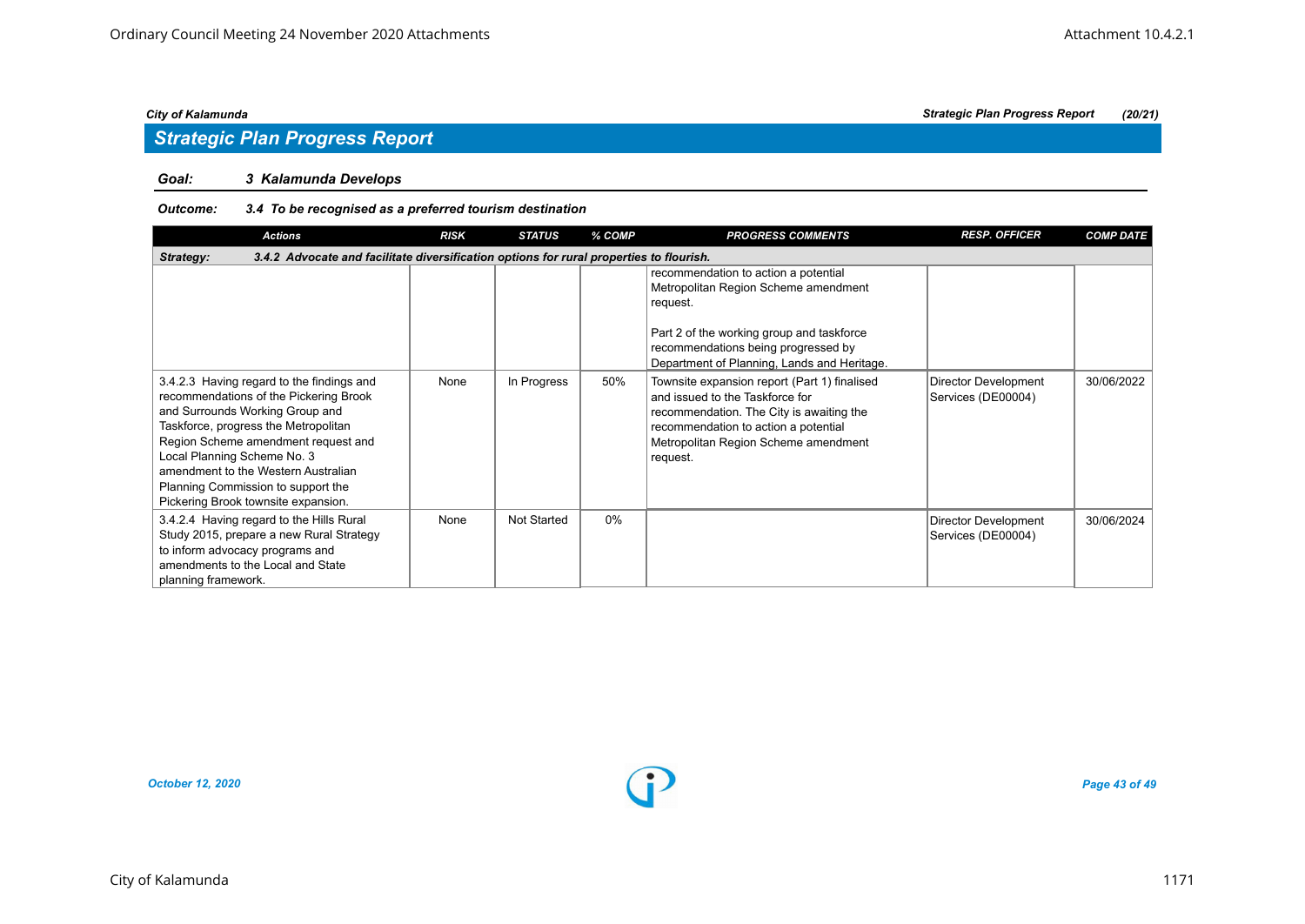## Strategic Plan Progress Report

**Goal:** *3 Kalamunda Develops*

**Outcome:** *3.4 To be recognised as a preferred tourism destination*

| Actions | RISK | STATUS | % COMP | PROGRESS COMMENTS | RESP. OFFICER | COMP DATE |
|---|---|---|---|---|---|---|
| **Strategy: 3.4.2 Advocate and facilitate diversification options for rural properties to flourish.** | | | | | | |
| | | | | recommendation to action a potential Metropolitan Region Scheme amendment request. Part 2 of the working group and taskforce recommendations being progressed by Department of Planning, Lands and Heritage. | | |
| 3.4.2.3 Having regard to the findings and recommendations of the Pickering Brook and Surrounds Working Group and Taskforce, progress the Metropolitan Region Scheme amendment request and Local Planning Scheme No. 3 amendment to the Western Australian Planning Commission to support the Pickering Brook townsite expansion. | None | In Progress | 50% | Townsite expansion report (Part 1) finalised and issued to the Taskforce for recommendation. The City is awaiting the recommendation to action a potential Metropolitan Region Scheme amendment request. | Director Development Services (DE00004) | 30/06/2022 |
| 3.4.2.4 Having regard to the Hills Rural Study 2015, prepare a new Rural Strategy to inform advocacy programs and amendments to the Local and State planning framework. | None | Not Started | 0% | | Director Development Services (DE00004) | 30/06/2024 |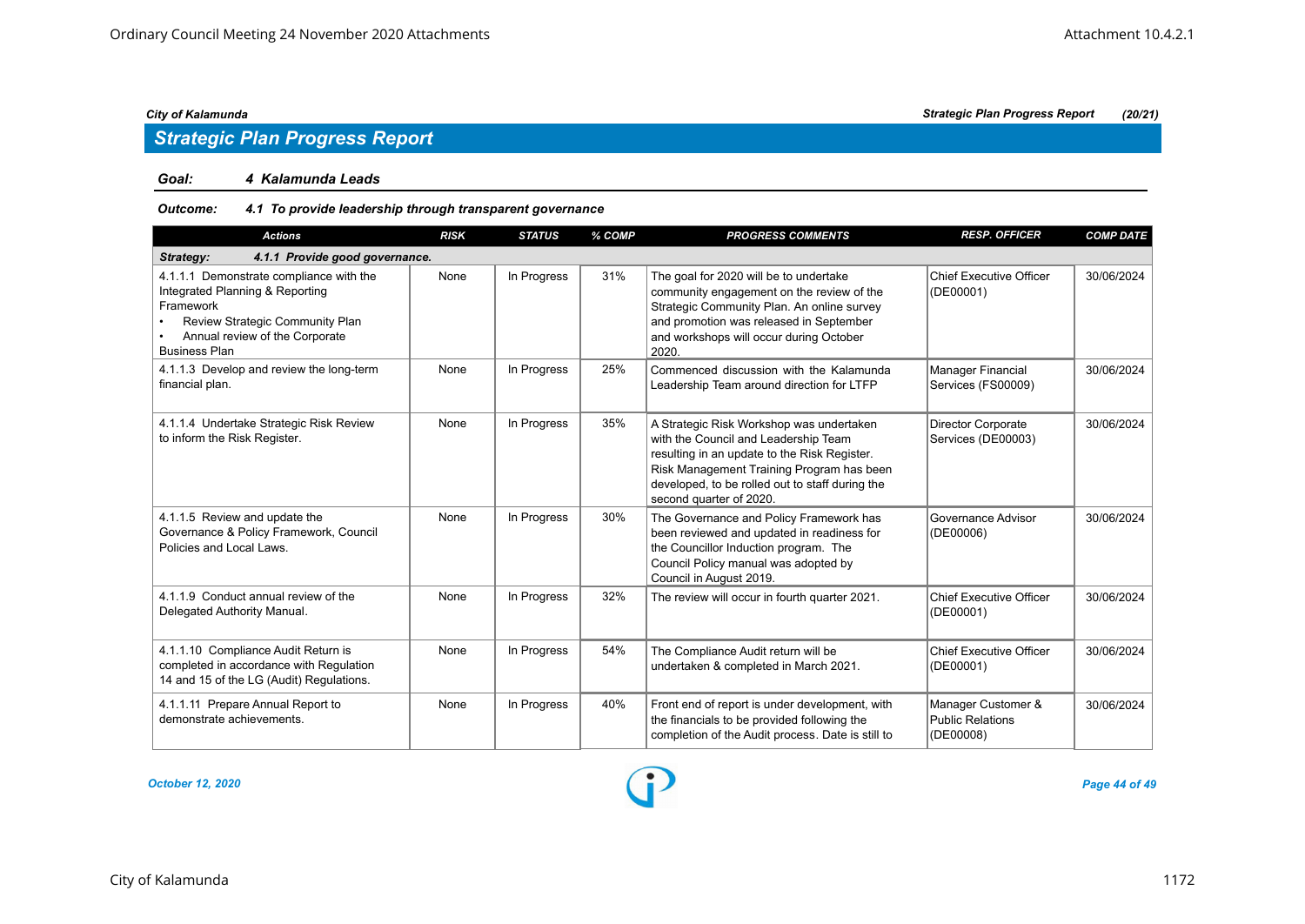City of Kalamunda | Strategic Plan Progress Report (20/21)

## Strategic Plan Progress Report

**Goal:** ***4 Kalamunda Leads***

**Outcome:** ***4.1 To provide leadership through transparent governance***

| Actions | RISK | STATUS | % COMP | PROGRESS COMMENTS | RESP. OFFICER | COMP DATE |
|---|---|---|---|---|---|---|
| ***Strategy: 4.1.1 Provide good governance.*** | | | | | | |
| 4.1.1.1 Demonstrate compliance with the Integrated Planning & Reporting Framework • Review Strategic Community Plan • Annual review of the Corporate Business Plan | None | In Progress | 31% | The goal for 2020 will be to undertake community engagement on the review of the Strategic Community Plan. An online survey and promotion was released in September and workshops will occur during October 2020. | Chief Executive Officer (DE00001) | 30/06/2024 |
| 4.1.1.3 Develop and review the long-term financial plan. | None | In Progress | 25% | Commenced discussion with the Kalamunda Leadership Team around direction for LTFP | Manager Financial Services (FS00009) | 30/06/2024 |
| 4.1.1.4 Undertake Strategic Risk Review to inform the Risk Register. | None | In Progress | 35% | A Strategic Risk Workshop was undertaken with the Council and Leadership Team resulting in an update to the Risk Register. Risk Management Training Program has been developed, to be rolled out to staff during the second quarter of 2020. | Director Corporate Services (DE00003) | 30/06/2024 |
| 4.1.1.5 Review and update the Governance & Policy Framework, Council Policies and Local Laws. | None | In Progress | 30% | The Governance and Policy Framework has been reviewed and updated in readiness for the Councillor Induction program. The Council Policy manual was adopted by Council in August 2019. | Governance Advisor (DE00006) | 30/06/2024 |
| 4.1.1.9 Conduct annual review of the Delegated Authority Manual. | None | In Progress | 32% | The review will occur in fourth quarter 2021. | Chief Executive Officer (DE00001) | 30/06/2024 |
| 4.1.1.10 Compliance Audit Return is completed in accordance with Regulation 14 and 15 of the LG (Audit) Regulations. | None | In Progress | 54% | The Compliance Audit return will be undertaken & completed in March 2021. | Chief Executive Officer (DE00001) | 30/06/2024 |
| 4.1.1.11 Prepare Annual Report to demonstrate achievements. | None | In Progress | 40% | Front end of report is under development, with the financials to be provided following the completion of the Audit process. Date is still to | Manager Customer & Public Relations (DE00008) | 30/06/2024 |

*October 12, 2020*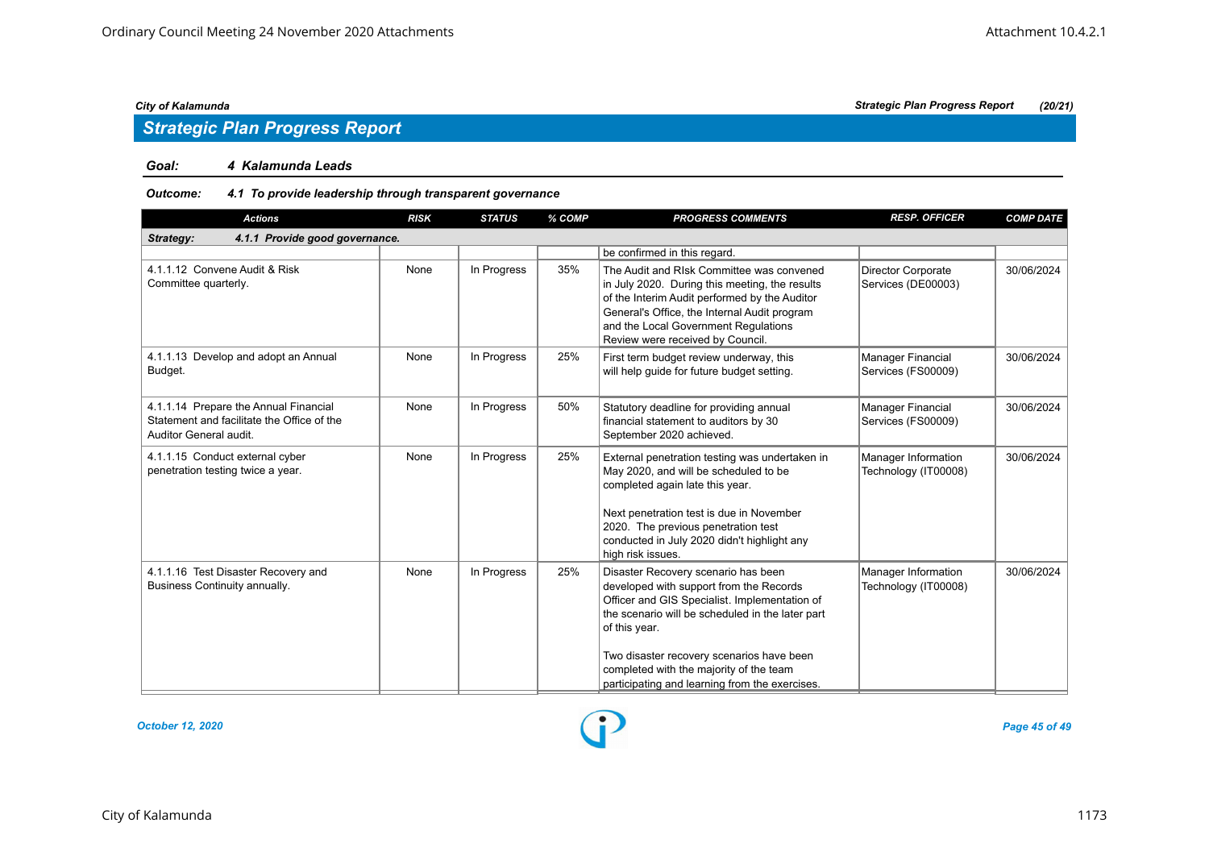*City of Kalamunda* — *Strategic Plan Progress Report (20/21)*

## Strategic Plan Progress Report

**Goal:** ***4 Kalamunda Leads***

**Outcome:** ***4.1 To provide leadership through transparent governance***

| Actions | RISK | STATUS | % COMP | PROGRESS COMMENTS | RESP. OFFICER | COMP DATE |
|---|---|---|---|---|---|---|
| ***Strategy: 4.1.1 Provide good governance.*** | | | | | | |
| | | | | be confirmed in this regard. | | |
| 4.1.1.12 Convene Audit & Risk Committee quarterly. | None | In Progress | 35% | The Audit and RIsk Committee was convened in July 2020. During this meeting, the results of the Interim Audit performed by the Auditor General's Office, the Internal Audit program and the Local Government Regulations Review were received by Council. | Director Corporate Services (DE00003) | 30/06/2024 |
| 4.1.1.13 Develop and adopt an Annual Budget. | None | In Progress | 25% | First term budget review underway, this will help guide for future budget setting. | Manager Financial Services (FS00009) | 30/06/2024 |
| 4.1.1.14 Prepare the Annual Financial Statement and facilitate the Office of the Auditor General audit. | None | In Progress | 50% | Statutory deadline for providing annual financial statement to auditors by 30 September 2020 achieved. | Manager Financial Services (FS00009) | 30/06/2024 |
| 4.1.1.15 Conduct external cyber penetration testing twice a year. | None | In Progress | 25% | External penetration testing was undertaken in May 2020, and will be scheduled to be completed again late this year.<br><br>Next penetration test is due in November 2020. The previous penetration test conducted in July 2020 didn't highlight any high risk issues. | Manager Information Technology (IT00008) | 30/06/2024 |
| 4.1.1.16 Test Disaster Recovery and Business Continuity annually. | None | In Progress | 25% | Disaster Recovery scenario has been developed with support from the Records Officer and GIS Specialist. Implementation of the scenario will be scheduled in the later part of this year.<br><br>Two disaster recovery scenarios have been completed with the majority of the team participating and learning from the exercises. | Manager Information Technology (IT00008) | 30/06/2024 |

*October 12, 2020*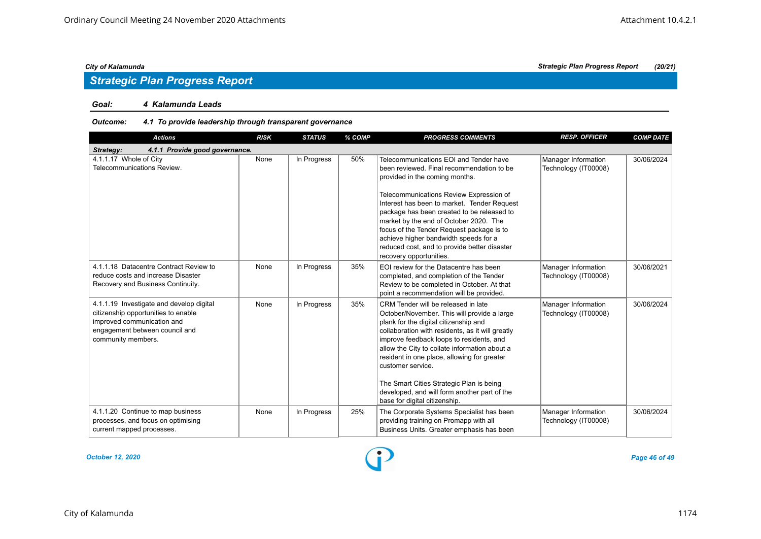## Strategic Plan Progress Report

**Goal:** *4 Kalamunda Leads*

**Outcome:** *4.1 To provide leadership through transparent governance*

| Actions | RISK | STATUS | % COMP | PROGRESS COMMENTS | RESP. OFFICER | COMP DATE |
|---|---|---|---|---|---|---|
| ***Strategy: 4.1.1 Provide good governance.*** | | | | | | |
| 4.1.1.17 Whole of City Telecommunications Review. | None | In Progress | 50% | Telecommunications EOI and Tender have been reviewed. Final recommendation to be provided in the coming months.<br><br>Telecommunications Review Expression of Interest has been to market. Tender Request package has been created to be released to market by the end of October 2020. The focus of the Tender Request package is to achieve higher bandwidth speeds for a reduced cost, and to provide better disaster recovery opportunities. | Manager Information Technology (IT00008) | 30/06/2024 |
| 4.1.1.18 Datacentre Contract Review to reduce costs and increase Disaster Recovery and Business Continuity. | None | In Progress | 35% | EOI review for the Datacentre has been completed, and completion of the Tender Review to be completed in October. At that point a recommendation will be provided. | Manager Information Technology (IT00008) | 30/06/2021 |
| 4.1.1.19 Investigate and develop digital citizenship opportunities to enable improved communication and engagement between council and community members. | None | In Progress | 35% | CRM Tender will be released in late October/November. This will provide a large plank for the digital citizenship and collaboration with residents, as it will greatly improve feedback loops to residents, and allow the City to collate information about a resident in one place, allowing for greater customer service.<br><br>The Smart Cities Strategic Plan is being developed, and will form another part of the base for digital citizenship. | Manager Information Technology (IT00008) | 30/06/2024 |
| 4.1.1.20 Continue to map business processes, and focus on optimising current mapped processes. | None | In Progress | 25% | The Corporate Systems Specialist has been providing training on Promapp with all Business Units. Greater emphasis has been | Manager Information Technology (IT00008) | 30/06/2024 |

*October 12, 2020*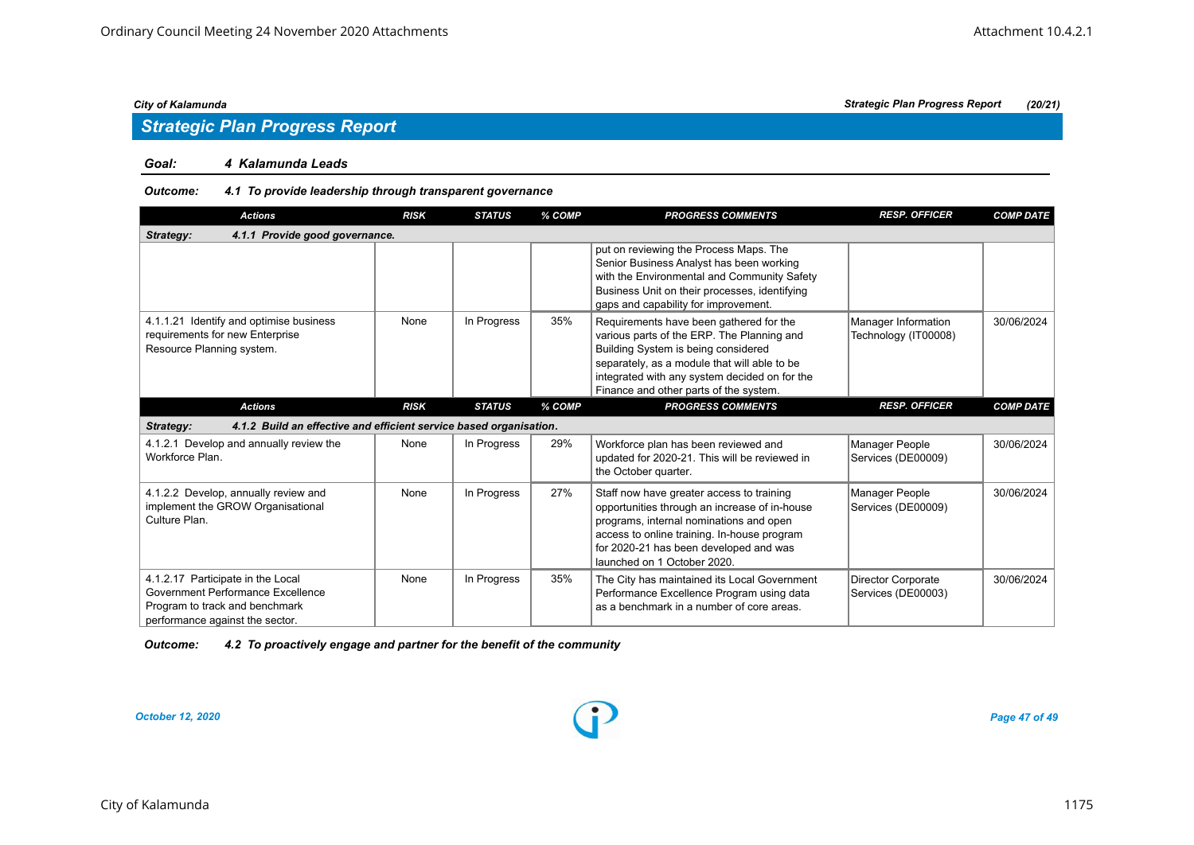## Strategic Plan Progress Report

**Goal:** ***4 Kalamunda Leads***

**Outcome:** ***4.1 To provide leadership through transparent governance***

| Actions | RISK | STATUS | % COMP | PROGRESS COMMENTS | RESP. OFFICER | COMP DATE |
|---|---|---|---|---|---|---|
| ***Strategy: 4.1.1 Provide good governance.*** | | | | | | |
| | | | | put on reviewing the Process Maps. The Senior Business Analyst has been working with the Environmental and Community Safety Business Unit on their processes, identifying gaps and capability for improvement. | | |
| 4.1.1.21 Identify and optimise business requirements for new Enterprise Resource Planning system. | None | In Progress | 35% | Requirements have been gathered for the various parts of the ERP. The Planning and Building System is being considered separately, as a module that will able to be integrated with any system decided on for the Finance and other parts of the system. | Manager Information Technology (IT00008) | 30/06/2024 |

| Actions | RISK | STATUS | % COMP | PROGRESS COMMENTS | RESP. OFFICER | COMP DATE |
|---|---|---|---|---|---|---|
| ***Strategy: 4.1.2 Build an effective and efficient service based organisation.*** | | | | | | |
| 4.1.2.1 Develop and annually review the Workforce Plan. | None | In Progress | 29% | Workforce plan has been reviewed and updated for 2020-21. This will be reviewed in the October quarter. | Manager People Services (DE00009) | 30/06/2024 |
| 4.1.2.2 Develop, annually review and implement the GROW Organisational Culture Plan. | None | In Progress | 27% | Staff now have greater access to training opportunities through an increase of in-house programs, internal nominations and open access to online training. In-house program for 2020-21 has been developed and was launched on 1 October 2020. | Manager People Services (DE00009) | 30/06/2024 |
| 4.1.2.17 Participate in the Local Government Performance Excellence Program to track and benchmark performance against the sector. | None | In Progress | 35% | The City has maintained its Local Government Performance Excellence Program using data as a benchmark in a number of core areas. | Director Corporate Services (DE00003) | 30/06/2024 |

**Outcome:** ***4.2 To proactively engage and partner for the benefit of the community***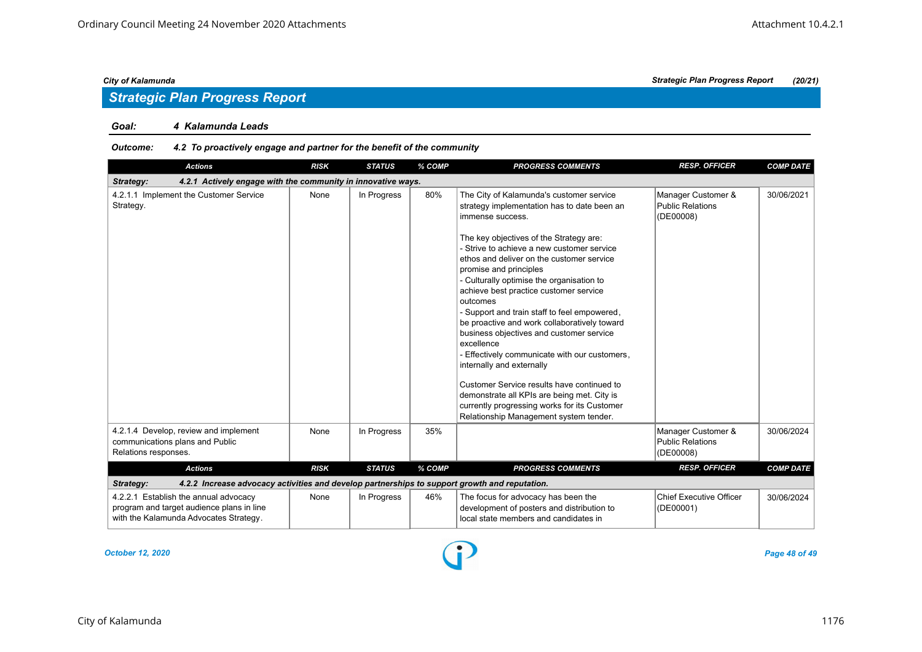## Strategic Plan Progress Report

**Goal:** 4 Kalamunda Leads

**Outcome:** 4.2 To proactively engage and partner for the benefit of the community

| Actions | RISK | STATUS | % COMP | PROGRESS COMMENTS | RESP. OFFICER | COMP DATE |
|---|---|---|---|---|---|---|
| **Strategy: 4.2.1 Actively engage with the community in innovative ways.** | | | | | | |
| 4.2.1.1 Implement the Customer Service Strategy. | None | In Progress | 80% | The City of Kalamunda's customer service strategy implementation has to date been an immense success.<br><br>The key objectives of the Strategy are:<br>- Strive to achieve a new customer service ethos and deliver on the customer service promise and principles<br>- Culturally optimise the organisation to achieve best practice customer service outcomes<br>- Support and train staff to feel empowered, be proactive and work collaboratively toward business objectives and customer service excellence<br>- Effectively communicate with our customers, internally and externally<br><br>Customer Service results have continued to demonstrate all KPIs are being met. City is currently progressing works for its Customer Relationship Management system tender. | Manager Customer & Public Relations (DE00008) | 30/06/2021 |
| 4.2.1.4 Develop, review and implement communications plans and Public Relations responses. | None | In Progress | 35% | | Manager Customer & Public Relations (DE00008) | 30/06/2024 |
| **Strategy: 4.2.2 Increase advocacy activities and develop partnerships to support growth and reputation.** | | | | | | |
| 4.2.2.1 Establish the annual advocacy program and target audience plans in line with the Kalamunda Advocates Strategy. | None | In Progress | 46% | The focus for advocacy has been the development of posters and distribution to local state members and candidates in | Chief Executive Officer (DE00001) | 30/06/2024 |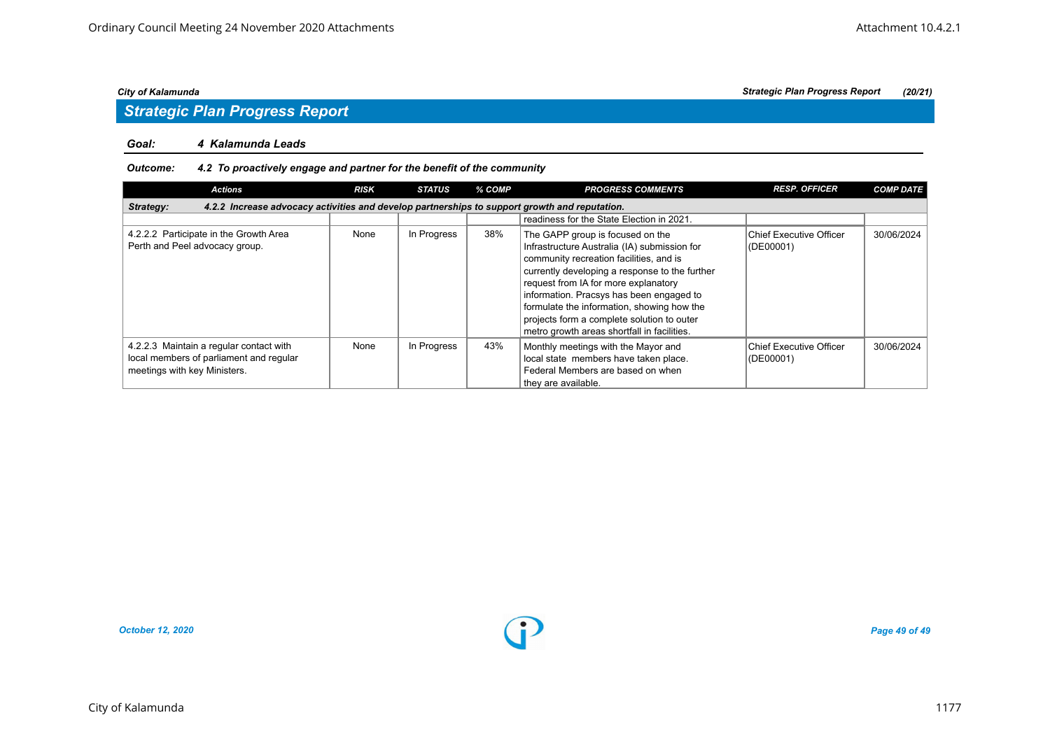## Strategic Plan Progress Report

**Goal:** *4 Kalamunda Leads*

**Outcome:** *4.2 To proactively engage and partner for the benefit of the community*

| Actions | RISK | STATUS | % COMP | PROGRESS COMMENTS | RESP. OFFICER | COMP DATE |
|---|---|---|---|---|---|---|
| **Strategy:** 4.2.2 Increase advocacy activities and develop partnerships to support growth and reputation. | | | | | | |
| | | | | readiness for the State Election in 2021. | | |
| 4.2.2.2 Participate in the Growth Area Perth and Peel advocacy group. | None | In Progress | 38% | The GAPP group is focused on the Infrastructure Australia (IA) submission for community recreation facilities, and is currently developing a response to the further request from IA for more explanatory information. Pracsys has been engaged to formulate the information, showing how the projects form a complete solution to outer metro growth areas shortfall in facilities. | Chief Executive Officer (DE00001) | 30/06/2024 |
| 4.2.2.3 Maintain a regular contact with local members of parliament and regular meetings with key Ministers. | None | In Progress | 43% | Monthly meetings with the Mayor and local state members have taken place. Federal Members are based on when they are available. | Chief Executive Officer (DE00001) | 30/06/2024 |